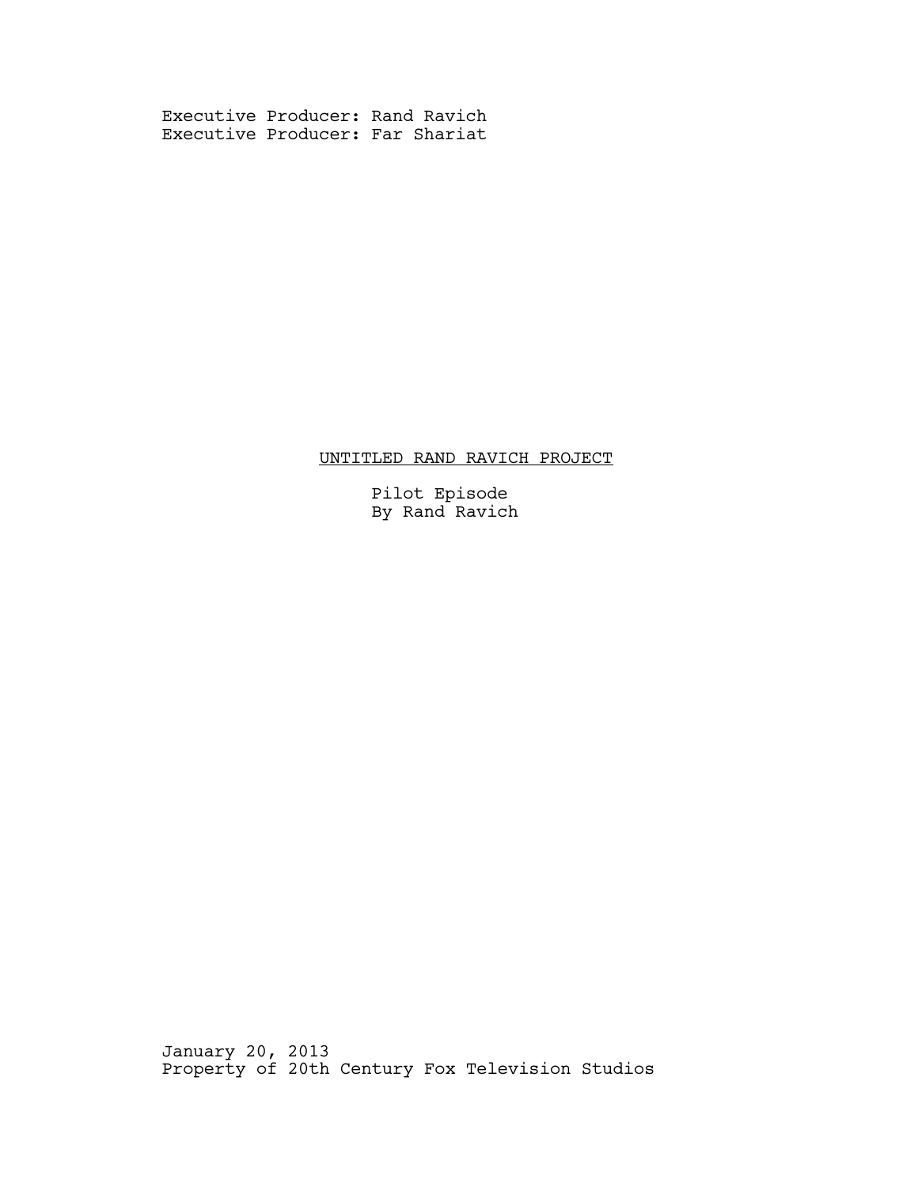Executive Producer: Rand Ravich
Executive Producer: Far Shariat

# UNTITLED RAND RAVICH PROJECT

Pilot Episode
By Rand Ravich

January 20, 2013
Property of 20th Century Fox Television Studios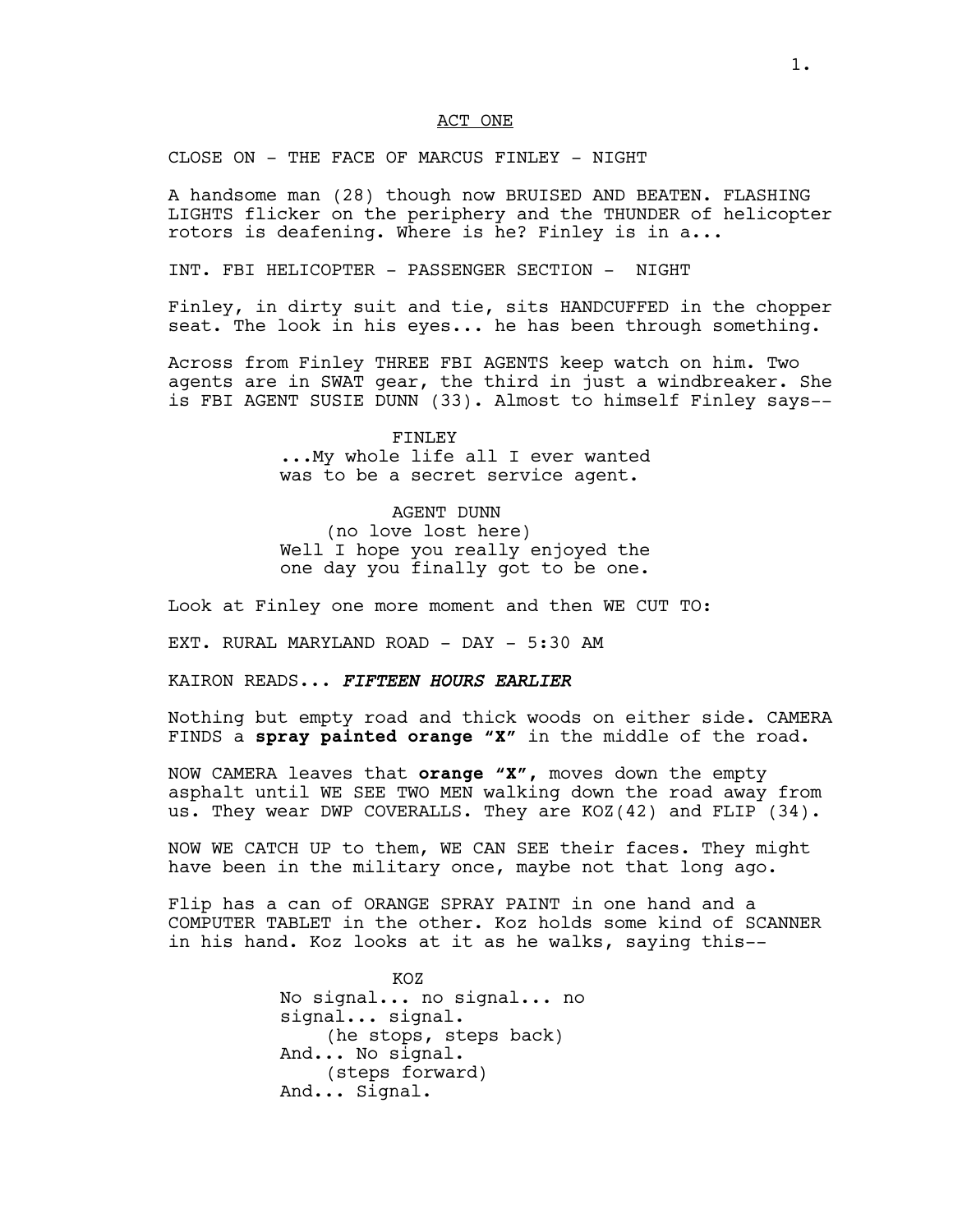ACT ONE

CLOSE ON - THE FACE OF MARCUS FINLEY - NIGHT

A handsome man (28) though now BRUISED AND BEATEN. FLASHING LIGHTS flicker on the periphery and the THUNDER of helicopter rotors is deafening. Where is he? Finley is in a...

INT. FBI HELICOPTER - PASSENGER SECTION - NIGHT

Finley, in dirty suit and tie, sits HANDCUFFED in the chopper seat. The look in his eyes... he has been through something.

Across from Finley THREE FBI AGENTS keep watch on him. Two agents are in SWAT gear, the third in just a windbreaker. She is FBI AGENT SUSIE DUNN (33). Almost to himself Finley says--

FINLEY
...My whole life all I ever wanted was to be a secret service agent.

AGENT DUNN
(no love lost here)
Well I hope you really enjoyed the one day you finally got to be one.

Look at Finley one more moment and then WE CUT TO:

EXT. RURAL MARYLAND ROAD - DAY - 5:30 AM

KAIRON READS... ***FIFTEEN HOURS EARLIER***

Nothing but empty road and thick woods on either side. CAMERA FINDS a **spray painted orange "X"** in the middle of the road.

NOW CAMERA leaves that **orange "X"**, moves down the empty asphalt until WE SEE TWO MEN walking down the road away from us. They wear DWP COVERALLS. They are KOZ(42) and FLIP (34).

NOW WE CATCH UP to them, WE CAN SEE their faces. They might have been in the military once, maybe not that long ago.

Flip has a can of ORANGE SPRAY PAINT in one hand and a COMPUTER TABLET in the other. Koz holds some kind of SCANNER in his hand. Koz looks at it as he walks, saying this--

KOZ
No signal... no signal... no signal... signal.
(he stops, steps back)
And... No signal.
(steps forward)
And... Signal.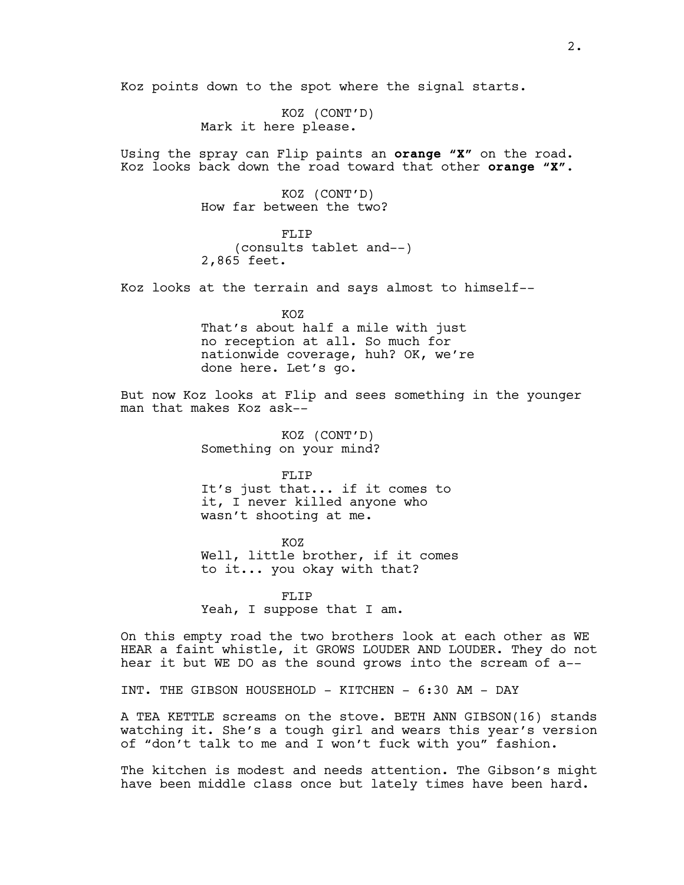Koz points down to the spot where the signal starts.

KOZ (CONT'D)
Mark it here please.

Using the spray can Flip paints an **orange "X"** on the road. Koz looks back down the road toward that other **orange "X".**

KOZ (CONT'D)
How far between the two?

FLIP
(consults tablet and--)
2,865 feet.

Koz looks at the terrain and says almost to himself--

KOZ
That's about half a mile with just no reception at all. So much for nationwide coverage, huh? OK, we're done here. Let's go.

But now Koz looks at Flip and sees something in the younger man that makes Koz ask--

KOZ (CONT'D)
Something on your mind?

FLIP
It's just that... if it comes to it, I never killed anyone who wasn't shooting at me.

KOZ
Well, little brother, if it comes to it... you okay with that?

FLIP
Yeah, I suppose that I am.

On this empty road the two brothers look at each other as WE HEAR a faint whistle, it GROWS LOUDER AND LOUDER. They do not hear it but WE DO as the sound grows into the scream of a--

INT. THE GIBSON HOUSEHOLD - KITCHEN - 6:30 AM - DAY

A TEA KETTLE screams on the stove. BETH ANN GIBSON(16) stands watching it. She's a tough girl and wears this year's version of "don't talk to me and I won't fuck with you" fashion.

The kitchen is modest and needs attention. The Gibson's might have been middle class once but lately times have been hard.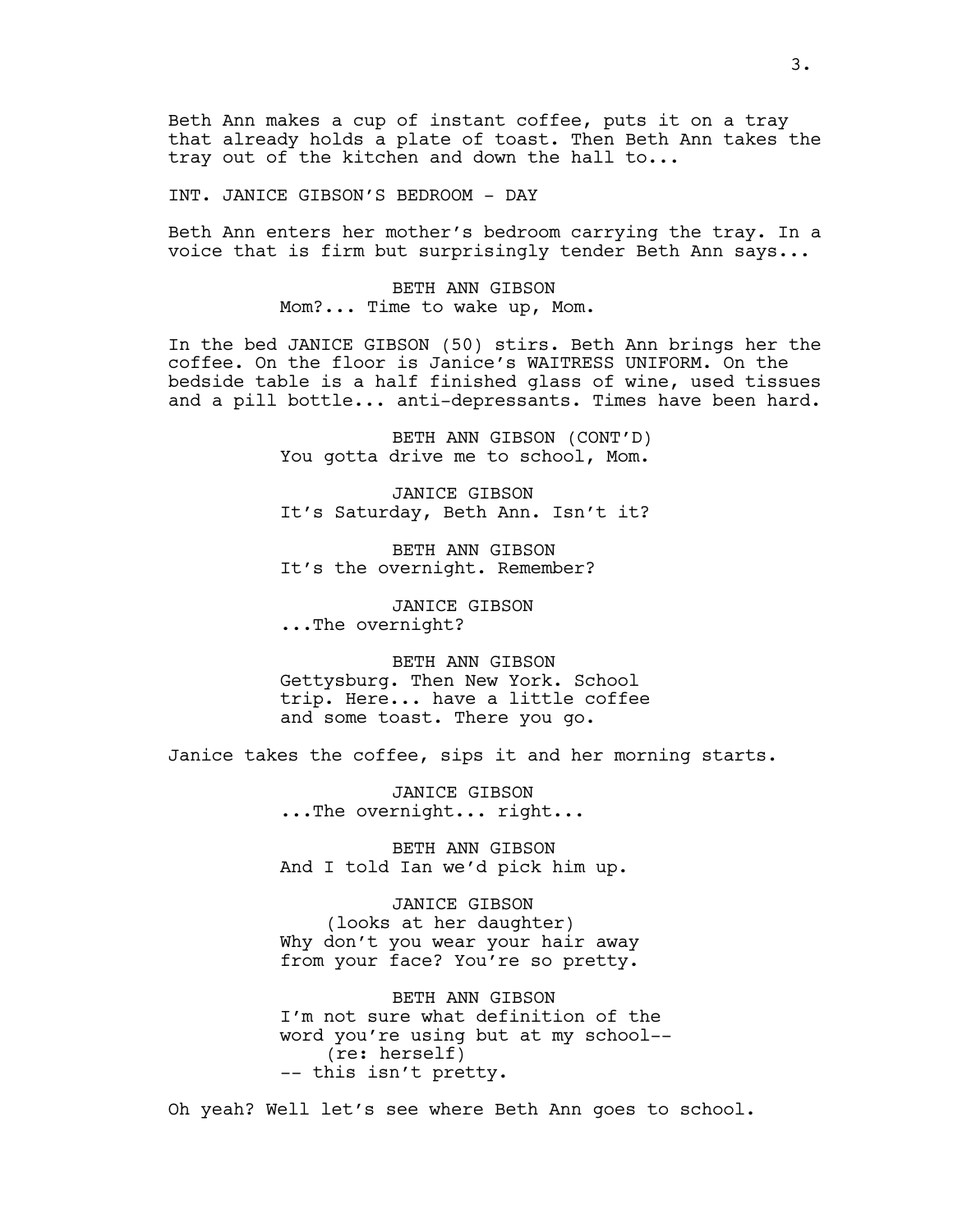Beth Ann makes a cup of instant coffee, puts it on a tray that already holds a plate of toast. Then Beth Ann takes the tray out of the kitchen and down the hall to...

INT. JANICE GIBSON'S BEDROOM - DAY

Beth Ann enters her mother's bedroom carrying the tray. In a voice that is firm but surprisingly tender Beth Ann says...

BETH ANN GIBSON
Mom?... Time to wake up, Mom.

In the bed JANICE GIBSON (50) stirs. Beth Ann brings her the coffee. On the floor is Janice's WAITRESS UNIFORM. On the bedside table is a half finished glass of wine, used tissues and a pill bottle... anti-depressants. Times have been hard.

BETH ANN GIBSON (CONT'D)
You gotta drive me to school, Mom.

JANICE GIBSON
It's Saturday, Beth Ann. Isn't it?

BETH ANN GIBSON
It's the overnight. Remember?

JANICE GIBSON
...The overnight?

BETH ANN GIBSON
Gettysburg. Then New York. School trip. Here... have a little coffee and some toast. There you go.

Janice takes the coffee, sips it and her morning starts.

JANICE GIBSON
...The overnight... right...

BETH ANN GIBSON
And I told Ian we'd pick him up.

JANICE GIBSON
(looks at her daughter)
Why don't you wear your hair away from your face? You're so pretty.

BETH ANN GIBSON
I'm not sure what definition of the word you're using but at my school--
(re: herself)
-- this isn't pretty.

Oh yeah? Well let's see where Beth Ann goes to school.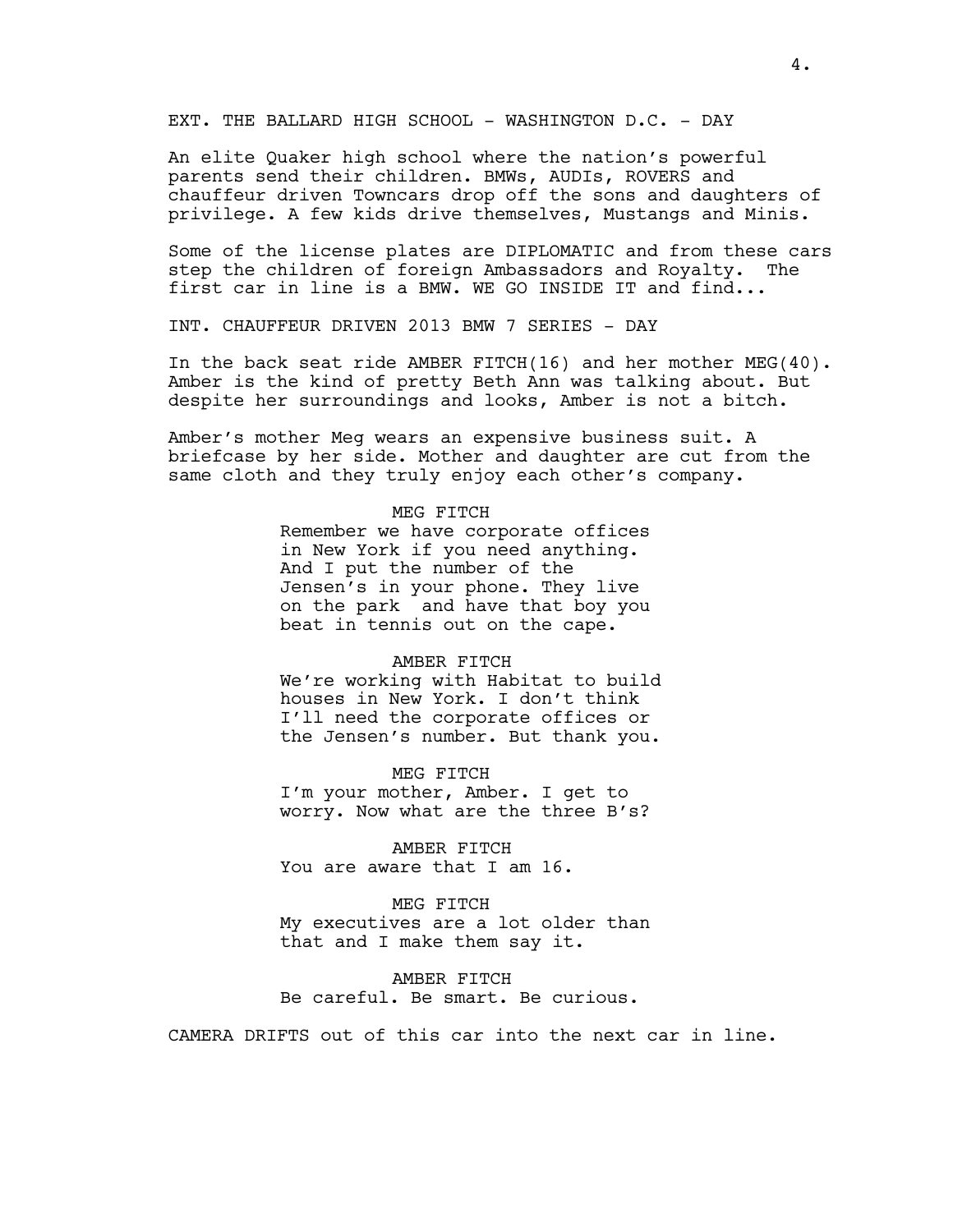EXT. THE BALLARD HIGH SCHOOL - WASHINGTON D.C. - DAY

An elite Quaker high school where the nation's powerful parents send their children. BMWs, AUDIs, ROVERS and chauffeur driven Towncars drop off the sons and daughters of privilege. A few kids drive themselves, Mustangs and Minis.

Some of the license plates are DIPLOMATIC and from these cars step the children of foreign Ambassadors and Royalty. The first car in line is a BMW. WE GO INSIDE IT and find...

INT. CHAUFFEUR DRIVEN 2013 BMW 7 SERIES - DAY

In the back seat ride AMBER FITCH(16) and her mother MEG(40). Amber is the kind of pretty Beth Ann was talking about. But despite her surroundings and looks, Amber is not a bitch.

Amber's mother Meg wears an expensive business suit. A briefcase by her side. Mother and daughter are cut from the same cloth and they truly enjoy each other's company.

MEG FITCH

Remember we have corporate offices in New York if you need anything. And I put the number of the Jensen's in your phone. They live on the park and have that boy you beat in tennis out on the cape.

AMBER FITCH

We're working with Habitat to build houses in New York. I don't think I'll need the corporate offices or the Jensen's number. But thank you.

MEG FITCH

I'm your mother, Amber. I get to worry. Now what are the three B's?

AMBER FITCH

You are aware that I am 16.

MEG FITCH

My executives are a lot older than that and I make them say it.

AMBER FITCH

Be careful. Be smart. Be curious.

CAMERA DRIFTS out of this car into the next car in line.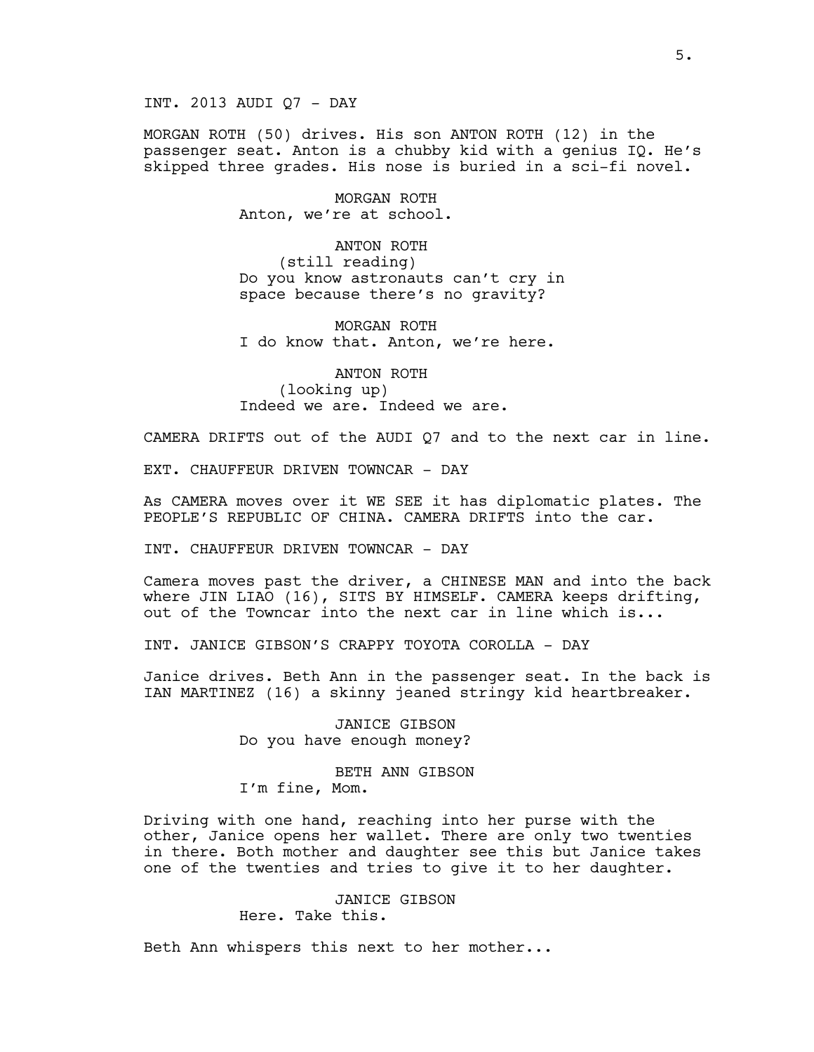INT. 2013 AUDI Q7 - DAY

MORGAN ROTH (50) drives. His son ANTON ROTH (12) in the passenger seat. Anton is a chubby kid with a genius IQ. He's skipped three grades. His nose is buried in a sci-fi novel.

MORGAN ROTH
Anton, we're at school.

ANTON ROTH
(still reading)
Do you know astronauts can't cry in space because there's no gravity?

MORGAN ROTH
I do know that. Anton, we're here.

ANTON ROTH
(looking up)
Indeed we are. Indeed we are.

CAMERA DRIFTS out of the AUDI Q7 and to the next car in line.

EXT. CHAUFFEUR DRIVEN TOWNCAR - DAY

As CAMERA moves over it WE SEE it has diplomatic plates. The PEOPLE'S REPUBLIC OF CHINA. CAMERA DRIFTS into the car.

INT. CHAUFFEUR DRIVEN TOWNCAR - DAY

Camera moves past the driver, a CHINESE MAN and into the back where JIN LIAO (16), SITS BY HIMSELF. CAMERA keeps drifting, out of the Towncar into the next car in line which is...

INT. JANICE GIBSON'S CRAPPY TOYOTA COROLLA - DAY

Janice drives. Beth Ann in the passenger seat. In the back is IAN MARTINEZ (16) a skinny jeaned stringy kid heartbreaker.

JANICE GIBSON
Do you have enough money?

BETH ANN GIBSON
I'm fine, Mom.

Driving with one hand, reaching into her purse with the other, Janice opens her wallet. There are only two twenties in there. Both mother and daughter see this but Janice takes one of the twenties and tries to give it to her daughter.

JANICE GIBSON
Here. Take this.

Beth Ann whispers this next to her mother...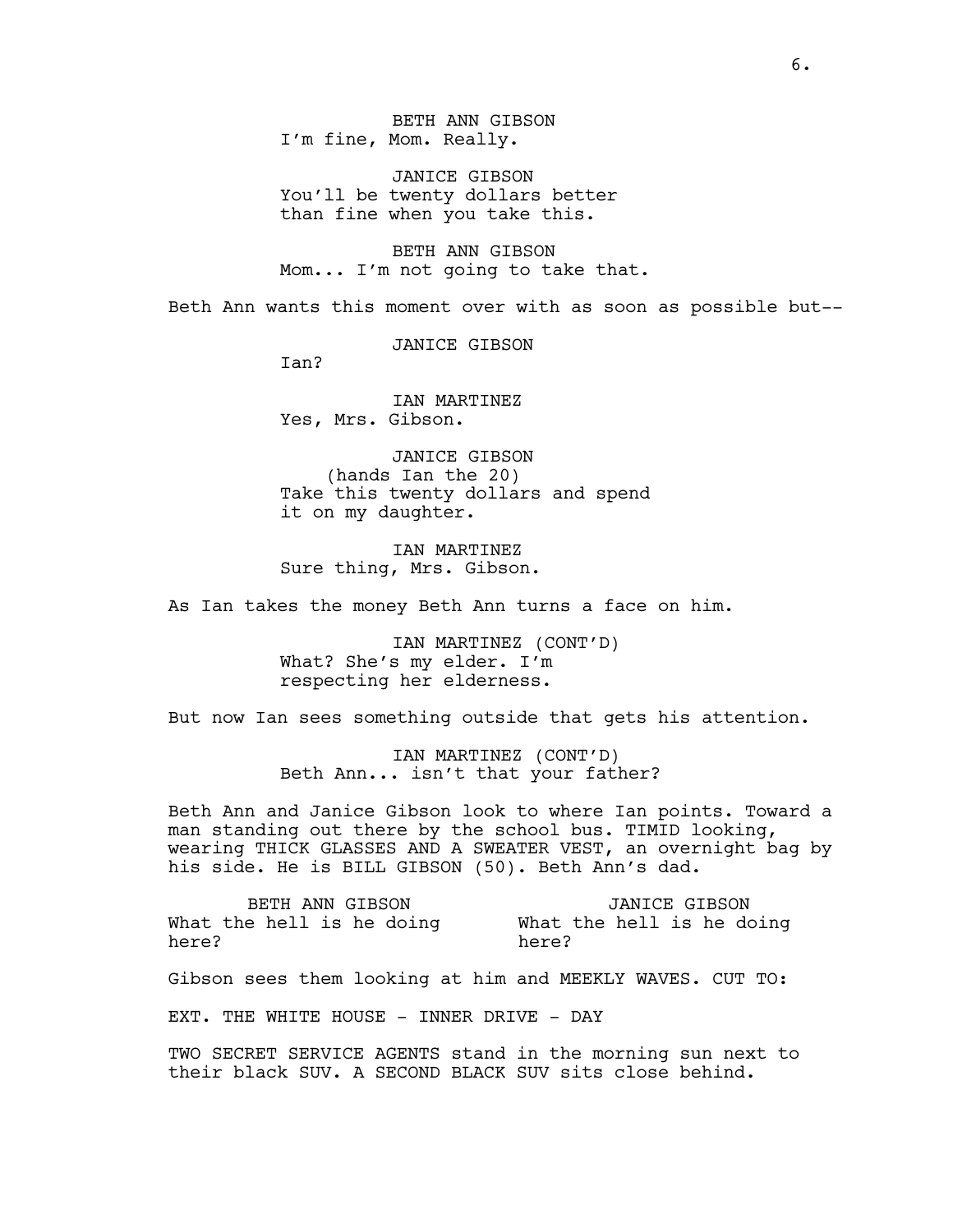BETH ANN GIBSON
I'm fine, Mom. Really.

JANICE GIBSON
You'll be twenty dollars better than fine when you take this.

BETH ANN GIBSON
Mom... I'm not going to take that.

Beth Ann wants this moment over with as soon as possible but--

JANICE GIBSON
Ian?

IAN MARTINEZ
Yes, Mrs. Gibson.

JANICE GIBSON
(hands Ian the 20)
Take this twenty dollars and spend it on my daughter.

IAN MARTINEZ
Sure thing, Mrs. Gibson.

As Ian takes the money Beth Ann turns a face on him.

IAN MARTINEZ (CONT'D)
What? She's my elder. I'm respecting her elderness.

But now Ian sees something outside that gets his attention.

IAN MARTINEZ (CONT'D)
Beth Ann... isn't that your father?

Beth Ann and Janice Gibson look to where Ian points. Toward a man standing out there by the school bus. TIMID looking, wearing THICK GLASSES AND A SWEATER VEST, an overnight bag by his side. He is BILL GIBSON (50). Beth Ann's dad.

BETH ANN GIBSON
What the hell is he doing here?

JANICE GIBSON
What the hell is he doing here?

Gibson sees them looking at him and MEEKLY WAVES. CUT TO:

EXT. THE WHITE HOUSE - INNER DRIVE - DAY

TWO SECRET SERVICE AGENTS stand in the morning sun next to their black SUV. A SECOND BLACK SUV sits close behind.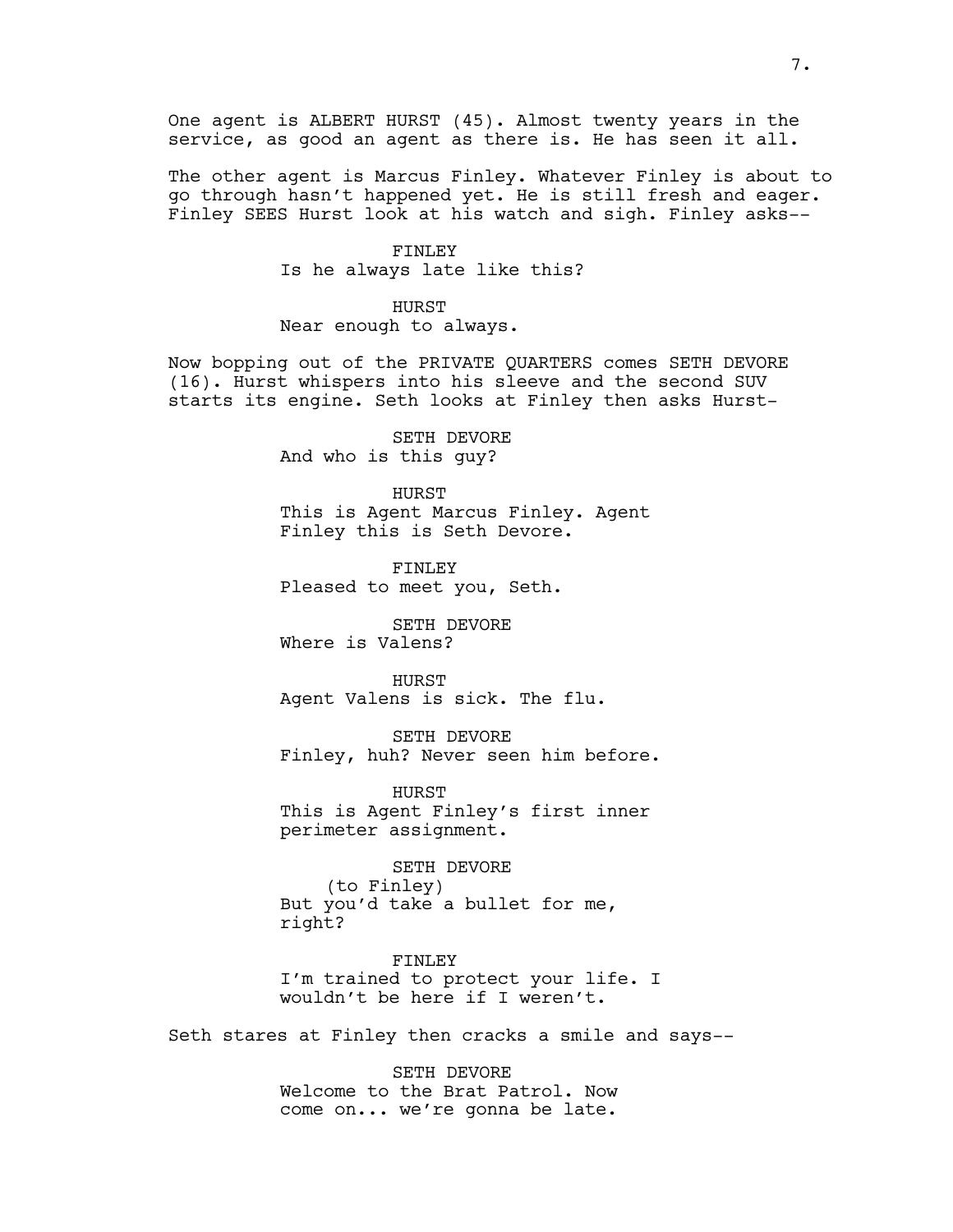One agent is ALBERT HURST (45). Almost twenty years in the service, as good an agent as there is. He has seen it all.

The other agent is Marcus Finley. Whatever Finley is about to go through hasn't happened yet. He is still fresh and eager. Finley SEES Hurst look at his watch and sigh. Finley asks--

FINLEY
Is he always late like this?

HURST
Near enough to always.

Now bopping out of the PRIVATE QUARTERS comes SETH DEVORE (16). Hurst whispers into his sleeve and the second SUV starts its engine. Seth looks at Finley then asks Hurst-

SETH DEVORE
And who is this guy?

HURST
This is Agent Marcus Finley. Agent Finley this is Seth Devore.

FINLEY
Pleased to meet you, Seth.

SETH DEVORE
Where is Valens?

HURST
Agent Valens is sick. The flu.

SETH DEVORE
Finley, huh? Never seen him before.

HURST
This is Agent Finley's first inner perimeter assignment.

SETH DEVORE
(to Finley)
But you'd take a bullet for me, right?

FINLEY
I'm trained to protect your life. I wouldn't be here if I weren't.

Seth stares at Finley then cracks a smile and says--

SETH DEVORE
Welcome to the Brat Patrol. Now come on... we're gonna be late.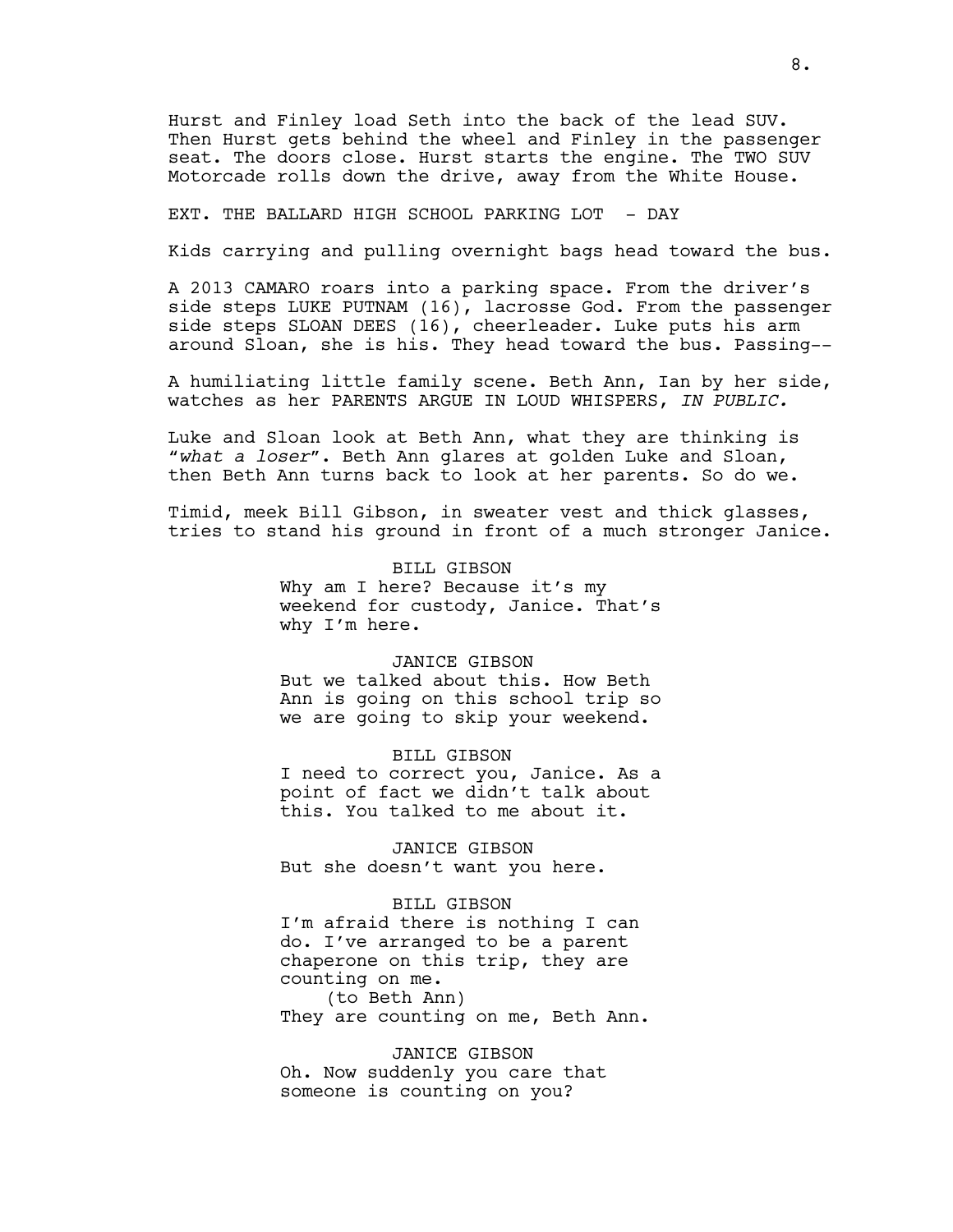Hurst and Finley load Seth into the back of the lead SUV. Then Hurst gets behind the wheel and Finley in the passenger seat. The doors close. Hurst starts the engine. The TWO SUV Motorcade rolls down the drive, away from the White House.

EXT. THE BALLARD HIGH SCHOOL PARKING LOT - DAY

Kids carrying and pulling overnight bags head toward the bus.

A 2013 CAMARO roars into a parking space. From the driver's side steps LUKE PUTNAM (16), lacrosse God. From the passenger side steps SLOAN DEES (16), cheerleader. Luke puts his arm around Sloan, she is his. They head toward the bus. Passing--

A humiliating little family scene. Beth Ann, Ian by her side, watches as her PARENTS ARGUE IN LOUD WHISPERS, *IN PUBLIC.*

Luke and Sloan look at Beth Ann, what they are thinking is "*what a loser*". Beth Ann glares at golden Luke and Sloan, then Beth Ann turns back to look at her parents. So do we.

Timid, meek Bill Gibson, in sweater vest and thick glasses, tries to stand his ground in front of a much stronger Janice.

BILL GIBSON
Why am I here? Because it's my weekend for custody, Janice. That's why I'm here.

JANICE GIBSON
But we talked about this. How Beth Ann is going on this school trip so we are going to skip your weekend.

BILL GIBSON
I need to correct you, Janice. As a point of fact we didn't talk about this. You talked to me about it.

JANICE GIBSON
But she doesn't want you here.

BILL GIBSON
I'm afraid there is nothing I can do. I've arranged to be a parent chaperone on this trip, they are counting on me.
(to Beth Ann)
They are counting on me, Beth Ann.

JANICE GIBSON
Oh. Now suddenly you care that someone is counting on you?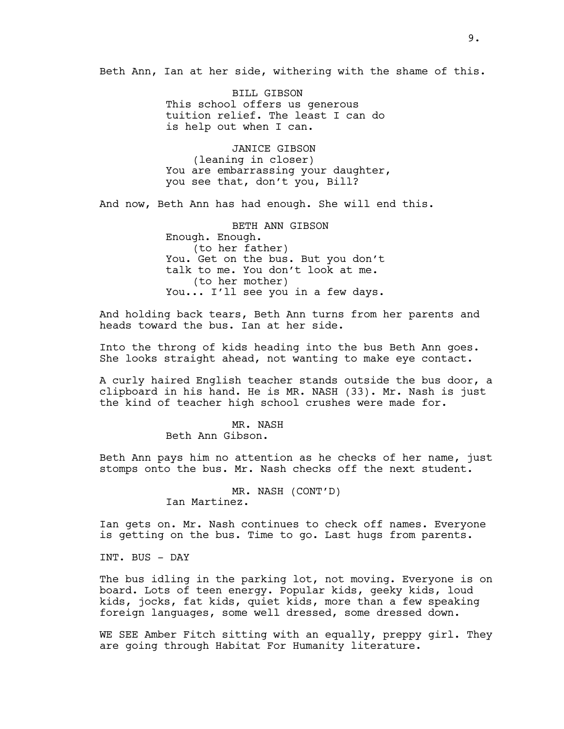Beth Ann, Ian at her side, withering with the shame of this.

BILL GIBSON

This school offers us generous tuition relief. The least I can do is help out when I can.

JANICE GIBSON

(leaning in closer)

You are embarrassing your daughter, you see that, don't you, Bill?

And now, Beth Ann has had enough. She will end this.

BETH ANN GIBSON

Enough. Enough.

(to her father)

You. Get on the bus. But you don't talk to me. You don't look at me.

(to her mother)

You... I'll see you in a few days.

And holding back tears, Beth Ann turns from her parents and heads toward the bus. Ian at her side.

Into the throng of kids heading into the bus Beth Ann goes. She looks straight ahead, not wanting to make eye contact.

A curly haired English teacher stands outside the bus door, a clipboard in his hand. He is MR. NASH (33). Mr. Nash is just the kind of teacher high school crushes were made for.

MR. NASH

Beth Ann Gibson.

Beth Ann pays him no attention as he checks of her name, just stomps onto the bus. Mr. Nash checks off the next student.

MR. NASH (CONT'D)

Ian Martinez.

Ian gets on. Mr. Nash continues to check off names. Everyone is getting on the bus. Time to go. Last hugs from parents.

INT. BUS - DAY

The bus idling in the parking lot, not moving. Everyone is on board. Lots of teen energy. Popular kids, geeky kids, loud kids, jocks, fat kids, quiet kids, more than a few speaking foreign languages, some well dressed, some dressed down.

WE SEE Amber Fitch sitting with an equally, preppy girl. They are going through Habitat For Humanity literature.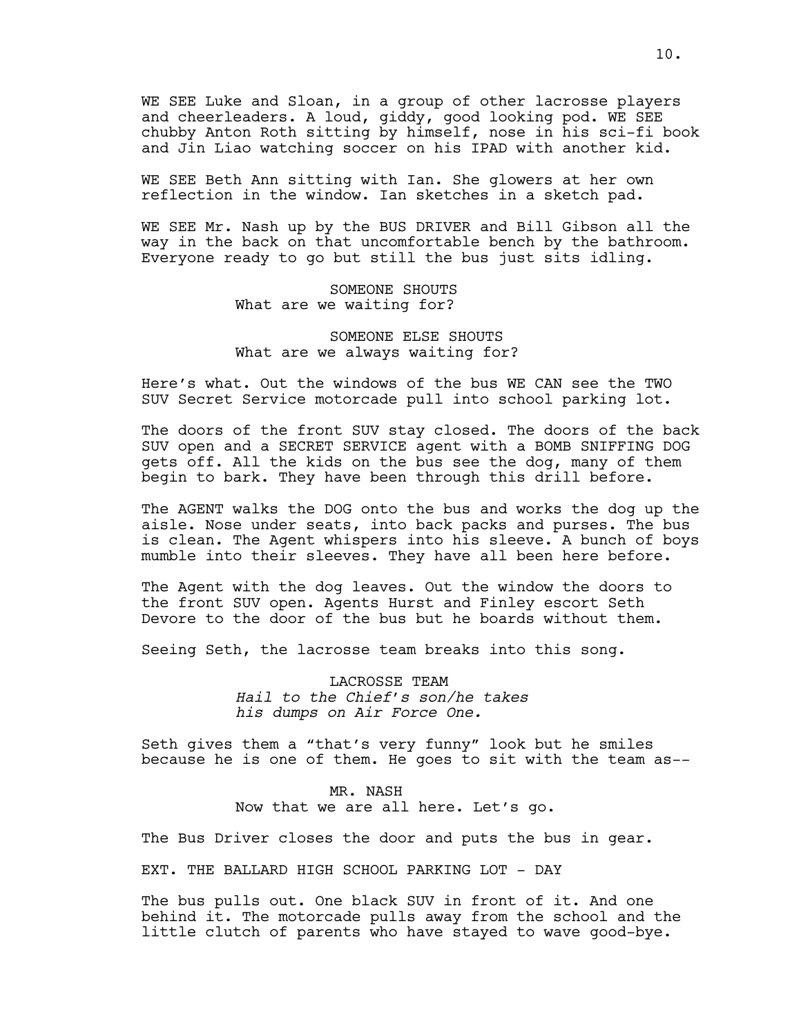WE SEE Luke and Sloan, in a group of other lacrosse players and cheerleaders. A loud, giddy, good looking pod. WE SEE chubby Anton Roth sitting by himself, nose in his sci-fi book and Jin Liao watching soccer on his IPAD with another kid.

WE SEE Beth Ann sitting with Ian. She glowers at her own reflection in the window. Ian sketches in a sketch pad.

WE SEE Mr. Nash up by the BUS DRIVER and Bill Gibson all the way in the back on that uncomfortable bench by the bathroom. Everyone ready to go but still the bus just sits idling.

SOMEONE SHOUTS
What are we waiting for?

SOMEONE ELSE SHOUTS
What are we always waiting for?

Here's what. Out the windows of the bus WE CAN see the TWO SUV Secret Service motorcade pull into school parking lot.

The doors of the front SUV stay closed. The doors of the back SUV open and a SECRET SERVICE agent with a BOMB SNIFFING DOG gets off. All the kids on the bus see the dog, many of them begin to bark. They have been through this drill before.

The AGENT walks the DOG onto the bus and works the dog up the aisle. Nose under seats, into back packs and purses. The bus is clean. The Agent whispers into his sleeve. A bunch of boys mumble into their sleeves. They have all been here before.

The Agent with the dog leaves. Out the window the doors to the front SUV open. Agents Hurst and Finley escort Seth Devore to the door of the bus but he boards without them.

Seeing Seth, the lacrosse team breaks into this song.

LACROSSE TEAM
*Hail to the Chief's son/he takes his dumps on Air Force One.*

Seth gives them a "that's very funny" look but he smiles because he is one of them. He goes to sit with the team as--

MR. NASH
Now that we are all here. Let's go.

The Bus Driver closes the door and puts the bus in gear.

EXT. THE BALLARD HIGH SCHOOL PARKING LOT - DAY

The bus pulls out. One black SUV in front of it. And one behind it. The motorcade pulls away from the school and the little clutch of parents who have stayed to wave good-bye.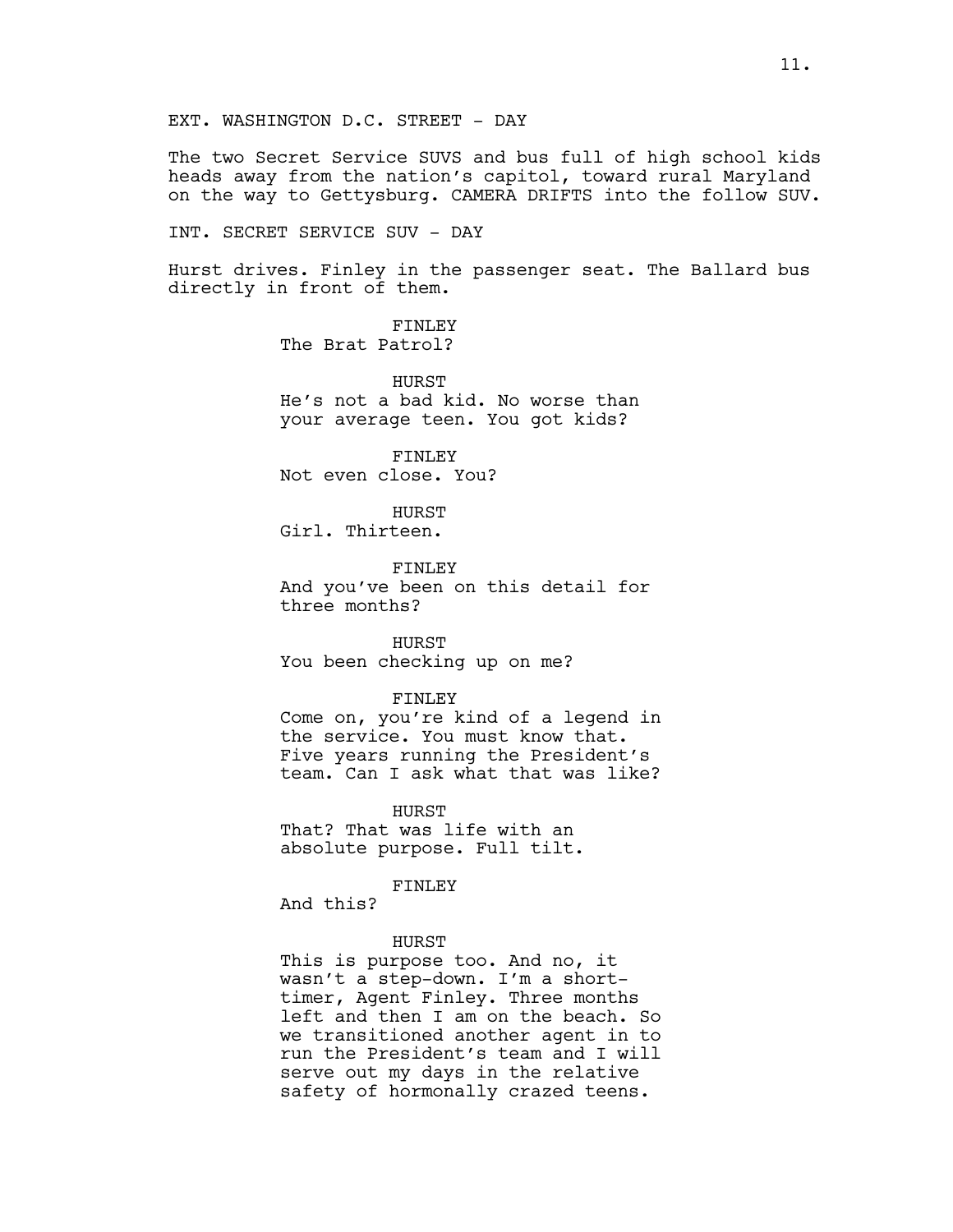EXT. WASHINGTON D.C. STREET - DAY

The two Secret Service SUVS and bus full of high school kids heads away from the nation's capitol, toward rural Maryland on the way to Gettysburg. CAMERA DRIFTS into the follow SUV.

INT. SECRET SERVICE SUV - DAY

Hurst drives. Finley in the passenger seat. The Ballard bus directly in front of them.

FINLEY
The Brat Patrol?

HURST
He's not a bad kid. No worse than your average teen. You got kids?

FINLEY
Not even close. You?

HURST
Girl. Thirteen.

FINLEY
And you've been on this detail for three months?

HURST
You been checking up on me?

FINLEY
Come on, you're kind of a legend in the service. You must know that. Five years running the President's team. Can I ask what that was like?

HURST
That? That was life with an absolute purpose. Full tilt.

FINLEY
And this?

HURST
This is purpose too. And no, it wasn't a step-down. I'm a short-timer, Agent Finley. Three months left and then I am on the beach. So we transitioned another agent in to run the President's team and I will serve out my days in the relative safety of hormonally crazed teens.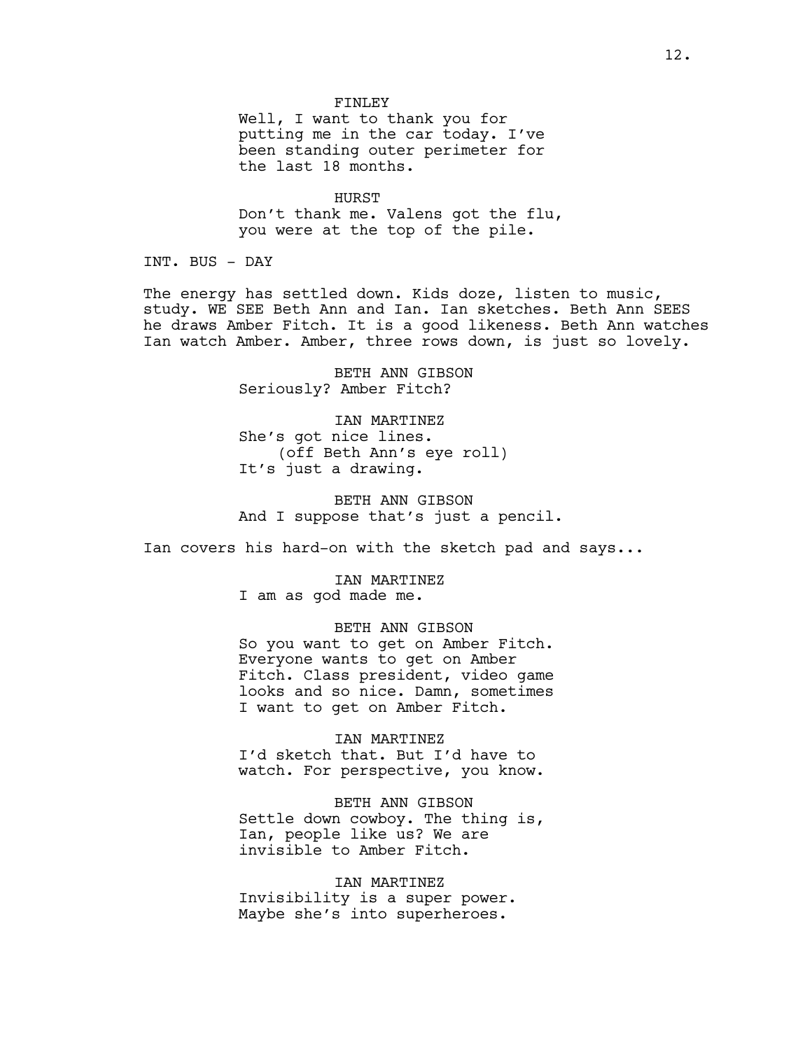FINLEY
Well, I want to thank you for putting me in the car today. I've been standing outer perimeter for the last 18 months.

HURST
Don't thank me. Valens got the flu, you were at the top of the pile.

INT. BUS - DAY

The energy has settled down. Kids doze, listen to music, study. WE SEE Beth Ann and Ian. Ian sketches. Beth Ann SEES he draws Amber Fitch. It is a good likeness. Beth Ann watches Ian watch Amber. Amber, three rows down, is just so lovely.

BETH ANN GIBSON
Seriously? Amber Fitch?

IAN MARTINEZ
She's got nice lines.
(off Beth Ann's eye roll)
It's just a drawing.

BETH ANN GIBSON
And I suppose that's just a pencil.

Ian covers his hard-on with the sketch pad and says...

IAN MARTINEZ
I am as god made me.

BETH ANN GIBSON
So you want to get on Amber Fitch. Everyone wants to get on Amber Fitch. Class president, video game looks and so nice. Damn, sometimes I want to get on Amber Fitch.

IAN MARTINEZ
I'd sketch that. But I'd have to watch. For perspective, you know.

BETH ANN GIBSON
Settle down cowboy. The thing is, Ian, people like us? We are invisible to Amber Fitch.

IAN MARTINEZ
Invisibility is a super power. Maybe she's into superheroes.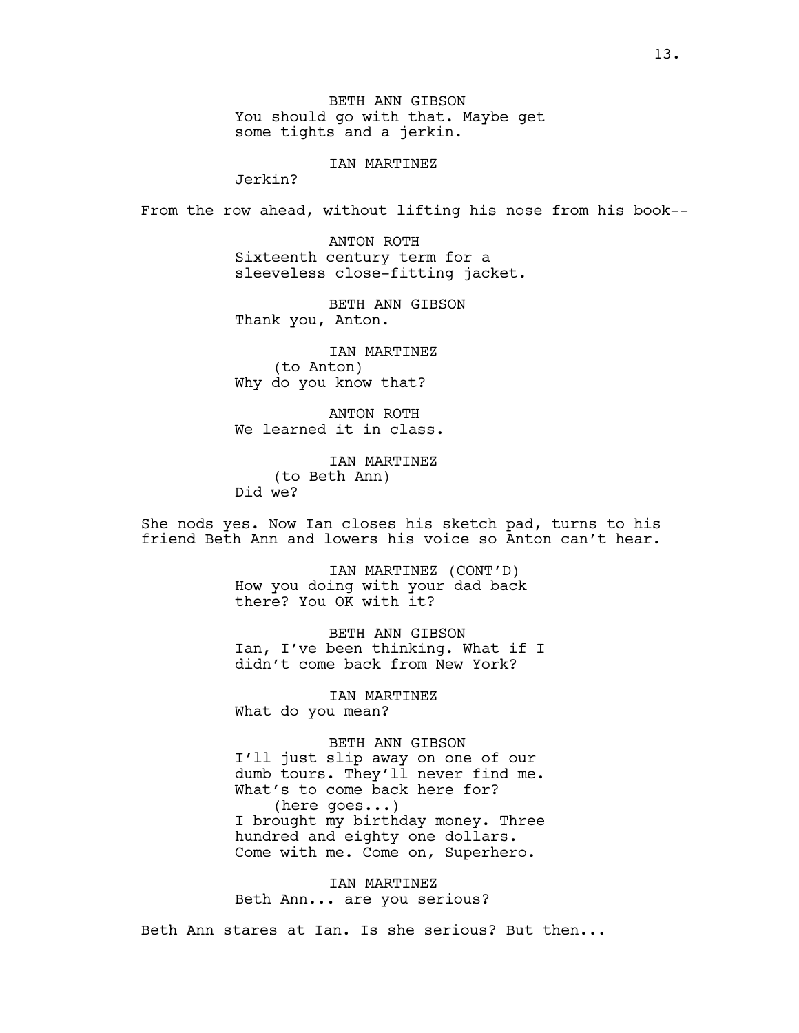BETH ANN GIBSON
You should go with that. Maybe get some tights and a jerkin.

IAN MARTINEZ
Jerkin?

From the row ahead, without lifting his nose from his book--

ANTON ROTH
Sixteenth century term for a sleeveless close-fitting jacket.

BETH ANN GIBSON
Thank you, Anton.

IAN MARTINEZ
(to Anton)
Why do you know that?

ANTON ROTH
We learned it in class.

IAN MARTINEZ
(to Beth Ann)
Did we?

She nods yes. Now Ian closes his sketch pad, turns to his friend Beth Ann and lowers his voice so Anton can't hear.

IAN MARTINEZ (CONT'D)
How you doing with your dad back there? You OK with it?

BETH ANN GIBSON
Ian, I've been thinking. What if I didn't come back from New York?

IAN MARTINEZ
What do you mean?

BETH ANN GIBSON
I'll just slip away on one of our dumb tours. They'll never find me. What's to come back here for?
(here goes...)
I brought my birthday money. Three hundred and eighty one dollars. Come with me. Come on, Superhero.

IAN MARTINEZ
Beth Ann... are you serious?

Beth Ann stares at Ian. Is she serious? But then...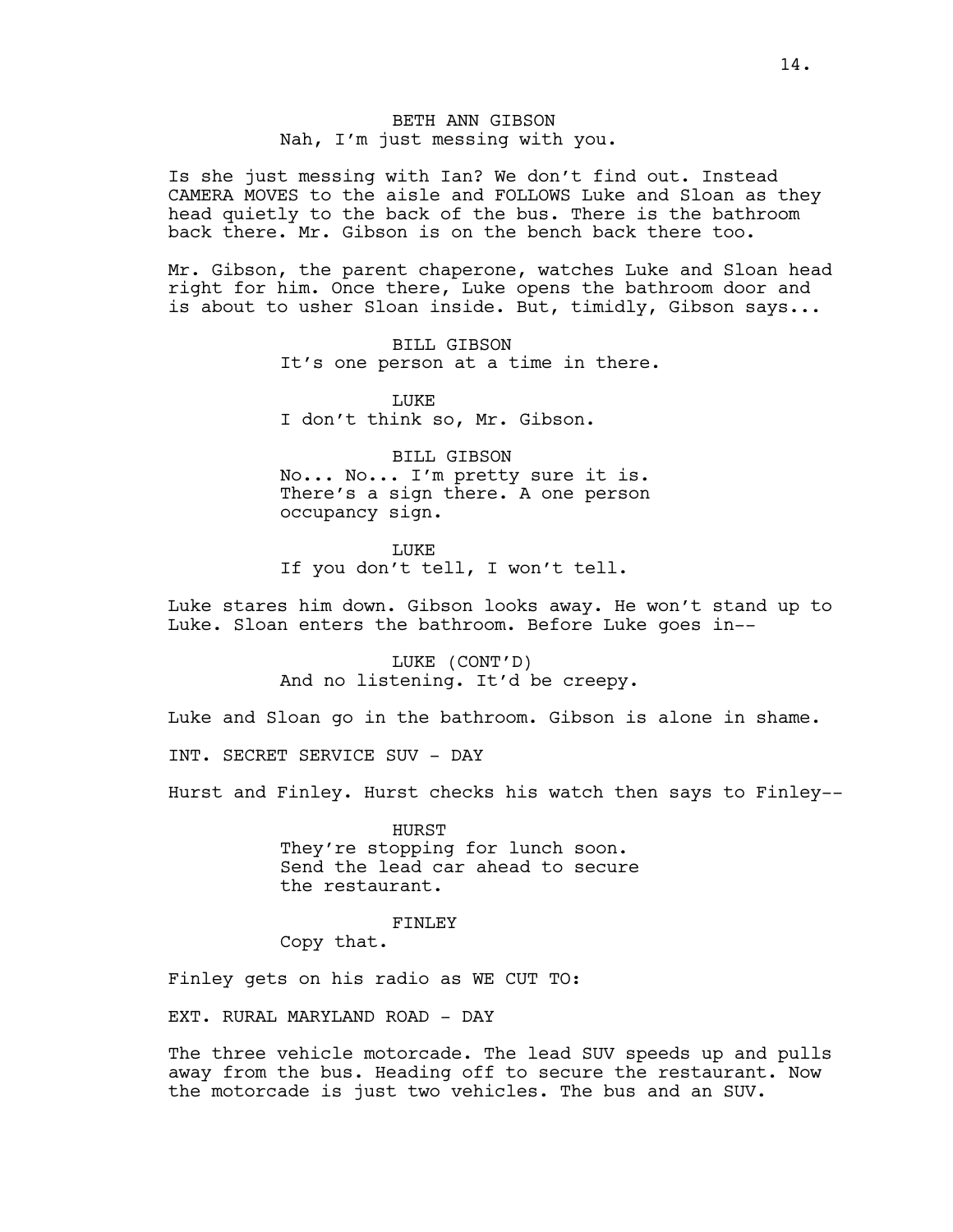BETH ANN GIBSON
Nah, I'm just messing with you.

Is she just messing with Ian? We don't find out. Instead CAMERA MOVES to the aisle and FOLLOWS Luke and Sloan as they head quietly to the back of the bus. There is the bathroom back there. Mr. Gibson is on the bench back there too.

Mr. Gibson, the parent chaperone, watches Luke and Sloan head right for him. Once there, Luke opens the bathroom door and is about to usher Sloan inside. But, timidly, Gibson says...

BILL GIBSON
It's one person at a time in there.

LUKE
I don't think so, Mr. Gibson.

BILL GIBSON
No... No... I'm pretty sure it is. There's a sign there. A one person occupancy sign.

LUKE
If you don't tell, I won't tell.

Luke stares him down. Gibson looks away. He won't stand up to Luke. Sloan enters the bathroom. Before Luke goes in--

LUKE (CONT'D)
And no listening. It'd be creepy.

Luke and Sloan go in the bathroom. Gibson is alone in shame.

INT. SECRET SERVICE SUV - DAY

Hurst and Finley. Hurst checks his watch then says to Finley--

HURST
They're stopping for lunch soon. Send the lead car ahead to secure the restaurant.

FINLEY
Copy that.

Finley gets on his radio as WE CUT TO:

EXT. RURAL MARYLAND ROAD - DAY

The three vehicle motorcade. The lead SUV speeds up and pulls away from the bus. Heading off to secure the restaurant. Now the motorcade is just two vehicles. The bus and an SUV.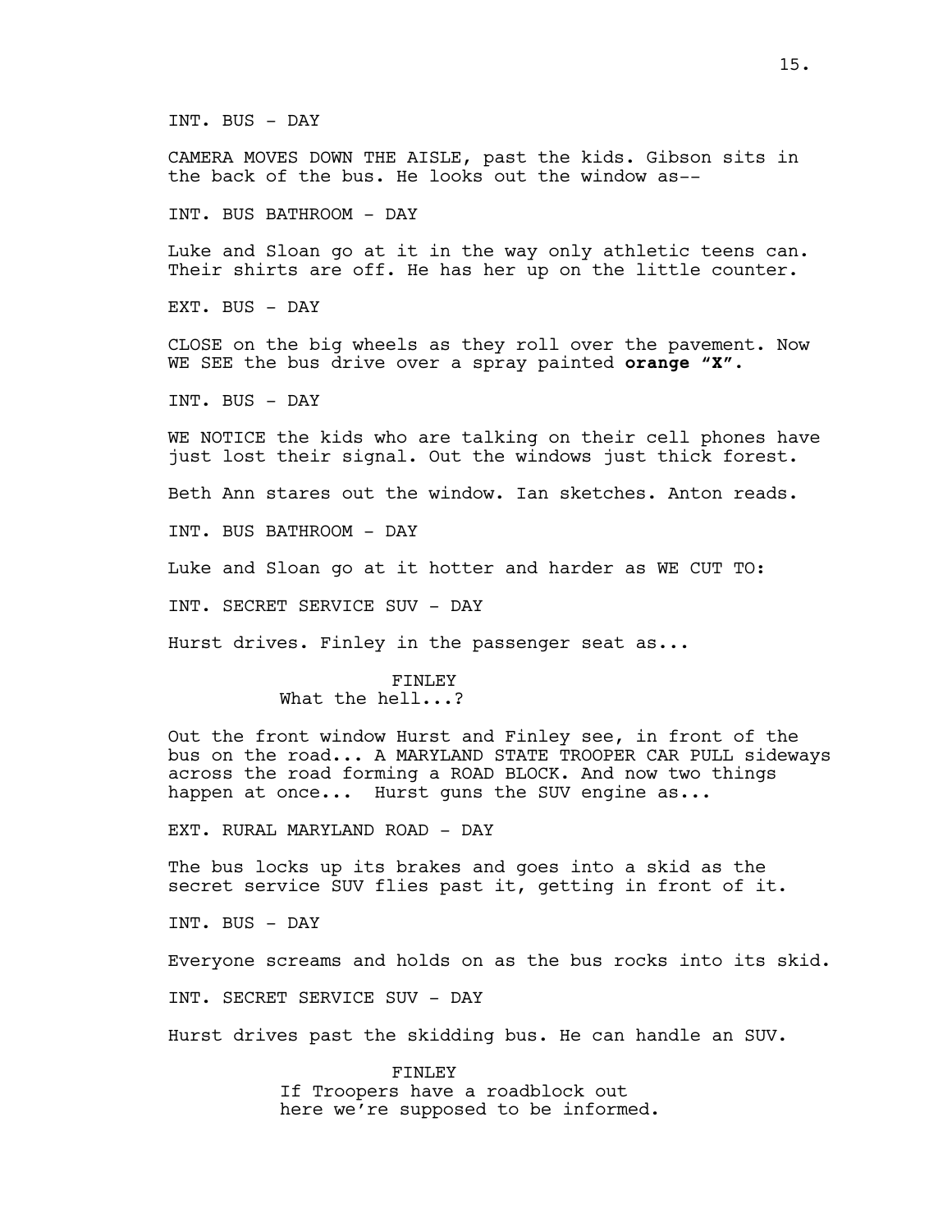INT. BUS - DAY

CAMERA MOVES DOWN THE AISLE, past the kids. Gibson sits in the back of the bus. He looks out the window as--

INT. BUS BATHROOM - DAY

Luke and Sloan go at it in the way only athletic teens can. Their shirts are off. He has her up on the little counter.

EXT. BUS - DAY

CLOSE on the big wheels as they roll over the pavement. Now WE SEE the bus drive over a spray painted **orange "X"**.

INT. BUS - DAY

WE NOTICE the kids who are talking on their cell phones have just lost their signal. Out the windows just thick forest.

Beth Ann stares out the window. Ian sketches. Anton reads.

INT. BUS BATHROOM - DAY

Luke and Sloan go at it hotter and harder as WE CUT TO:

INT. SECRET SERVICE SUV - DAY

Hurst drives. Finley in the passenger seat as...

FINLEY
What the hell...?

Out the front window Hurst and Finley see, in front of the bus on the road... A MARYLAND STATE TROOPER CAR PULL sideways across the road forming a ROAD BLOCK. And now two things happen at once... Hurst guns the SUV engine as...

EXT. RURAL MARYLAND ROAD - DAY

The bus locks up its brakes and goes into a skid as the secret service SUV flies past it, getting in front of it.

INT. BUS - DAY

Everyone screams and holds on as the bus rocks into its skid.

INT. SECRET SERVICE SUV - DAY

Hurst drives past the skidding bus. He can handle an SUV.

FINLEY
If Troopers have a roadblock out here we're supposed to be informed.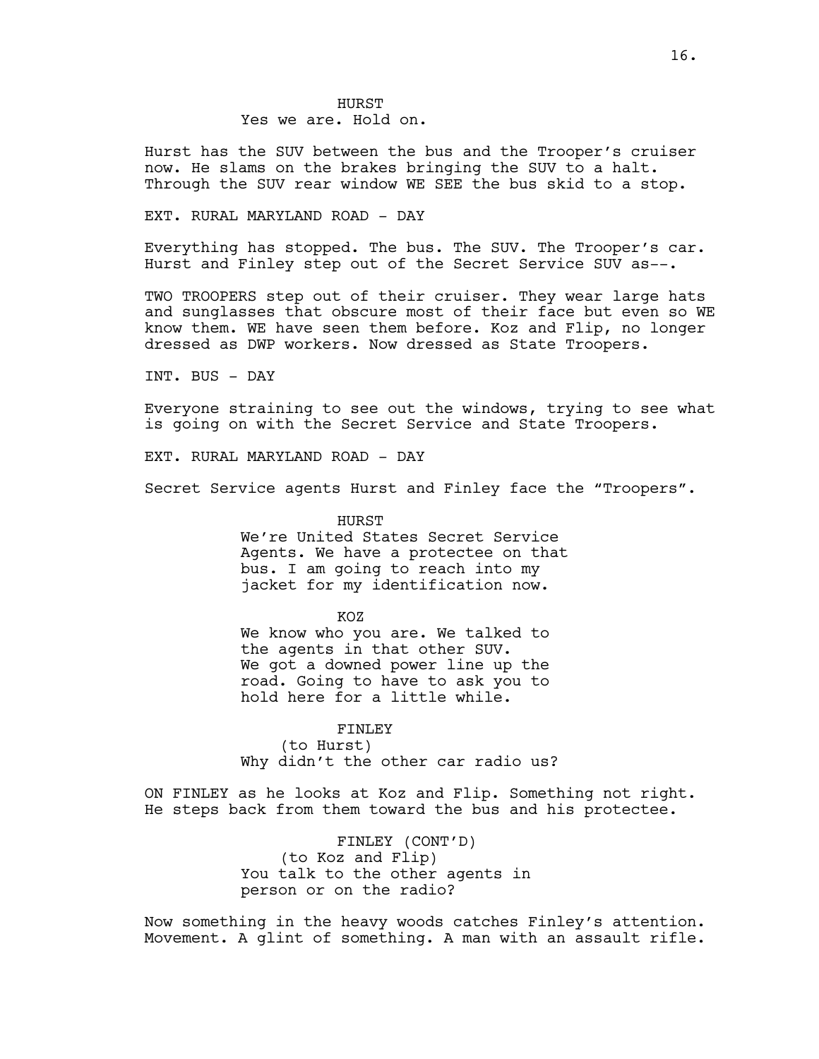HURST

Yes we are. Hold on.

Hurst has the SUV between the bus and the Trooper's cruiser now. He slams on the brakes bringing the SUV to a halt. Through the SUV rear window WE SEE the bus skid to a stop.

EXT. RURAL MARYLAND ROAD - DAY

Everything has stopped. The bus. The SUV. The Trooper's car. Hurst and Finley step out of the Secret Service SUV as--.

TWO TROOPERS step out of their cruiser. They wear large hats and sunglasses that obscure most of their face but even so WE know them. WE have seen them before. Koz and Flip, no longer dressed as DWP workers. Now dressed as State Troopers.

INT. BUS - DAY

Everyone straining to see out the windows, trying to see what is going on with the Secret Service and State Troopers.

EXT. RURAL MARYLAND ROAD - DAY

Secret Service agents Hurst and Finley face the "Troopers".

HURST

We're United States Secret Service Agents. We have a protectee on that bus. I am going to reach into my jacket for my identification now.

KOZ

We know who you are. We talked to the agents in that other SUV. We got a downed power line up the road. Going to have to ask you to hold here for a little while.

FINLEY

(to Hurst)

Why didn't the other car radio us?

ON FINLEY as he looks at Koz and Flip. Something not right. He steps back from them toward the bus and his protectee.

FINLEY (CONT'D)

(to Koz and Flip)

You talk to the other agents in person or on the radio?

Now something in the heavy woods catches Finley's attention. Movement. A glint of something. A man with an assault rifle.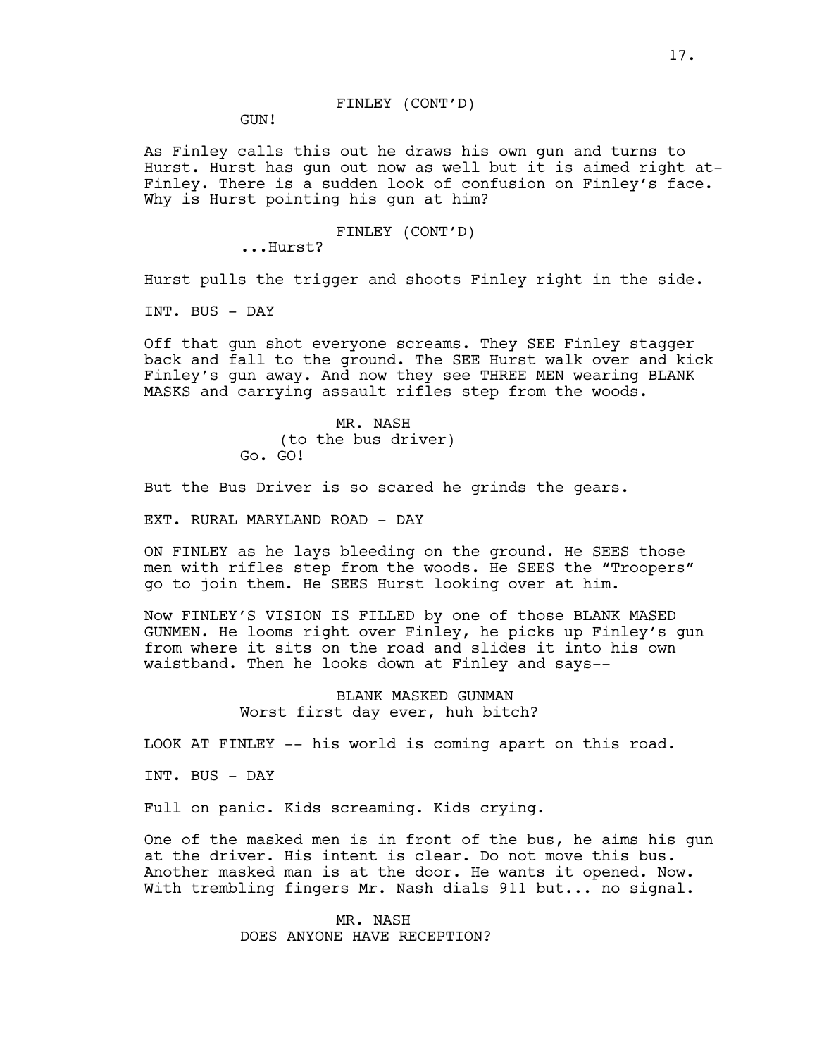FINLEY (CONT'D)

GUN!

As Finley calls this out he draws his own gun and turns to Hurst. Hurst has gun out now as well but it is aimed right at- Finley. There is a sudden look of confusion on Finley's face. Why is Hurst pointing his gun at him?

FINLEY (CONT'D)

...Hurst?

Hurst pulls the trigger and shoots Finley right in the side.

INT. BUS - DAY

Off that gun shot everyone screams. They SEE Finley stagger back and fall to the ground. The SEE Hurst walk over and kick Finley's gun away. And now they see THREE MEN wearing BLANK MASKS and carrying assault rifles step from the woods.

MR. NASH

(to the bus driver)

Go. GO!

But the Bus Driver is so scared he grinds the gears.

EXT. RURAL MARYLAND ROAD - DAY

ON FINLEY as he lays bleeding on the ground. He SEES those men with rifles step from the woods. He SEES the "Troopers" go to join them. He SEES Hurst looking over at him.

Now FINLEY'S VISION IS FILLED by one of those BLANK MASED GUNMEN. He looms right over Finley, he picks up Finley's gun from where it sits on the road and slides it into his own waistband. Then he looks down at Finley and says--

BLANK MASKED GUNMAN

Worst first day ever, huh bitch?

LOOK AT FINLEY -- his world is coming apart on this road.

INT. BUS - DAY

Full on panic. Kids screaming. Kids crying.

One of the masked men is in front of the bus, he aims his gun at the driver. His intent is clear. Do not move this bus. Another masked man is at the door. He wants it opened. Now. With trembling fingers Mr. Nash dials 911 but... no signal.

MR. NASH

DOES ANYONE HAVE RECEPTION?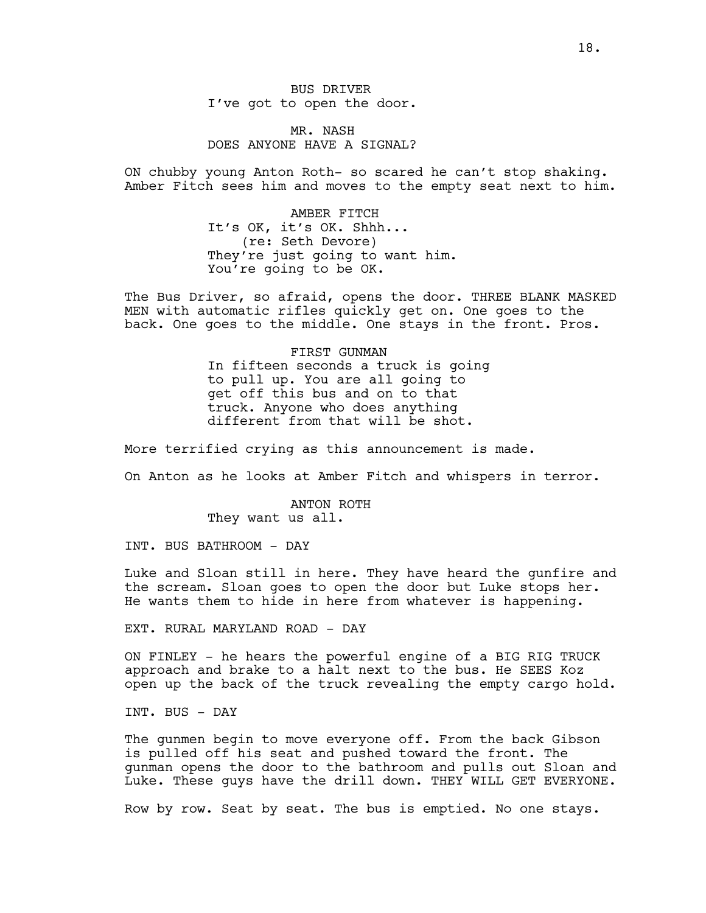BUS DRIVER
I've got to open the door.

MR. NASH
DOES ANYONE HAVE A SIGNAL?

ON chubby young Anton Roth- so scared he can't stop shaking. Amber Fitch sees him and moves to the empty seat next to him.

AMBER FITCH
It's OK, it's OK. Shhh...
(re: Seth Devore)
They're just going to want him.
You're going to be OK.

The Bus Driver, so afraid, opens the door. THREE BLANK MASKED MEN with automatic rifles quickly get on. One goes to the back. One goes to the middle. One stays in the front. Pros.

FIRST GUNMAN
In fifteen seconds a truck is going to pull up. You are all going to get off this bus and on to that truck. Anyone who does anything different from that will be shot.

More terrified crying as this announcement is made.

On Anton as he looks at Amber Fitch and whispers in terror.

ANTON ROTH
They want us all.

INT. BUS BATHROOM - DAY

Luke and Sloan still in here. They have heard the gunfire and the scream. Sloan goes to open the door but Luke stops her. He wants them to hide in here from whatever is happening.

EXT. RURAL MARYLAND ROAD - DAY

ON FINLEY - he hears the powerful engine of a BIG RIG TRUCK approach and brake to a halt next to the bus. He SEES Koz open up the back of the truck revealing the empty cargo hold.

INT. BUS - DAY

The gunmen begin to move everyone off. From the back Gibson is pulled off his seat and pushed toward the front. The gunman opens the door to the bathroom and pulls out Sloan and Luke. These guys have the drill down. THEY WILL GET EVERYONE.

Row by row. Seat by seat. The bus is emptied. No one stays.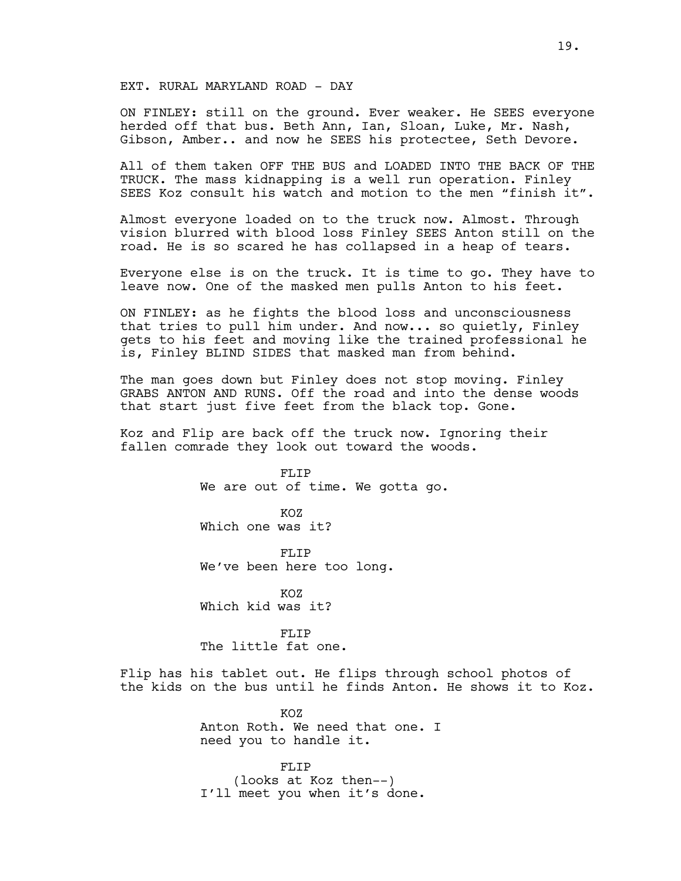EXT. RURAL MARYLAND ROAD - DAY

ON FINLEY: still on the ground. Ever weaker. He SEES everyone herded off that bus. Beth Ann, Ian, Sloan, Luke, Mr. Nash, Gibson, Amber.. and now he SEES his protectee, Seth Devore.

All of them taken OFF THE BUS and LOADED INTO THE BACK OF THE TRUCK. The mass kidnapping is a well run operation. Finley SEES Koz consult his watch and motion to the men "finish it".

Almost everyone loaded on to the truck now. Almost. Through vision blurred with blood loss Finley SEES Anton still on the road. He is so scared he has collapsed in a heap of tears.

Everyone else is on the truck. It is time to go. They have to leave now. One of the masked men pulls Anton to his feet.

ON FINLEY: as he fights the blood loss and unconsciousness that tries to pull him under. And now... so quietly, Finley gets to his feet and moving like the trained professional he is, Finley BLIND SIDES that masked man from behind.

The man goes down but Finley does not stop moving. Finley GRABS ANTON AND RUNS. Off the road and into the dense woods that start just five feet from the black top. Gone.

Koz and Flip are back off the truck now. Ignoring their fallen comrade they look out toward the woods.

FLIP
We are out of time. We gotta go.

KOZ
Which one was it?

FLIP
We've been here too long.

KOZ
Which kid was it?

FLIP
The little fat one.

Flip has his tablet out. He flips through school photos of the kids on the bus until he finds Anton. He shows it to Koz.

KOZ
Anton Roth. We need that one. I need you to handle it.

FLIP
(looks at Koz then--)
I'll meet you when it's done.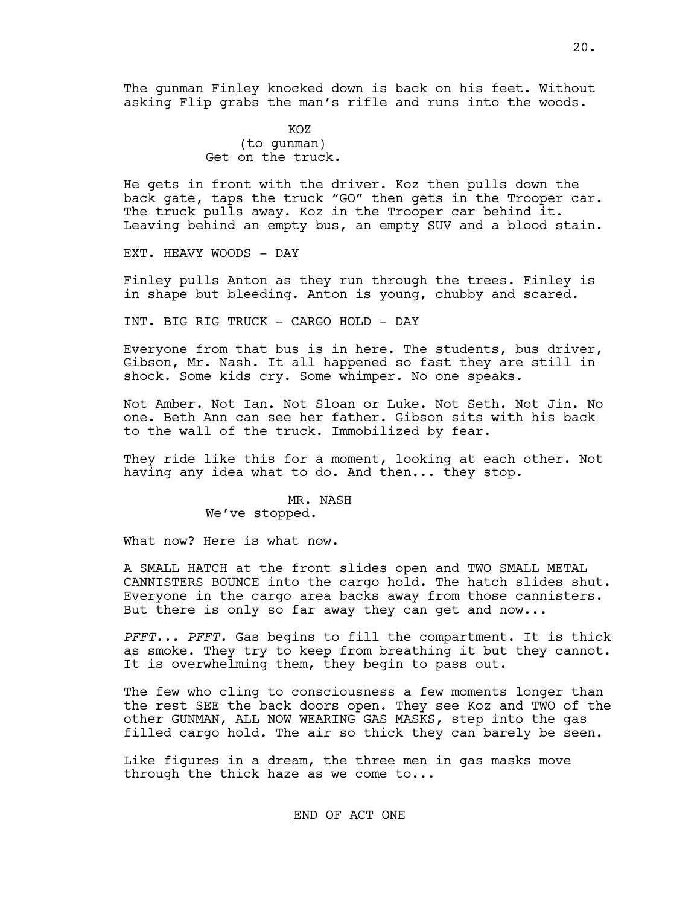The gunman Finley knocked down is back on his feet. Without asking Flip grabs the man's rifle and runs into the woods.

KOZ
(to gunman)
Get on the truck.

He gets in front with the driver. Koz then pulls down the back gate, taps the truck "GO" then gets in the Trooper car. The truck pulls away. Koz in the Trooper car behind it. Leaving behind an empty bus, an empty SUV and a blood stain.

EXT. HEAVY WOODS - DAY

Finley pulls Anton as they run through the trees. Finley is in shape but bleeding. Anton is young, chubby and scared.

INT. BIG RIG TRUCK - CARGO HOLD - DAY

Everyone from that bus is in here. The students, bus driver, Gibson, Mr. Nash. It all happened so fast they are still in shock. Some kids cry. Some whimper. No one speaks.

Not Amber. Not Ian. Not Sloan or Luke. Not Seth. Not Jin. No one. Beth Ann can see her father. Gibson sits with his back to the wall of the truck. Immobilized by fear.

They ride like this for a moment, looking at each other. Not having any idea what to do. And then... they stop.

MR. NASH
We've stopped.

What now? Here is what now.

A SMALL HATCH at the front slides open and TWO SMALL METAL CANNISTERS BOUNCE into the cargo hold. The hatch slides shut. Everyone in the cargo area backs away from those cannisters. But there is only so far away they can get and now...

*PFFT... PFFT.* Gas begins to fill the compartment. It is thick as smoke. They try to keep from breathing it but they cannot. It is overwhelming them, they begin to pass out.

The few who cling to consciousness a few moments longer than the rest SEE the back doors open. They see Koz and TWO of the other GUNMAN, ALL NOW WEARING GAS MASKS, step into the gas filled cargo hold. The air so thick they can barely be seen.

Like figures in a dream, the three men in gas masks move through the thick haze as we come to...

END OF ACT ONE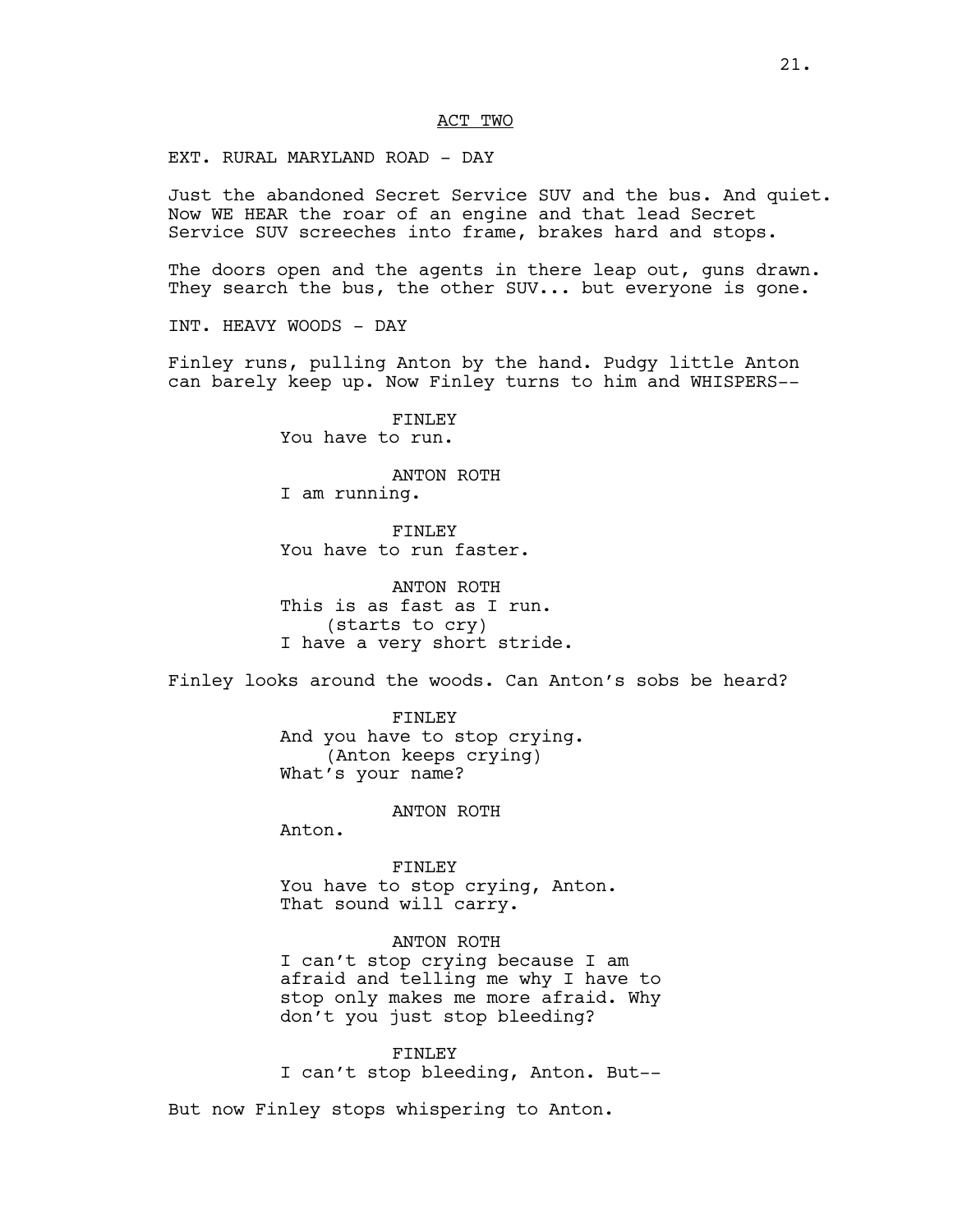ACT TWO

EXT. RURAL MARYLAND ROAD - DAY

Just the abandoned Secret Service SUV and the bus. And quiet. Now WE HEAR the roar of an engine and that lead Secret Service SUV screeches into frame, brakes hard and stops.

The doors open and the agents in there leap out, guns drawn. They search the bus, the other SUV... but everyone is gone.

INT. HEAVY WOODS - DAY

Finley runs, pulling Anton by the hand. Pudgy little Anton can barely keep up. Now Finley turns to him and WHISPERS--

FINLEY
You have to run.

ANTON ROTH
I am running.

FINLEY
You have to run faster.

ANTON ROTH
This is as fast as I run.
(starts to cry)
I have a very short stride.

Finley looks around the woods. Can Anton's sobs be heard?

FINLEY
And you have to stop crying.
(Anton keeps crying)
What's your name?

ANTON ROTH
Anton.

FINLEY
You have to stop crying, Anton.
That sound will carry.

ANTON ROTH
I can't stop crying because I am afraid and telling me why I have to stop only makes me more afraid. Why don't you just stop bleeding?

FINLEY
I can't stop bleeding, Anton. But--

But now Finley stops whispering to Anton.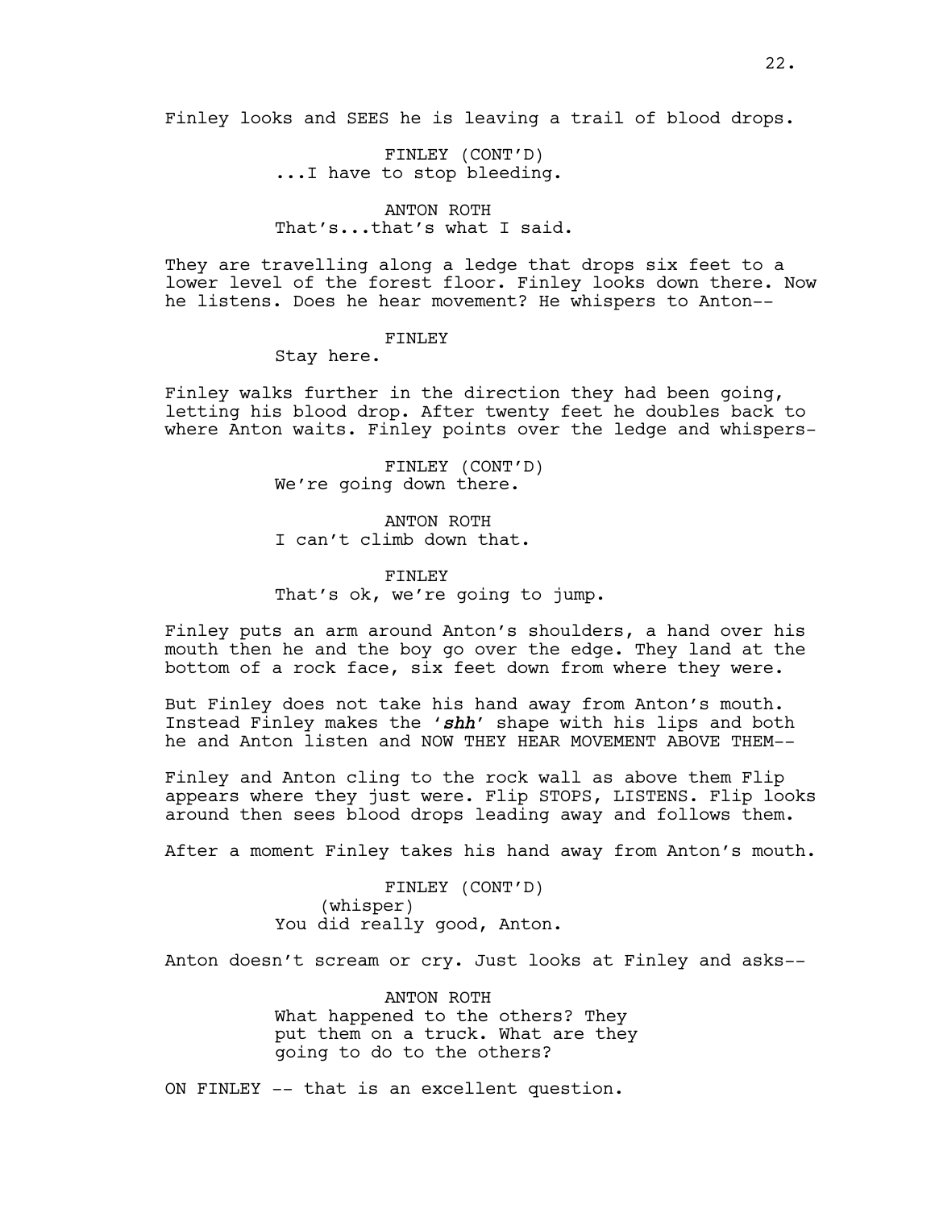Finley looks and SEES he is leaving a trail of blood drops.

FINLEY (CONT'D)
...I have to stop bleeding.

ANTON ROTH
That's...that's what I said.

They are travelling along a ledge that drops six feet to a lower level of the forest floor. Finley looks down there. Now he listens. Does he hear movement? He whispers to Anton--

FINLEY
Stay here.

Finley walks further in the direction they had been going, letting his blood drop. After twenty feet he doubles back to where Anton waits. Finley points over the ledge and whispers-

FINLEY (CONT'D)
We're going down there.

ANTON ROTH
I can't climb down that.

FINLEY
That's ok, we're going to jump.

Finley puts an arm around Anton's shoulders, a hand over his mouth then he and the boy go over the edge. They land at the bottom of a rock face, six feet down from where they were.

But Finley does not take his hand away from Anton's mouth. Instead Finley makes the '*shh*' shape with his lips and both he and Anton listen and NOW THEY HEAR MOVEMENT ABOVE THEM--

Finley and Anton cling to the rock wall as above them Flip appears where they just were. Flip STOPS, LISTENS. Flip looks around then sees blood drops leading away and follows them.

After a moment Finley takes his hand away from Anton's mouth.

FINLEY (CONT'D)
(whisper)
You did really good, Anton.

Anton doesn't scream or cry. Just looks at Finley and asks--

ANTON ROTH
What happened to the others? They put them on a truck. What are they going to do to the others?

ON FINLEY -- that is an excellent question.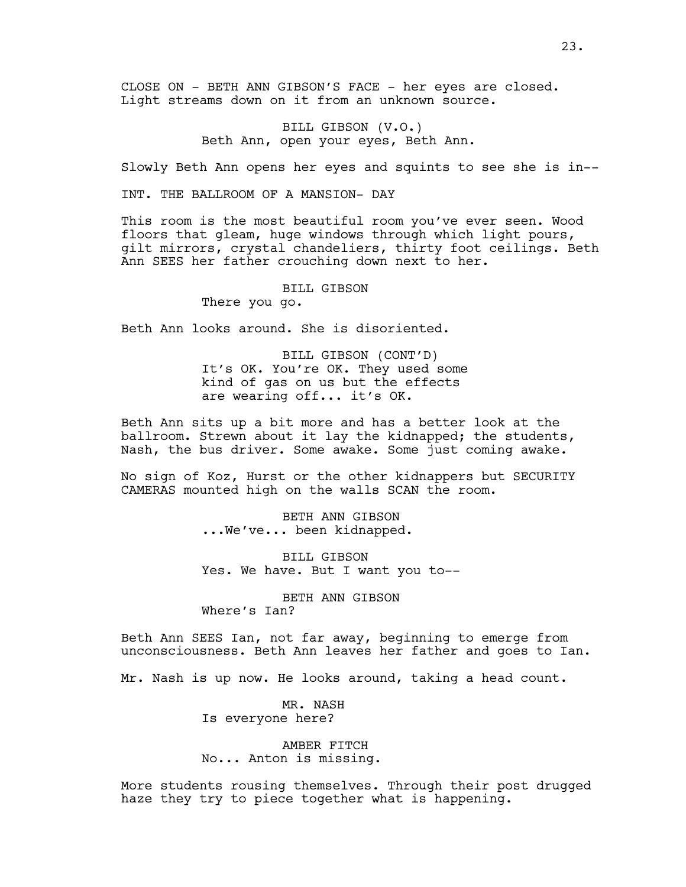CLOSE ON - BETH ANN GIBSON'S FACE - her eyes are closed. Light streams down on it from an unknown source.

BILL GIBSON (V.O.)
Beth Ann, open your eyes, Beth Ann.

Slowly Beth Ann opens her eyes and squints to see she is in--

INT. THE BALLROOM OF A MANSION- DAY

This room is the most beautiful room you've ever seen. Wood floors that gleam, huge windows through which light pours, gilt mirrors, crystal chandeliers, thirty foot ceilings. Beth Ann SEES her father crouching down next to her.

BILL GIBSON
There you go.

Beth Ann looks around. She is disoriented.

BILL GIBSON (CONT'D)
It's OK. You're OK. They used some kind of gas on us but the effects are wearing off... it's OK.

Beth Ann sits up a bit more and has a better look at the ballroom. Strewn about it lay the kidnapped; the students, Nash, the bus driver. Some awake. Some just coming awake.

No sign of Koz, Hurst or the other kidnappers but SECURITY CAMERAS mounted high on the walls SCAN the room.

BETH ANN GIBSON
...We've... been kidnapped.

BILL GIBSON
Yes. We have. But I want you to--

BETH ANN GIBSON
Where's Ian?

Beth Ann SEES Ian, not far away, beginning to emerge from unconsciousness. Beth Ann leaves her father and goes to Ian.

Mr. Nash is up now. He looks around, taking a head count.

MR. NASH
Is everyone here?

AMBER FITCH
No... Anton is missing.

More students rousing themselves. Through their post drugged haze they try to piece together what is happening.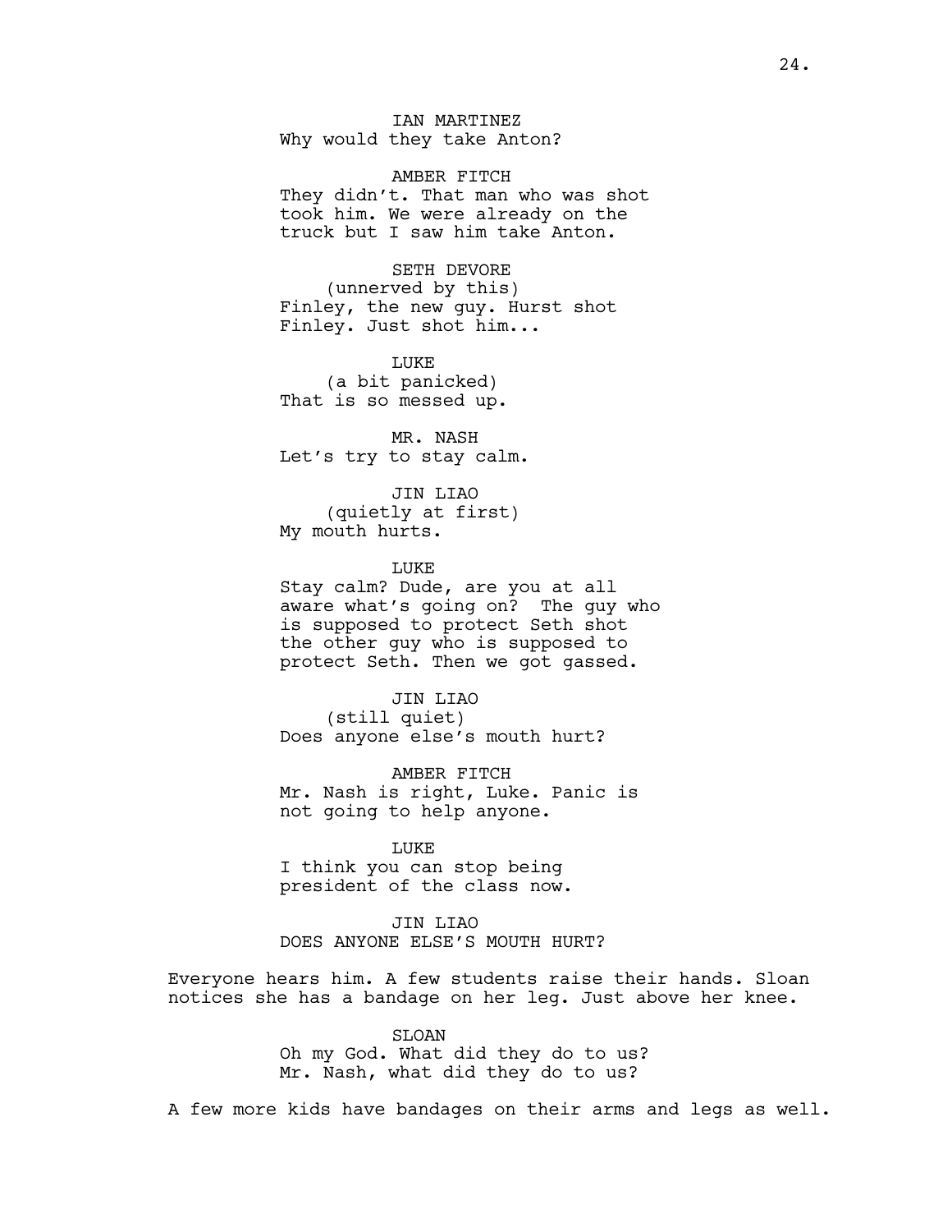IAN MARTINEZ
Why would they take Anton?

AMBER FITCH
They didn't. That man who was shot took him. We were already on the truck but I saw him take Anton.

SETH DEVORE
(unnerved by this)
Finley, the new guy. Hurst shot Finley. Just shot him...

LUKE
(a bit panicked)
That is so messed up.

MR. NASH
Let's try to stay calm.

JIN LIAO
(quietly at first)
My mouth hurts.

LUKE
Stay calm? Dude, are you at all aware what's going on? The guy who is supposed to protect Seth shot the other guy who is supposed to protect Seth. Then we got gassed.

JIN LIAO
(still quiet)
Does anyone else's mouth hurt?

AMBER FITCH
Mr. Nash is right, Luke. Panic is not going to help anyone.

LUKE
I think you can stop being president of the class now.

JIN LIAO
DOES ANYONE ELSE'S MOUTH HURT?

Everyone hears him. A few students raise their hands. Sloan notices she has a bandage on her leg. Just above her knee.

SLOAN
Oh my God. What did they do to us? Mr. Nash, what did they do to us?

A few more kids have bandages on their arms and legs as well.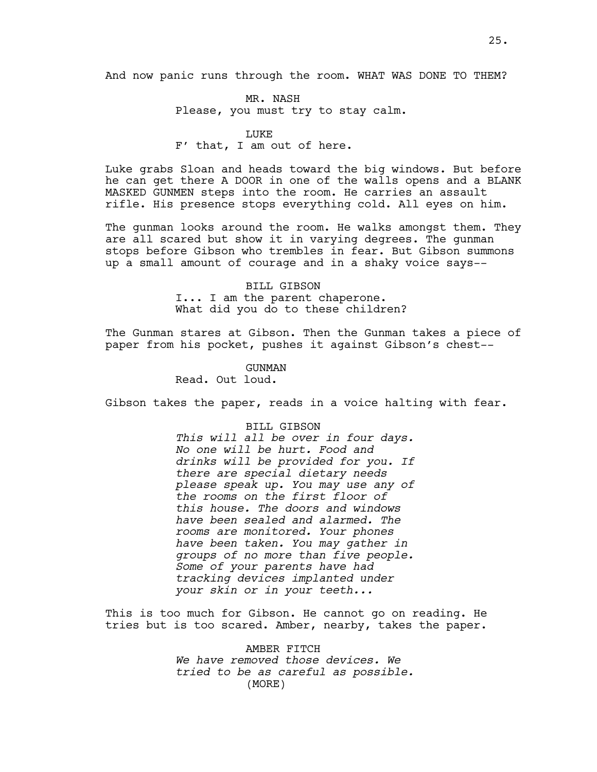And now panic runs through the room. WHAT WAS DONE TO THEM?

MR. NASH
Please, you must try to stay calm.

LUKE
F' that, I am out of here.

Luke grabs Sloan and heads toward the big windows. But before he can get there A DOOR in one of the walls opens and a BLANK MASKED GUNMEN steps into the room. He carries an assault rifle. His presence stops everything cold. All eyes on him.

The gunman looks around the room. He walks amongst them. They are all scared but show it in varying degrees. The gunman stops before Gibson who trembles in fear. But Gibson summons up a small amount of courage and in a shaky voice says--

BILL GIBSON
I... I am the parent chaperone. What did you do to these children?

The Gunman stares at Gibson. Then the Gunman takes a piece of paper from his pocket, pushes it against Gibson's chest--

GUNMAN
Read. Out loud.

Gibson takes the paper, reads in a voice halting with fear.

BILL GIBSON
*This will all be over in four days. No one will be hurt. Food and drinks will be provided for you. If there are special dietary needs please speak up. You may use any of the rooms on the first floor of this house. The doors and windows have been sealed and alarmed. The rooms are monitored. Your phones have been taken. You may gather in groups of no more than five people. Some of your parents have had tracking devices implanted under your skin or in your teeth...*

This is too much for Gibson. He cannot go on reading. He tries but is too scared. Amber, nearby, takes the paper.

AMBER FITCH
*We have removed those devices. We tried to be as careful as possible.*
(MORE)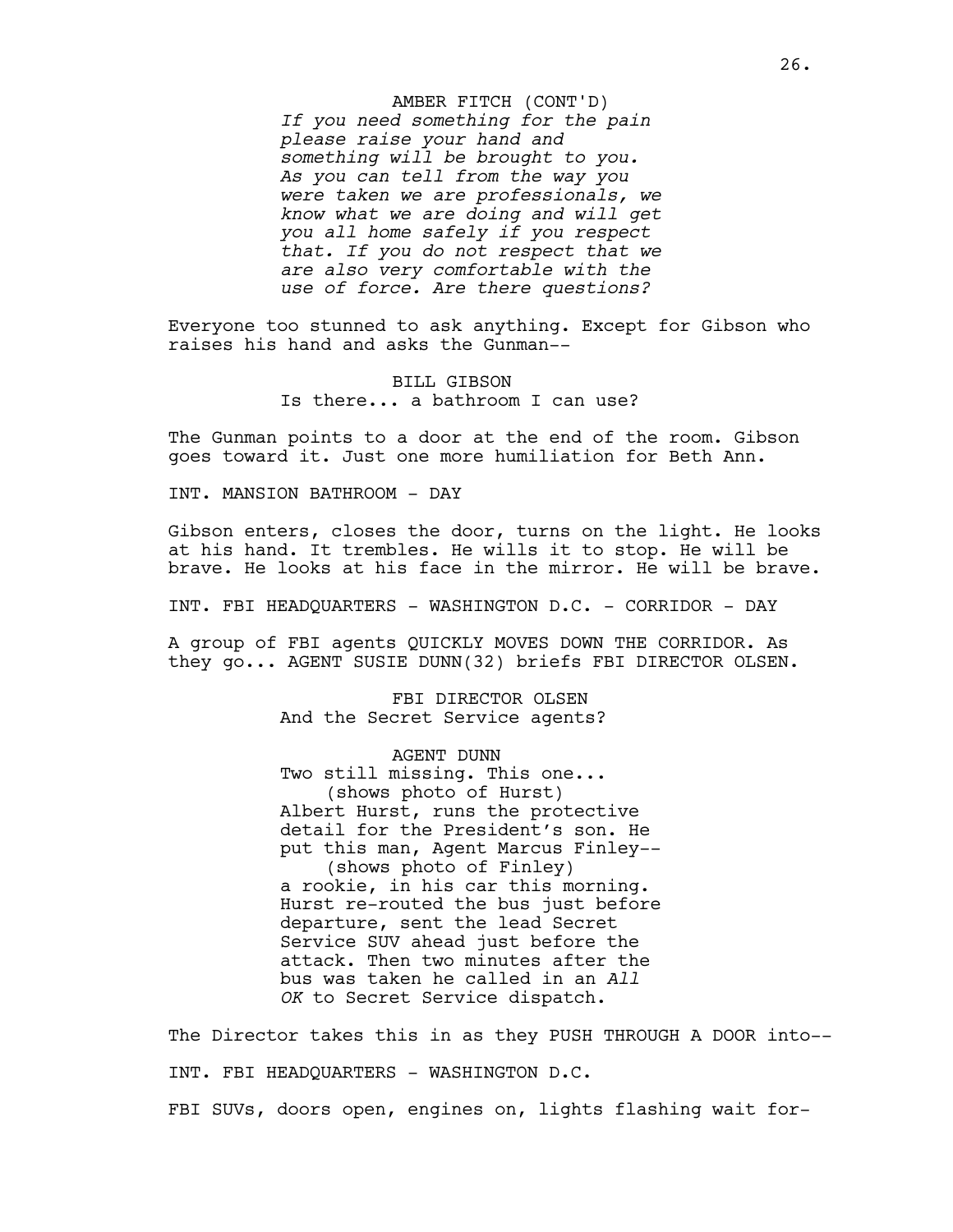AMBER FITCH (CONT'D)
*If you need something for the pain please raise your hand and something will be brought to you. As you can tell from the way you were taken we are professionals, we know what we are doing and will get you all home safely if you respect that. If you do not respect that we are also very comfortable with the use of force. Are there questions?*

Everyone too stunned to ask anything. Except for Gibson who raises his hand and asks the Gunman--

BILL GIBSON
Is there... a bathroom I can use?

The Gunman points to a door at the end of the room. Gibson goes toward it. Just one more humiliation for Beth Ann.

INT. MANSION BATHROOM - DAY

Gibson enters, closes the door, turns on the light. He looks at his hand. It trembles. He wills it to stop. He will be brave. He looks at his face in the mirror. He will be brave.

INT. FBI HEADQUARTERS - WASHINGTON D.C. - CORRIDOR - DAY

A group of FBI agents QUICKLY MOVES DOWN THE CORRIDOR. As they go... AGENT SUSIE DUNN(32) briefs FBI DIRECTOR OLSEN.

FBI DIRECTOR OLSEN
And the Secret Service agents?

AGENT DUNN
Two still missing. This one...
(shows photo of Hurst)
Albert Hurst, runs the protective detail for the President's son. He put this man, Agent Marcus Finley--
(shows photo of Finley)
a rookie, in his car this morning. Hurst re-routed the bus just before departure, sent the lead Secret Service SUV ahead just before the attack. Then two minutes after the bus was taken he called in an *All OK* to Secret Service dispatch.

The Director takes this in as they PUSH THROUGH A DOOR into--

INT. FBI HEADQUARTERS - WASHINGTON D.C.

FBI SUVs, doors open, engines on, lights flashing wait for-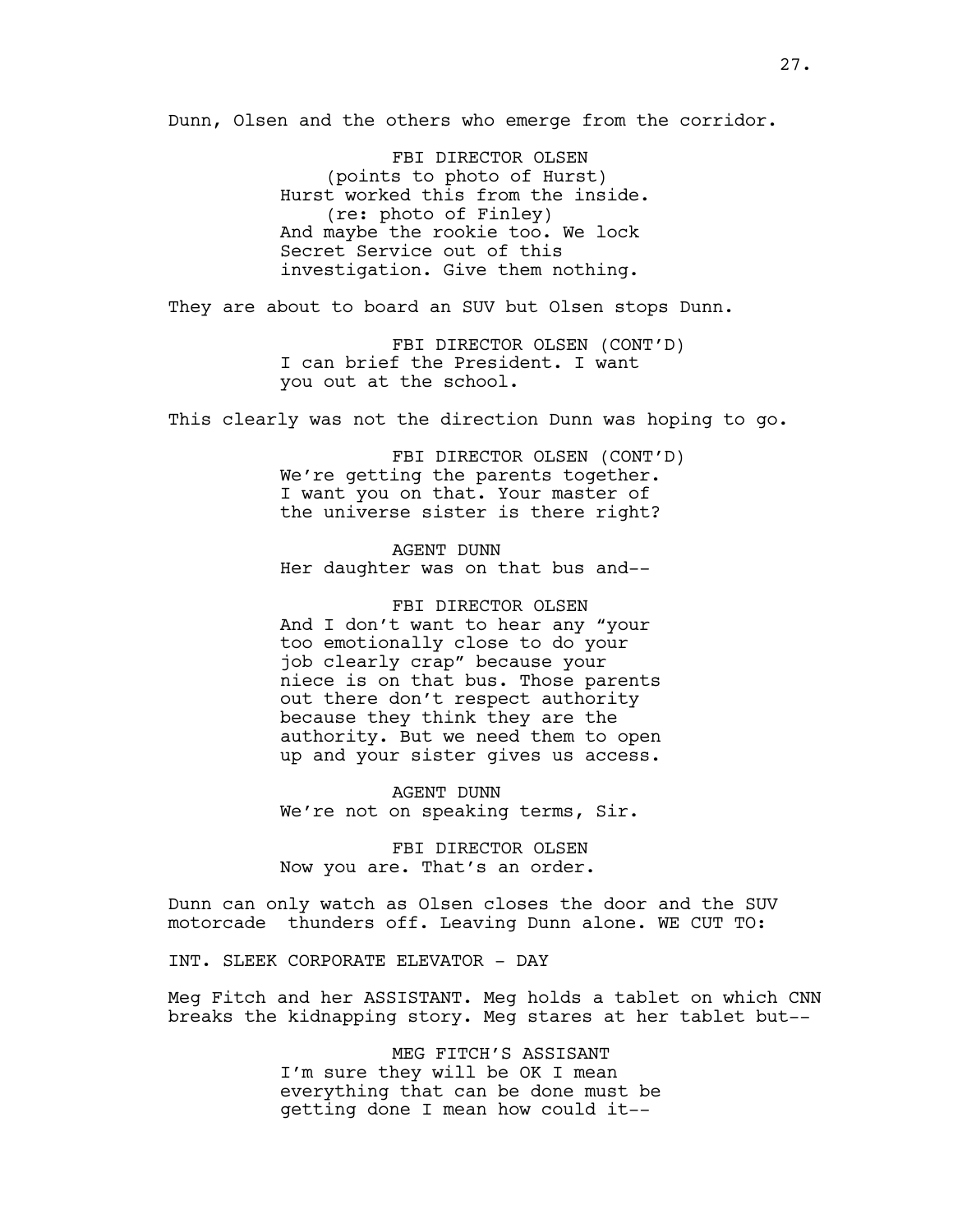Dunn, Olsen and the others who emerge from the corridor.

FBI DIRECTOR OLSEN
(points to photo of Hurst)
Hurst worked this from the inside.
(re: photo of Finley)
And maybe the rookie too. We lock Secret Service out of this investigation. Give them nothing.

They are about to board an SUV but Olsen stops Dunn.

FBI DIRECTOR OLSEN (CONT'D)
I can brief the President. I want you out at the school.

This clearly was not the direction Dunn was hoping to go.

FBI DIRECTOR OLSEN (CONT'D)
We're getting the parents together. I want you on that. Your master of the universe sister is there right?

AGENT DUNN
Her daughter was on that bus and--

FBI DIRECTOR OLSEN
And I don't want to hear any "your too emotionally close to do your job clearly crap" because your niece is on that bus. Those parents out there don't respect authority because they think they are the authority. But we need them to open up and your sister gives us access.

AGENT DUNN
We're not on speaking terms, Sir.

FBI DIRECTOR OLSEN
Now you are. That's an order.

Dunn can only watch as Olsen closes the door and the SUV motorcade thunders off. Leaving Dunn alone. WE CUT TO:

INT. SLEEK CORPORATE ELEVATOR - DAY

Meg Fitch and her ASSISTANT. Meg holds a tablet on which CNN breaks the kidnapping story. Meg stares at her tablet but--

MEG FITCH'S ASSISANT
I'm sure they will be OK I mean everything that can be done must be getting done I mean how could it--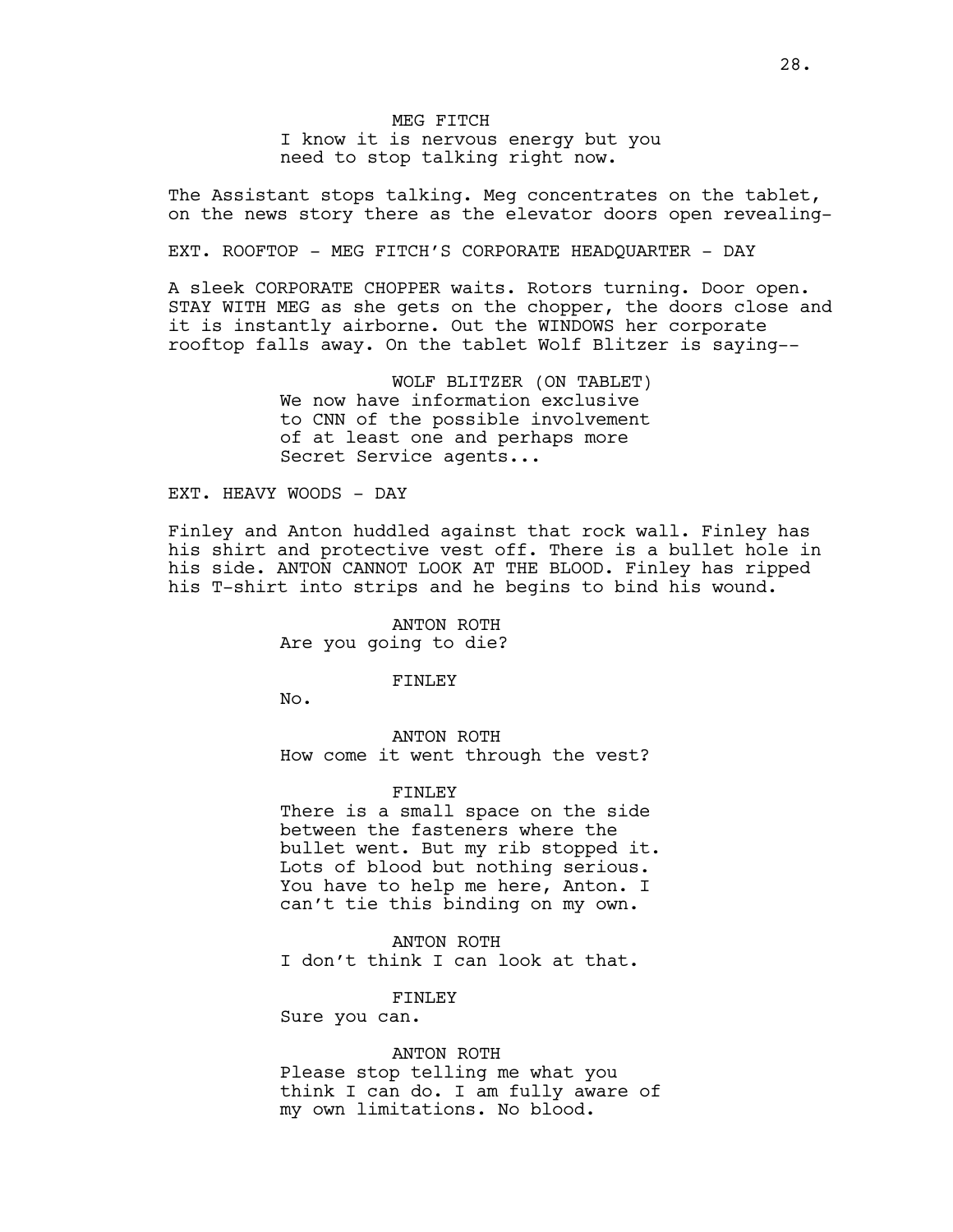MEG FITCH

I know it is nervous energy but you need to stop talking right now.

The Assistant stops talking. Meg concentrates on the tablet, on the news story there as the elevator doors open revealing-

EXT. ROOFTOP - MEG FITCH'S CORPORATE HEADQUARTER - DAY

A sleek CORPORATE CHOPPER waits. Rotors turning. Door open. STAY WITH MEG as she gets on the chopper, the doors close and it is instantly airborne. Out the WINDOWS her corporate rooftop falls away. On the tablet Wolf Blitzer is saying--

WOLF BLITZER (ON TABLET)

We now have information exclusive to CNN of the possible involvement of at least one and perhaps more Secret Service agents...

EXT. HEAVY WOODS - DAY

Finley and Anton huddled against that rock wall. Finley has his shirt and protective vest off. There is a bullet hole in his side. ANTON CANNOT LOOK AT THE BLOOD. Finley has ripped his T-shirt into strips and he begins to bind his wound.

ANTON ROTH

Are you going to die?

FINLEY

No.

ANTON ROTH

How come it went through the vest?

FINLEY

There is a small space on the side between the fasteners where the bullet went. But my rib stopped it. Lots of blood but nothing serious. You have to help me here, Anton. I can't tie this binding on my own.

ANTON ROTH

I don't think I can look at that.

FINLEY

Sure you can.

ANTON ROTH

Please stop telling me what you think I can do. I am fully aware of my own limitations. No blood.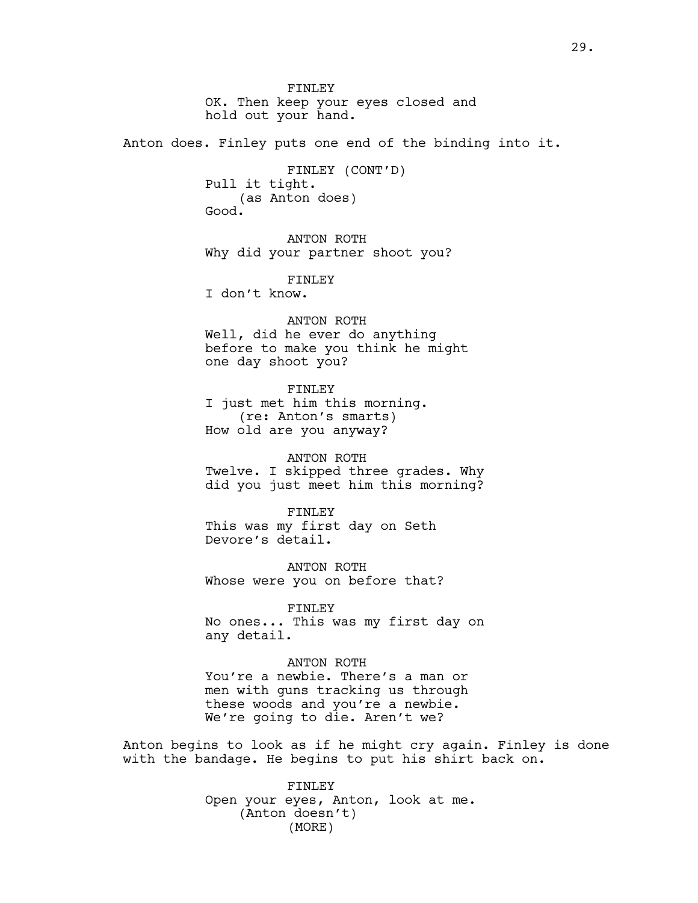FINLEY
OK. Then keep your eyes closed and hold out your hand.

Anton does. Finley puts one end of the binding into it.

FINLEY (CONT'D)
Pull it tight.
(as Anton does)
Good.

ANTON ROTH
Why did your partner shoot you?

FINLEY
I don't know.

ANTON ROTH
Well, did he ever do anything before to make you think he might one day shoot you?

FINLEY
I just met him this morning.
(re: Anton's smarts)
How old are you anyway?

ANTON ROTH
Twelve. I skipped three grades. Why did you just meet him this morning?

FINLEY
This was my first day on Seth Devore's detail.

ANTON ROTH
Whose were you on before that?

FINLEY
No ones... This was my first day on any detail.

ANTON ROTH
You're a newbie. There's a man or men with guns tracking us through these woods and you're a newbie. We're going to die. Aren't we?

Anton begins to look as if he might cry again. Finley is done with the bandage. He begins to put his shirt back on.

FINLEY
Open your eyes, Anton, look at me.
(Anton doesn't)
(MORE)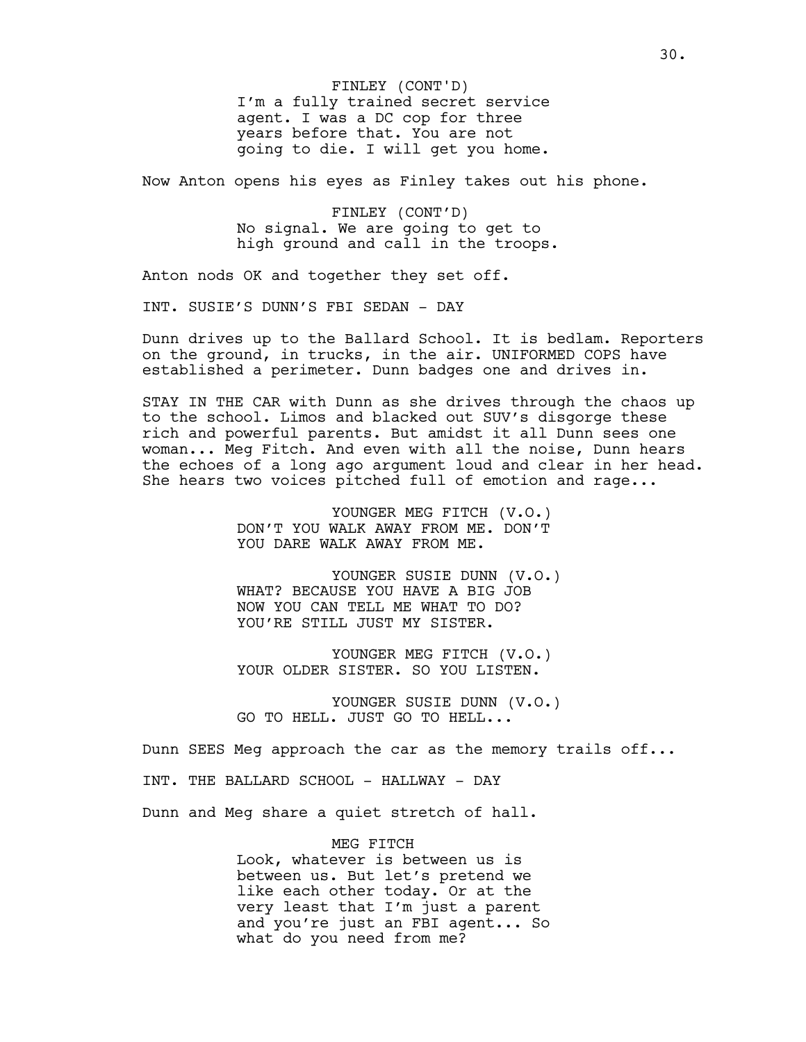FINLEY (CONT'D)
I'm a fully trained secret service agent. I was a DC cop for three years before that. You are not going to die. I will get you home.

Now Anton opens his eyes as Finley takes out his phone.

FINLEY (CONT'D)
No signal. We are going to get to high ground and call in the troops.

Anton nods OK and together they set off.

INT. SUSIE'S DUNN'S FBI SEDAN - DAY

Dunn drives up to the Ballard School. It is bedlam. Reporters on the ground, in trucks, in the air. UNIFORMED COPS have established a perimeter. Dunn badges one and drives in.

STAY IN THE CAR with Dunn as she drives through the chaos up to the school. Limos and blacked out SUV's disgorge these rich and powerful parents. But amidst it all Dunn sees one woman... Meg Fitch. And even with all the noise, Dunn hears the echoes of a long ago argument loud and clear in her head. She hears two voices pitched full of emotion and rage...

YOUNGER MEG FITCH (V.O.)
DON'T YOU WALK AWAY FROM ME. DON'T YOU DARE WALK AWAY FROM ME.

YOUNGER SUSIE DUNN (V.O.)
WHAT? BECAUSE YOU HAVE A BIG JOB NOW YOU CAN TELL ME WHAT TO DO? YOU'RE STILL JUST MY SISTER.

YOUNGER MEG FITCH (V.O.)
YOUR OLDER SISTER. SO YOU LISTEN.

YOUNGER SUSIE DUNN (V.O.)
GO TO HELL. JUST GO TO HELL...

Dunn SEES Meg approach the car as the memory trails off...

INT. THE BALLARD SCHOOL - HALLWAY - DAY

Dunn and Meg share a quiet stretch of hall.

MEG FITCH
Look, whatever is between us is between us. But let's pretend we like each other today. Or at the very least that I'm just a parent and you're just an FBI agent... So what do you need from me?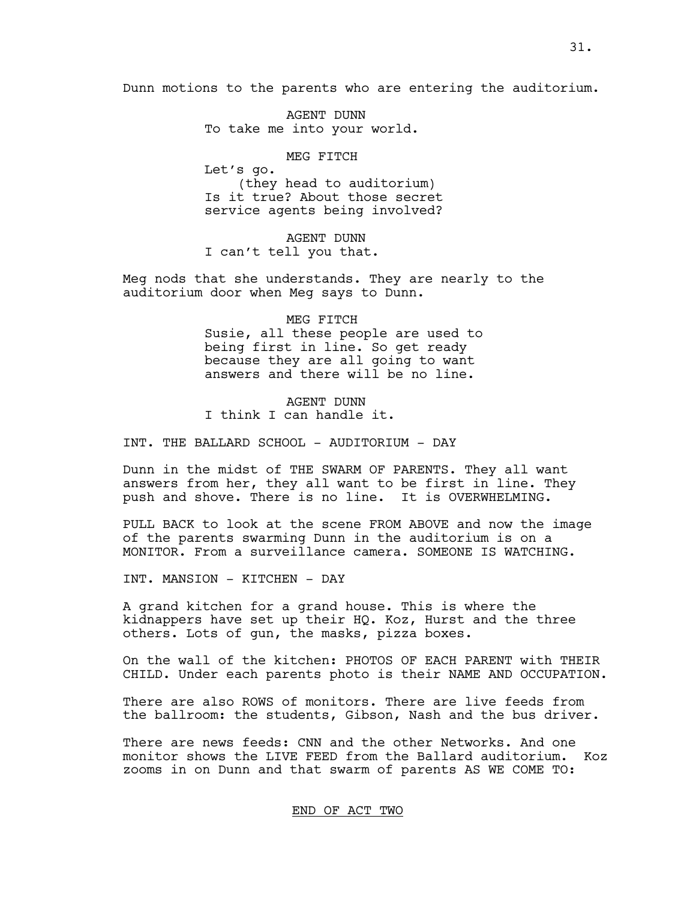Dunn motions to the parents who are entering the auditorium.

AGENT DUNN
To take me into your world.

MEG FITCH
Let's go.
(they head to auditorium)
Is it true? About those secret service agents being involved?

AGENT DUNN
I can't tell you that.

Meg nods that she understands. They are nearly to the auditorium door when Meg says to Dunn.

MEG FITCH
Susie, all these people are used to being first in line. So get ready because they are all going to want answers and there will be no line.

AGENT DUNN
I think I can handle it.

INT. THE BALLARD SCHOOL - AUDITORIUM - DAY

Dunn in the midst of THE SWARM OF PARENTS. They all want answers from her, they all want to be first in line. They push and shove. There is no line. It is OVERWHELMING.

PULL BACK to look at the scene FROM ABOVE and now the image of the parents swarming Dunn in the auditorium is on a MONITOR. From a surveillance camera. SOMEONE IS WATCHING.

INT. MANSION - KITCHEN - DAY

A grand kitchen for a grand house. This is where the kidnappers have set up their HQ. Koz, Hurst and the three others. Lots of gun, the masks, pizza boxes.

On the wall of the kitchen: PHOTOS OF EACH PARENT with THEIR CHILD. Under each parents photo is their NAME AND OCCUPATION.

There are also ROWS of monitors. There are live feeds from the ballroom: the students, Gibson, Nash and the bus driver.

There are news feeds: CNN and the other Networks. And one monitor shows the LIVE FEED from the Ballard auditorium. Koz zooms in on Dunn and that swarm of parents AS WE COME TO:

END OF ACT TWO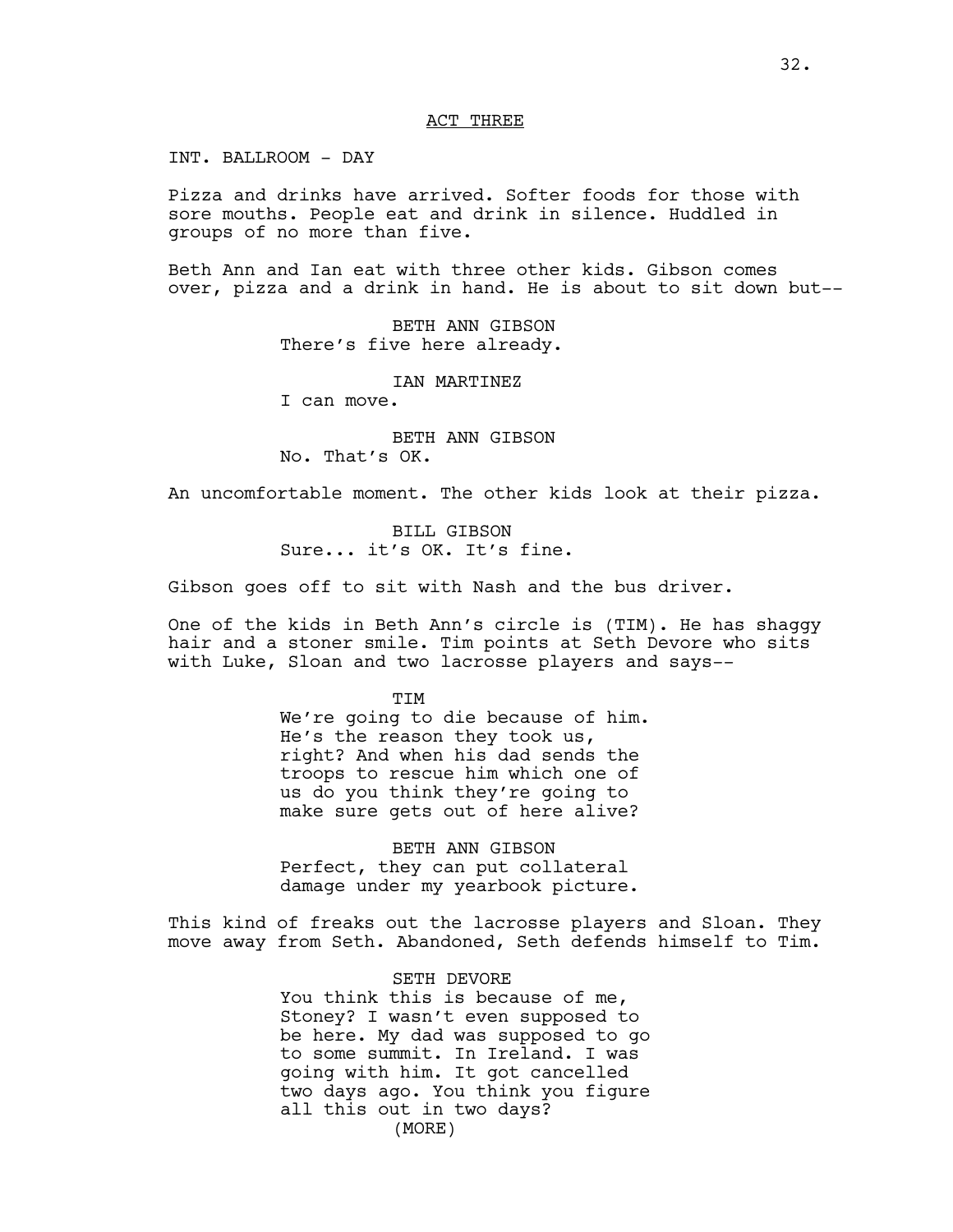ACT THREE

INT. BALLROOM - DAY

Pizza and drinks have arrived. Softer foods for those with sore mouths. People eat and drink in silence. Huddled in groups of no more than five.

Beth Ann and Ian eat with three other kids. Gibson comes over, pizza and a drink in hand. He is about to sit down but--

BETH ANN GIBSON
There's five here already.

IAN MARTINEZ
I can move.

BETH ANN GIBSON
No. That's OK.

An uncomfortable moment. The other kids look at their pizza.

BILL GIBSON
Sure... it's OK. It's fine.

Gibson goes off to sit with Nash and the bus driver.

One of the kids in Beth Ann's circle is (TIM). He has shaggy hair and a stoner smile. Tim points at Seth Devore who sits with Luke, Sloan and two lacrosse players and says--

TIM
We're going to die because of him. He's the reason they took us, right? And when his dad sends the troops to rescue him which one of us do you think they're going to make sure gets out of here alive?

BETH ANN GIBSON
Perfect, they can put collateral damage under my yearbook picture.

This kind of freaks out the lacrosse players and Sloan. They move away from Seth. Abandoned, Seth defends himself to Tim.

SETH DEVORE
You think this is because of me, Stoney? I wasn't even supposed to be here. My dad was supposed to go to some summit. In Ireland. I was going with him. It got cancelled two days ago. You think you figure all this out in two days?
(MORE)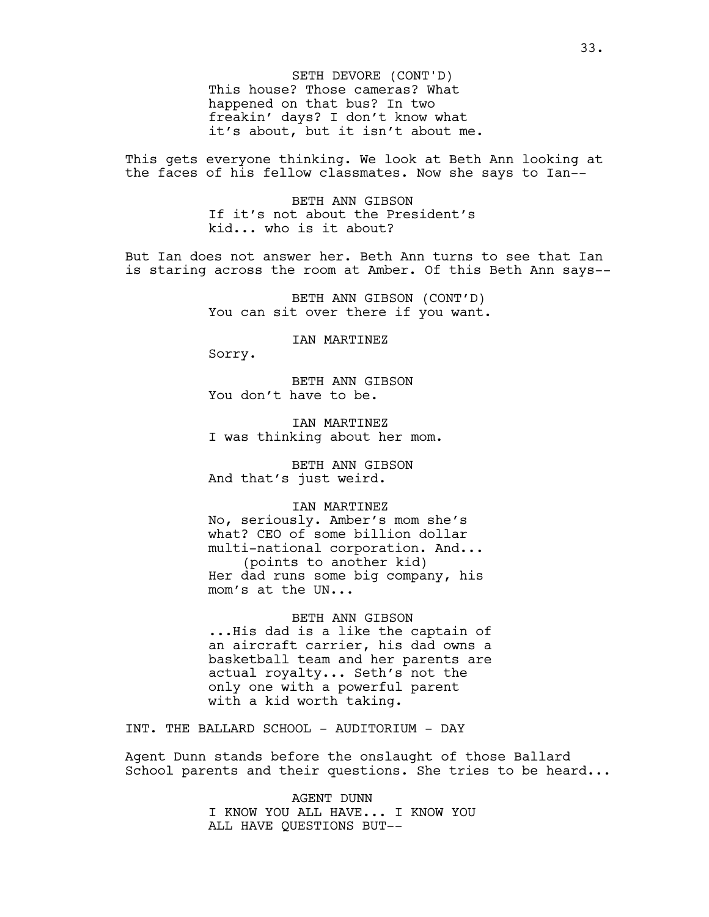SETH DEVORE (CONT'D)
This house? Those cameras? What happened on that bus? In two freakin' days? I don't know what it's about, but it isn't about me.

This gets everyone thinking. We look at Beth Ann looking at the faces of his fellow classmates. Now she says to Ian--

BETH ANN GIBSON
If it's not about the President's kid... who is it about?

But Ian does not answer her. Beth Ann turns to see that Ian is staring across the room at Amber. Of this Beth Ann says--

BETH ANN GIBSON (CONT'D)
You can sit over there if you want.

IAN MARTINEZ
Sorry.

BETH ANN GIBSON
You don't have to be.

IAN MARTINEZ
I was thinking about her mom.

BETH ANN GIBSON
And that's just weird.

IAN MARTINEZ
No, seriously. Amber's mom she's what? CEO of some billion dollar multi-national corporation. And...
(points to another kid)
Her dad runs some big company, his mom's at the UN...

BETH ANN GIBSON
...His dad is a like the captain of an aircraft carrier, his dad owns a basketball team and her parents are actual royalty... Seth's not the only one with a powerful parent with a kid worth taking.

INT. THE BALLARD SCHOOL - AUDITORIUM - DAY

Agent Dunn stands before the onslaught of those Ballard School parents and their questions. She tries to be heard...

AGENT DUNN
I KNOW YOU ALL HAVE... I KNOW YOU ALL HAVE QUESTIONS BUT--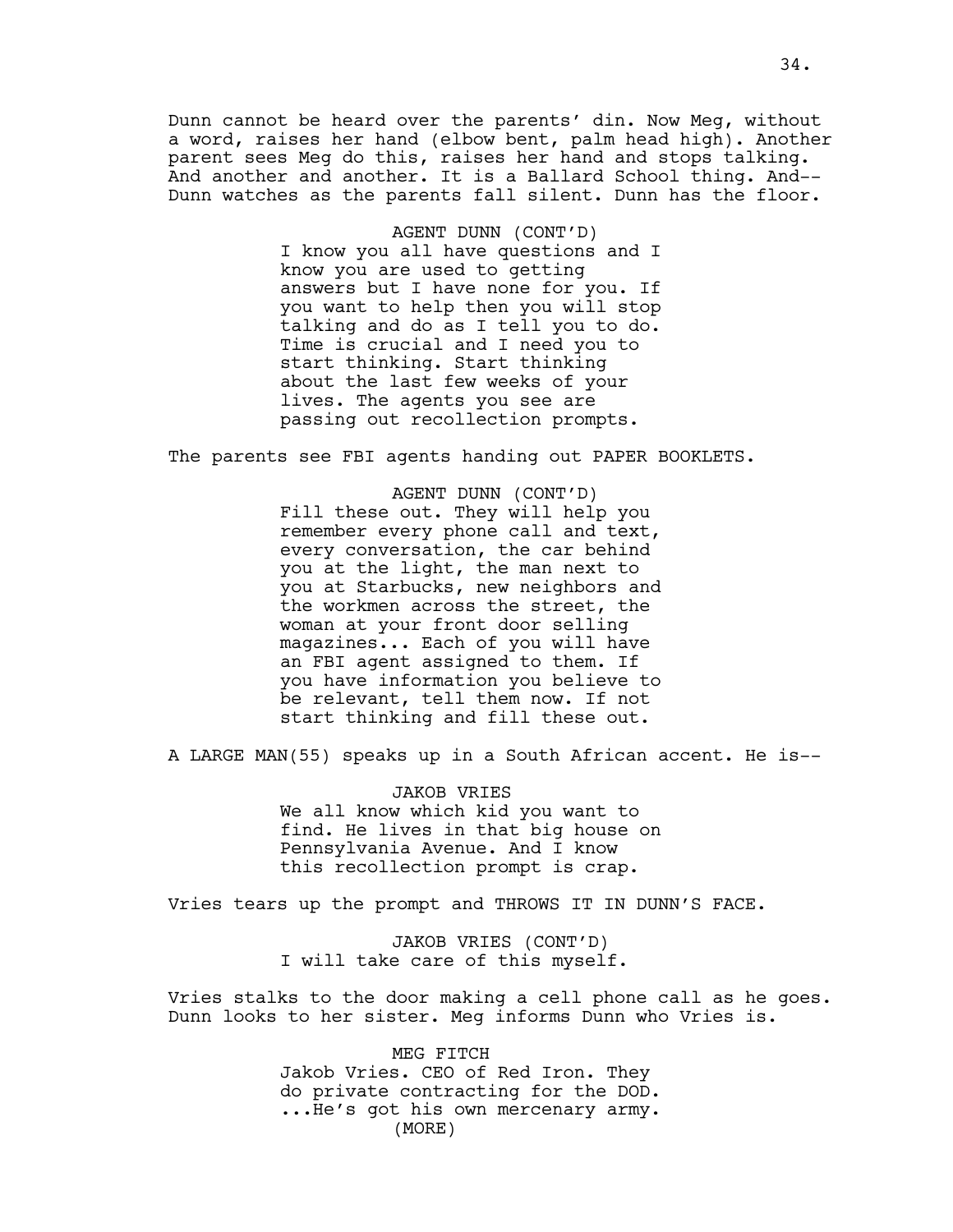Dunn cannot be heard over the parents' din. Now Meg, without a word, raises her hand (elbow bent, palm head high). Another parent sees Meg do this, raises her hand and stops talking. And another and another. It is a Ballard School thing. And-- Dunn watches as the parents fall silent. Dunn has the floor.

AGENT DUNN (CONT'D)
I know you all have questions and I know you are used to getting answers but I have none for you. If you want to help then you will stop talking and do as I tell you to do. Time is crucial and I need you to start thinking. Start thinking about the last few weeks of your lives. The agents you see are passing out recollection prompts.

The parents see FBI agents handing out PAPER BOOKLETS.

AGENT DUNN (CONT'D)
Fill these out. They will help you remember every phone call and text, every conversation, the car behind you at the light, the man next to you at Starbucks, new neighbors and the workmen across the street, the woman at your front door selling magazines... Each of you will have an FBI agent assigned to them. If you have information you believe to be relevant, tell them now. If not start thinking and fill these out.

A LARGE MAN(55) speaks up in a South African accent. He is--

JAKOB VRIES
We all know which kid you want to find. He lives in that big house on Pennsylvania Avenue. And I know this recollection prompt is crap.

Vries tears up the prompt and THROWS IT IN DUNN'S FACE.

JAKOB VRIES (CONT'D)
I will take care of this myself.

Vries stalks to the door making a cell phone call as he goes. Dunn looks to her sister. Meg informs Dunn who Vries is.

MEG FITCH
Jakob Vries. CEO of Red Iron. They do private contracting for the DOD. ...He's got his own mercenary army.
(MORE)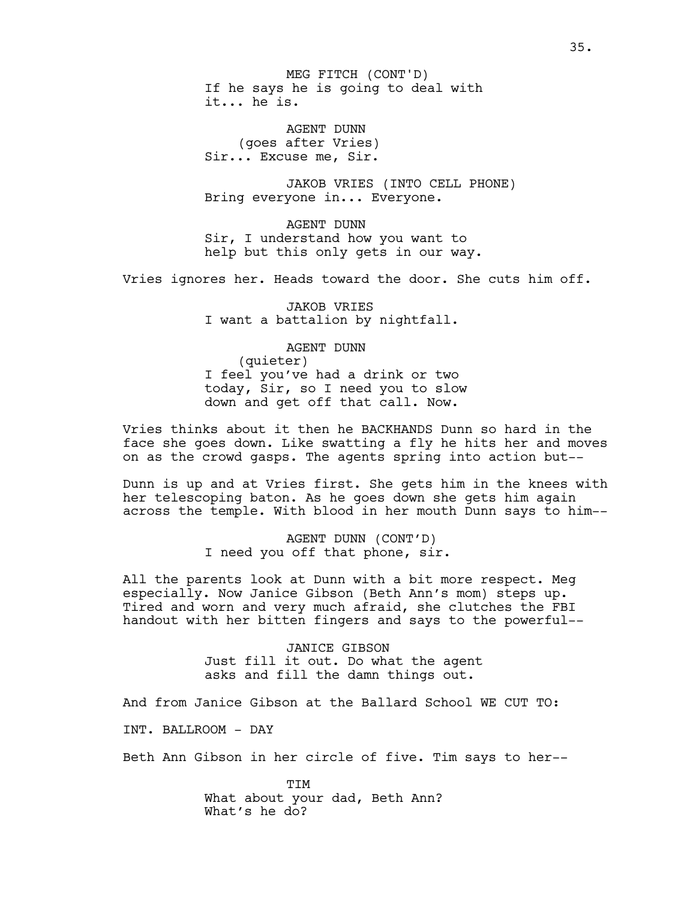MEG FITCH (CONT'D)
If he says he is going to deal with it... he is.

AGENT DUNN
(goes after Vries)
Sir... Excuse me, Sir.

JAKOB VRIES (INTO CELL PHONE)
Bring everyone in... Everyone.

AGENT DUNN
Sir, I understand how you want to help but this only gets in our way.

Vries ignores her. Heads toward the door. She cuts him off.

JAKOB VRIES
I want a battalion by nightfall.

AGENT DUNN
(quieter)
I feel you've had a drink or two today, Sir, so I need you to slow down and get off that call. Now.

Vries thinks about it then he BACKHANDS Dunn so hard in the face she goes down. Like swatting a fly he hits her and moves on as the crowd gasps. The agents spring into action but--

Dunn is up and at Vries first. She gets him in the knees with her telescoping baton. As he goes down she gets him again across the temple. With blood in her mouth Dunn says to him--

AGENT DUNN (CONT'D)
I need you off that phone, sir.

All the parents look at Dunn with a bit more respect. Meg especially. Now Janice Gibson (Beth Ann's mom) steps up. Tired and worn and very much afraid, she clutches the FBI handout with her bitten fingers and says to the powerful--

JANICE GIBSON
Just fill it out. Do what the agent asks and fill the damn things out.

And from Janice Gibson at the Ballard School WE CUT TO:

INT. BALLROOM - DAY

Beth Ann Gibson in her circle of five. Tim says to her--

TIM
What about your dad, Beth Ann? What's he do?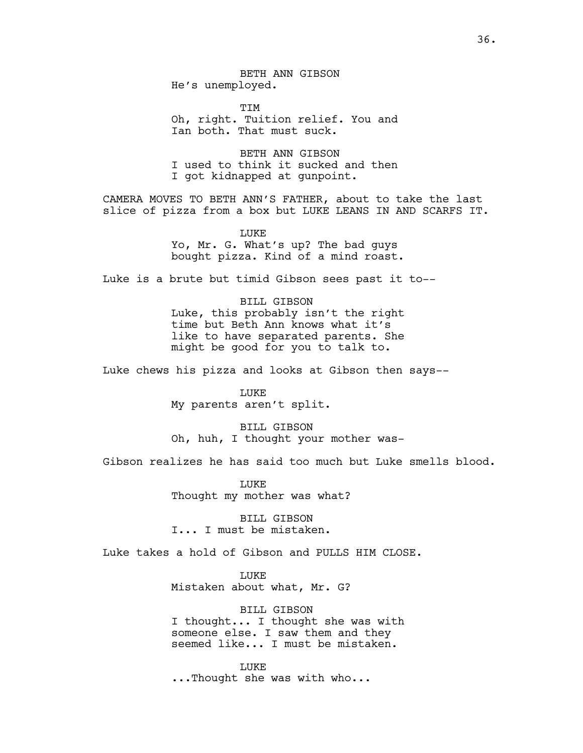BETH ANN GIBSON
He's unemployed.

TIM
Oh, right. Tuition relief. You and Ian both. That must suck.

BETH ANN GIBSON
I used to think it sucked and then I got kidnapped at gunpoint.

CAMERA MOVES TO BETH ANN'S FATHER, about to take the last slice of pizza from a box but LUKE LEANS IN AND SCARFS IT.

LUKE
Yo, Mr. G. What's up? The bad guys bought pizza. Kind of a mind roast.

Luke is a brute but timid Gibson sees past it to--

BILL GIBSON
Luke, this probably isn't the right time but Beth Ann knows what it's like to have separated parents. She might be good for you to talk to.

Luke chews his pizza and looks at Gibson then says--

LUKE
My parents aren't split.

BILL GIBSON
Oh, huh, I thought your mother was-

Gibson realizes he has said too much but Luke smells blood.

LUKE
Thought my mother was what?

BILL GIBSON
I... I must be mistaken.

Luke takes a hold of Gibson and PULLS HIM CLOSE.

LUKE
Mistaken about what, Mr. G?

BILL GIBSON
I thought... I thought she was with someone else. I saw them and they seemed like... I must be mistaken.

LUKE
...Thought she was with who...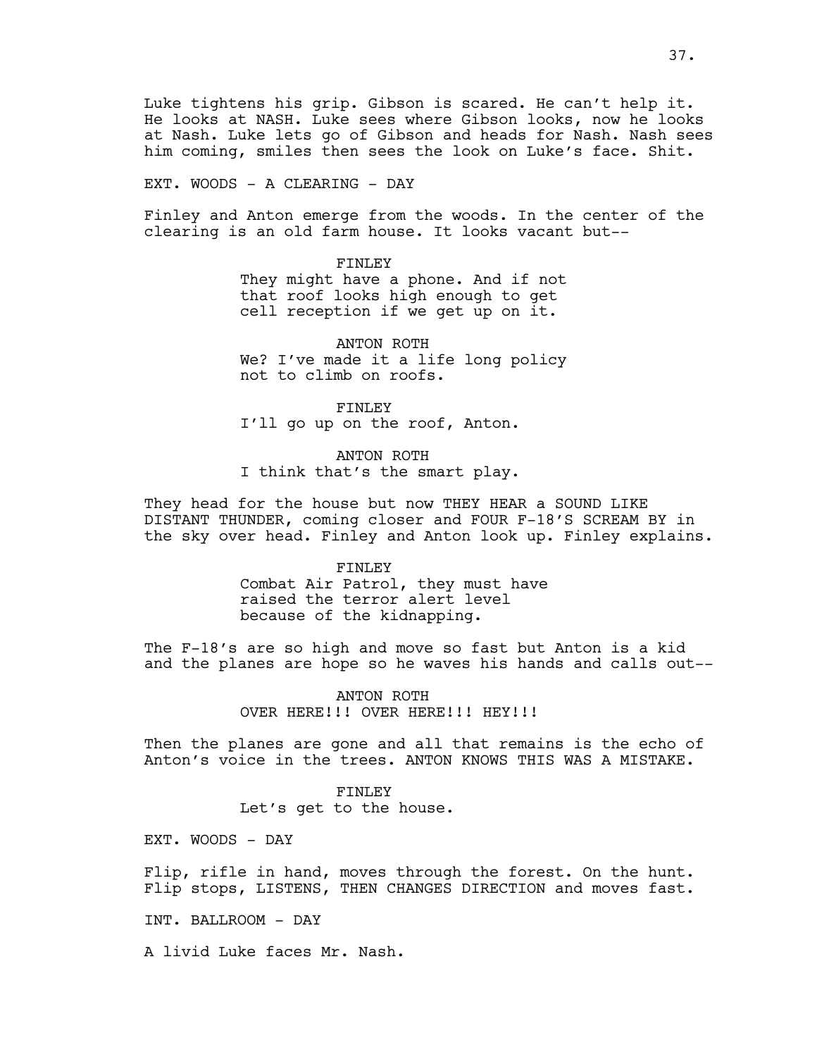Luke tightens his grip. Gibson is scared. He can't help it. He looks at NASH. Luke sees where Gibson looks, now he looks at Nash. Luke lets go of Gibson and heads for Nash. Nash sees him coming, smiles then sees the look on Luke's face. Shit.

EXT. WOODS - A CLEARING - DAY

Finley and Anton emerge from the woods. In the center of the clearing is an old farm house. It looks vacant but--

FINLEY
They might have a phone. And if not that roof looks high enough to get cell reception if we get up on it.

ANTON ROTH
We? I've made it a life long policy not to climb on roofs.

FINLEY
I'll go up on the roof, Anton.

ANTON ROTH
I think that's the smart play.

They head for the house but now THEY HEAR a SOUND LIKE DISTANT THUNDER, coming closer and FOUR F-18'S SCREAM BY in the sky over head. Finley and Anton look up. Finley explains.

FINLEY
Combat Air Patrol, they must have raised the terror alert level because of the kidnapping.

The F-18's are so high and move so fast but Anton is a kid and the planes are hope so he waves his hands and calls out--

ANTON ROTH
OVER HERE!!! OVER HERE!!! HEY!!!

Then the planes are gone and all that remains is the echo of Anton's voice in the trees. ANTON KNOWS THIS WAS A MISTAKE.

FINLEY
Let's get to the house.

EXT. WOODS - DAY

Flip, rifle in hand, moves through the forest. On the hunt. Flip stops, LISTENS, THEN CHANGES DIRECTION and moves fast.

INT. BALLROOM - DAY

A livid Luke faces Mr. Nash.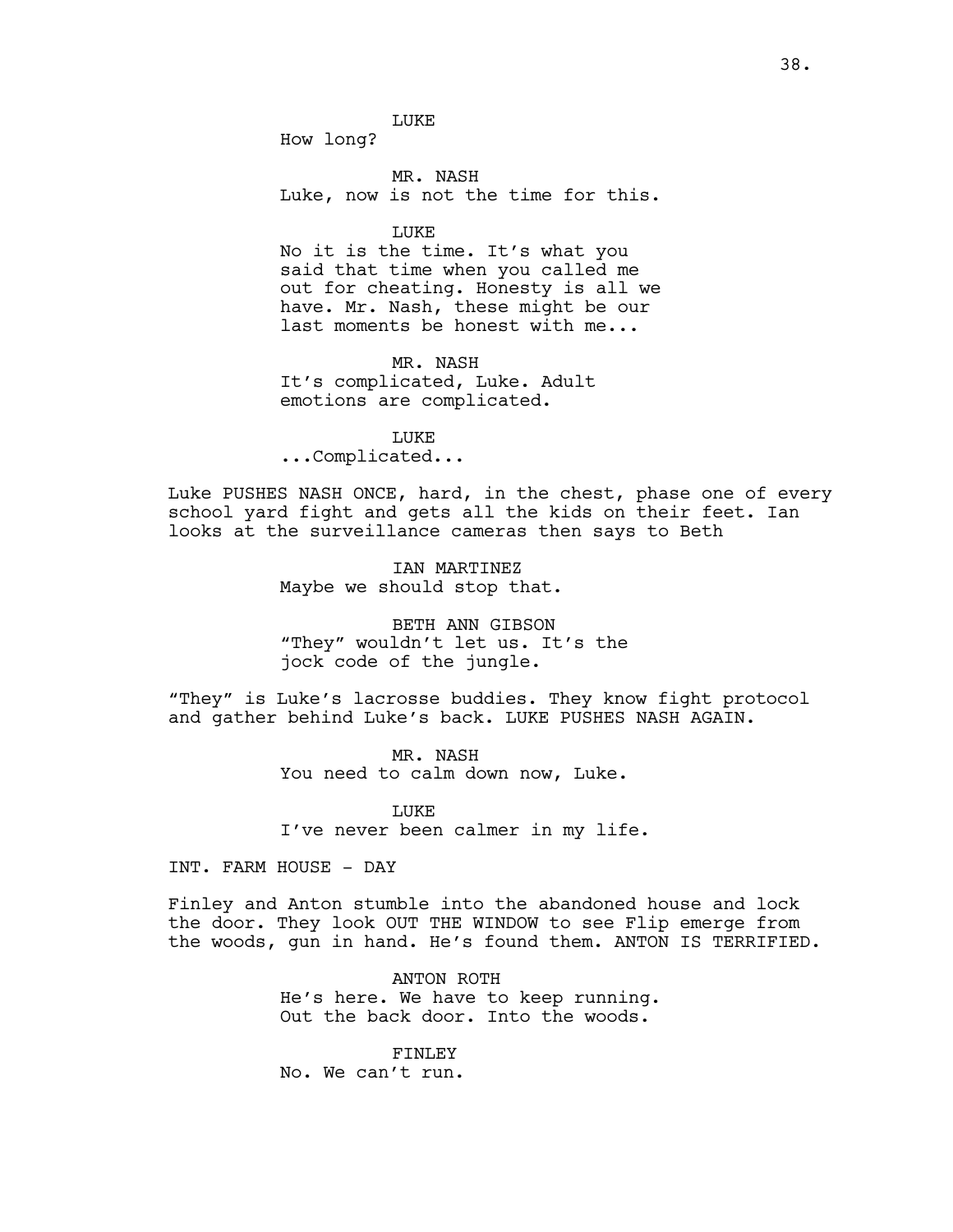LUKE
How long?

MR. NASH
Luke, now is not the time for this.

LUKE
No it is the time. It's what you said that time when you called me out for cheating. Honesty is all we have. Mr. Nash, these might be our last moments be honest with me...

MR. NASH
It's complicated, Luke. Adult emotions are complicated.

LUKE
...Complicated...

Luke PUSHES NASH ONCE, hard, in the chest, phase one of every school yard fight and gets all the kids on their feet. Ian looks at the surveillance cameras then says to Beth

IAN MARTINEZ
Maybe we should stop that.

BETH ANN GIBSON
"They" wouldn't let us. It's the jock code of the jungle.

"They" is Luke's lacrosse buddies. They know fight protocol and gather behind Luke's back. LUKE PUSHES NASH AGAIN.

MR. NASH
You need to calm down now, Luke.

LUKE
I've never been calmer in my life.

INT. FARM HOUSE - DAY

Finley and Anton stumble into the abandoned house and lock the door. They look OUT THE WINDOW to see Flip emerge from the woods, gun in hand. He's found them. ANTON IS TERRIFIED.

ANTON ROTH
He's here. We have to keep running. Out the back door. Into the woods.

FINLEY
No. We can't run.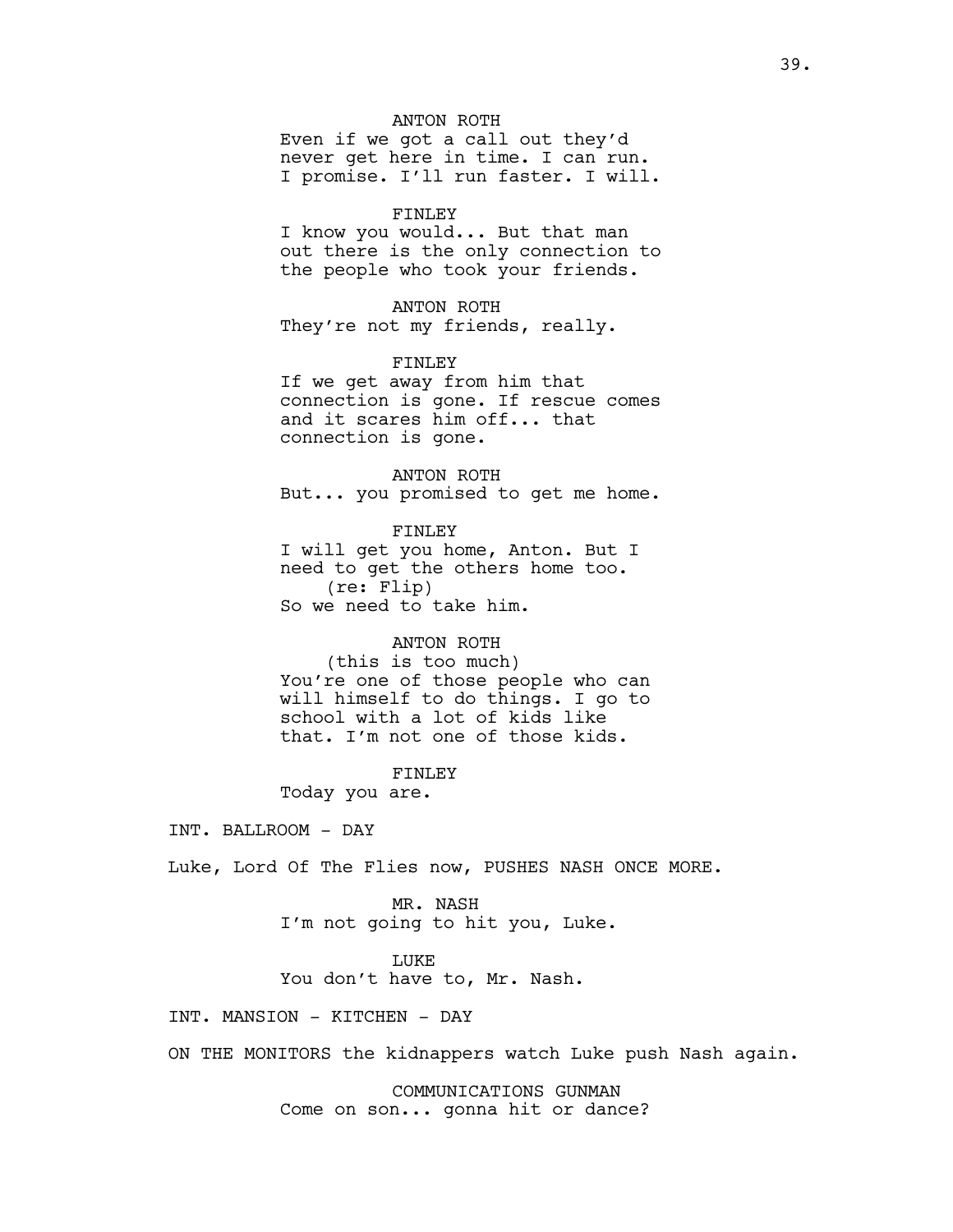ANTON ROTH
Even if we got a call out they'd never get here in time. I can run. I promise. I'll run faster. I will.

FINLEY
I know you would... But that man out there is the only connection to the people who took your friends.

ANTON ROTH
They're not my friends, really.

FINLEY
If we get away from him that connection is gone. If rescue comes and it scares him off... that connection is gone.

ANTON ROTH
But... you promised to get me home.

FINLEY
I will get you home, Anton. But I need to get the others home too.
(re: Flip)
So we need to take him.

ANTON ROTH
(this is too much)
You're one of those people who can will himself to do things. I go to school with a lot of kids like that. I'm not one of those kids.

FINLEY
Today you are.

INT. BALLROOM - DAY

Luke, Lord Of The Flies now, PUSHES NASH ONCE MORE.

MR. NASH
I'm not going to hit you, Luke.

LUKE
You don't have to, Mr. Nash.

INT. MANSION - KITCHEN - DAY

ON THE MONITORS the kidnappers watch Luke push Nash again.

COMMUNICATIONS GUNMAN
Come on son... gonna hit or dance?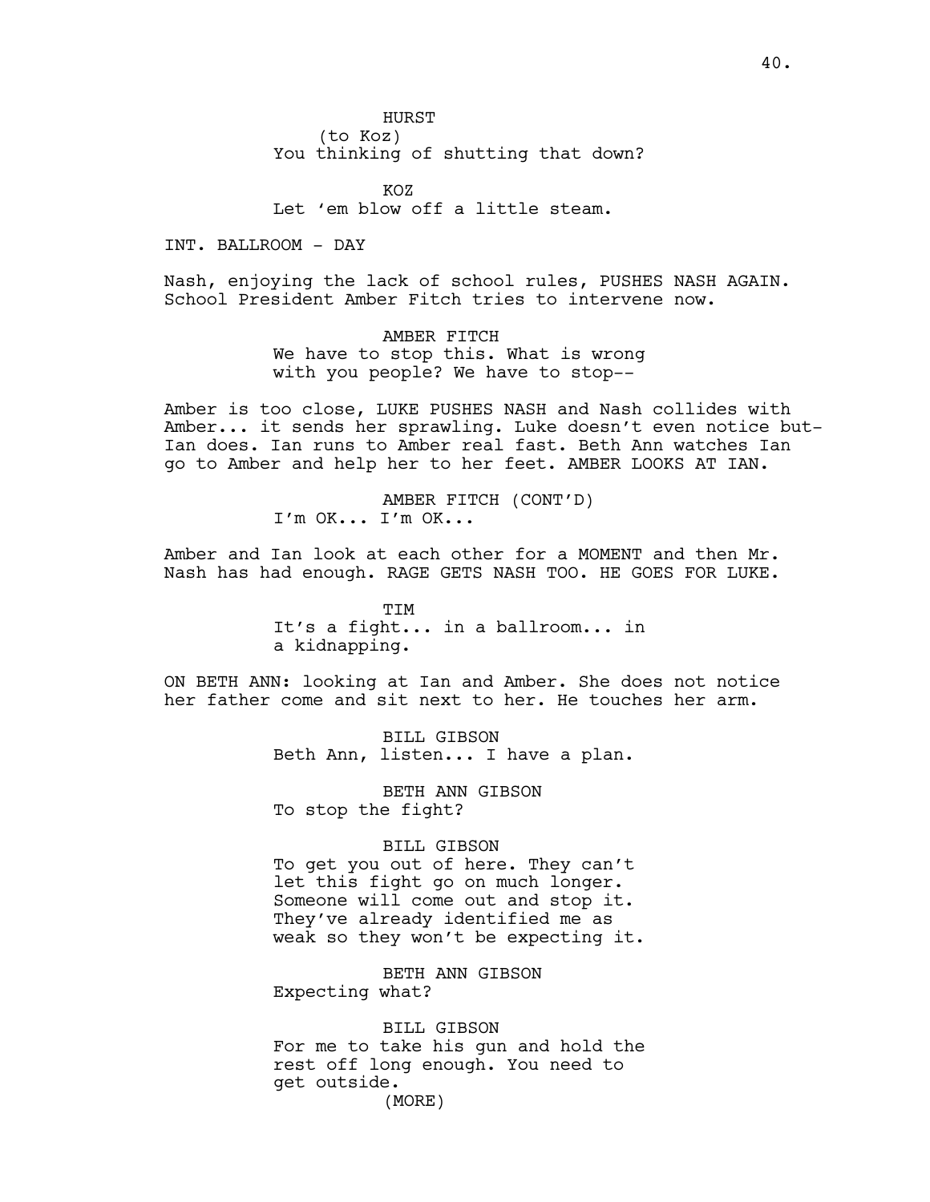HURST
(to Koz)
You thinking of shutting that down?

KOZ
Let 'em blow off a little steam.

INT. BALLROOM - DAY

Nash, enjoying the lack of school rules, PUSHES NASH AGAIN. School President Amber Fitch tries to intervene now.

AMBER FITCH
We have to stop this. What is wrong with you people? We have to stop--

Amber is too close, LUKE PUSHES NASH and Nash collides with Amber... it sends her sprawling. Luke doesn't even notice but- Ian does. Ian runs to Amber real fast. Beth Ann watches Ian go to Amber and help her to her feet. AMBER LOOKS AT IAN.

AMBER FITCH (CONT'D)
I'm OK... I'm OK...

Amber and Ian look at each other for a MOMENT and then Mr. Nash has had enough. RAGE GETS NASH TOO. HE GOES FOR LUKE.

TIM
It's a fight... in a ballroom... in a kidnapping.

ON BETH ANN: looking at Ian and Amber. She does not notice her father come and sit next to her. He touches her arm.

BILL GIBSON
Beth Ann, listen... I have a plan.

BETH ANN GIBSON
To stop the fight?

BILL GIBSON
To get you out of here. They can't let this fight go on much longer. Someone will come out and stop it. They've already identified me as weak so they won't be expecting it.

BETH ANN GIBSON
Expecting what?

BILL GIBSON
For me to take his gun and hold the rest off long enough. You need to get outside.
(MORE)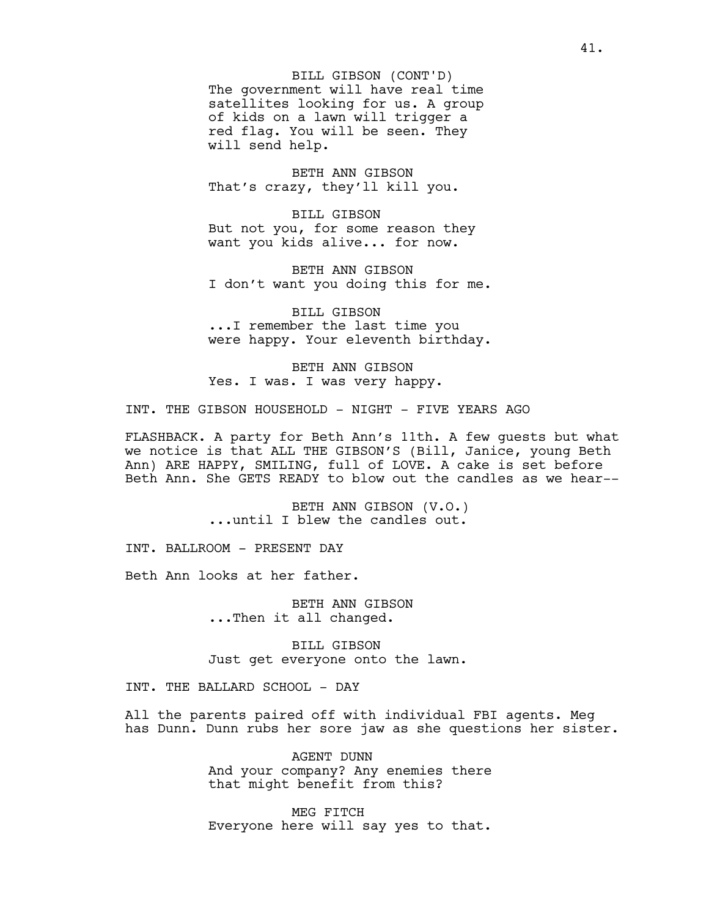BILL GIBSON (CONT'D)
The government will have real time satellites looking for us. A group of kids on a lawn will trigger a red flag. You will be seen. They will send help.

BETH ANN GIBSON
That's crazy, they'll kill you.

BILL GIBSON
But not you, for some reason they want you kids alive... for now.

BETH ANN GIBSON
I don't want you doing this for me.

BILL GIBSON
...I remember the last time you were happy. Your eleventh birthday.

BETH ANN GIBSON
Yes. I was. I was very happy.

INT. THE GIBSON HOUSEHOLD - NIGHT - FIVE YEARS AGO

FLASHBACK. A party for Beth Ann's 11th. A few guests but what we notice is that ALL THE GIBSON'S (Bill, Janice, young Beth Ann) ARE HAPPY, SMILING, full of LOVE. A cake is set before Beth Ann. She GETS READY to blow out the candles as we hear--

BETH ANN GIBSON (V.O.)
...until I blew the candles out.

INT. BALLROOM - PRESENT DAY

Beth Ann looks at her father.

BETH ANN GIBSON
...Then it all changed.

BILL GIBSON
Just get everyone onto the lawn.

INT. THE BALLARD SCHOOL - DAY

All the parents paired off with individual FBI agents. Meg has Dunn. Dunn rubs her sore jaw as she questions her sister.

AGENT DUNN
And your company? Any enemies there that might benefit from this?

MEG FITCH
Everyone here will say yes to that.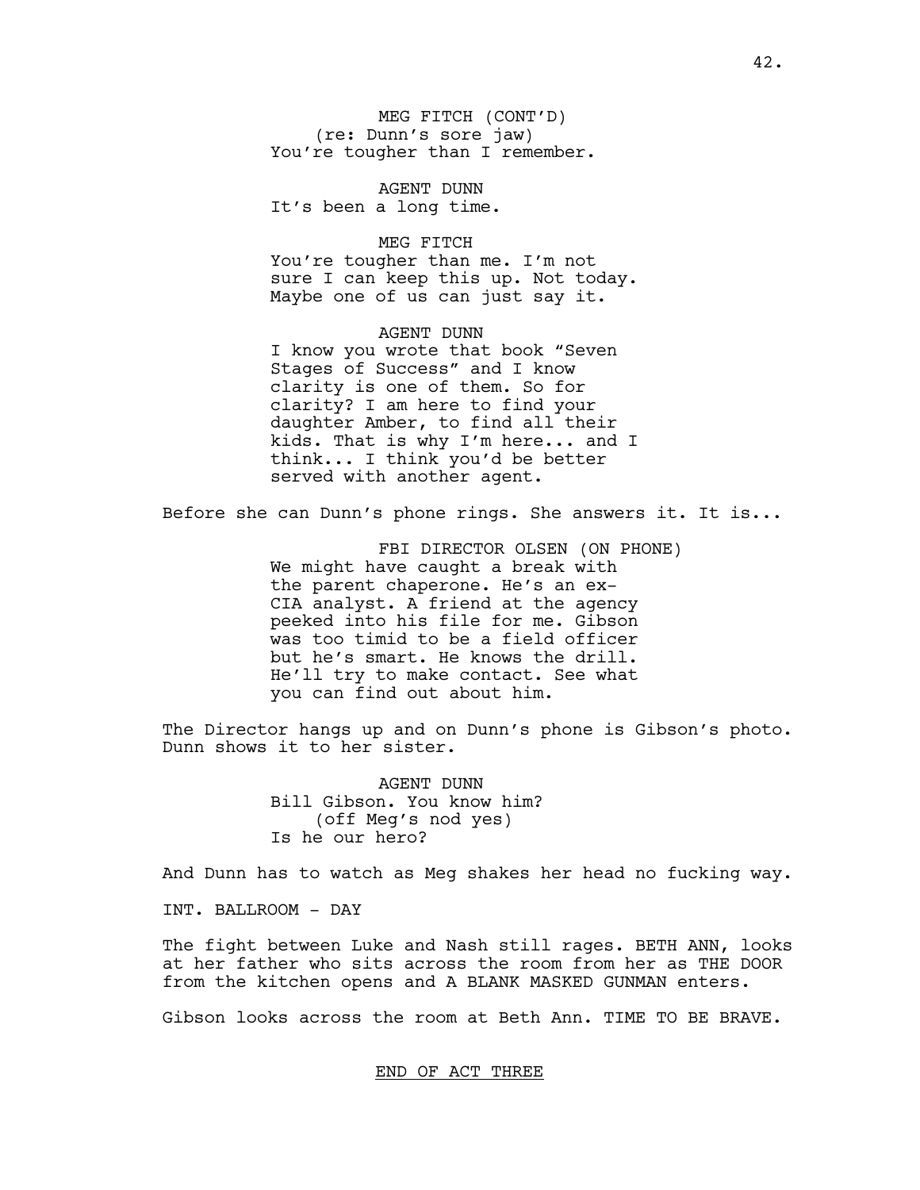MEG FITCH (CONT'D)
(re: Dunn's sore jaw)
You're tougher than I remember.

AGENT DUNN
It's been a long time.

MEG FITCH
You're tougher than me. I'm not sure I can keep this up. Not today. Maybe one of us can just say it.

AGENT DUNN
I know you wrote that book "Seven Stages of Success" and I know clarity is one of them. So for clarity? I am here to find your daughter Amber, to find all their kids. That is why I'm here... and I think... I think you'd be better served with another agent.

Before she can Dunn's phone rings. She answers it. It is...

FBI DIRECTOR OLSEN (ON PHONE)
We might have caught a break with the parent chaperone. He's an ex-CIA analyst. A friend at the agency peeked into his file for me. Gibson was too timid to be a field officer but he's smart. He knows the drill. He'll try to make contact. See what you can find out about him.

The Director hangs up and on Dunn's phone is Gibson's photo. Dunn shows it to her sister.

AGENT DUNN
Bill Gibson. You know him?
(off Meg's nod yes)
Is he our hero?

And Dunn has to watch as Meg shakes her head no fucking way.

INT. BALLROOM - DAY

The fight between Luke and Nash still rages. BETH ANN, looks at her father who sits across the room from her as THE DOOR from the kitchen opens and A BLANK MASKED GUNMAN enters.

Gibson looks across the room at Beth Ann. TIME TO BE BRAVE.

END OF ACT THREE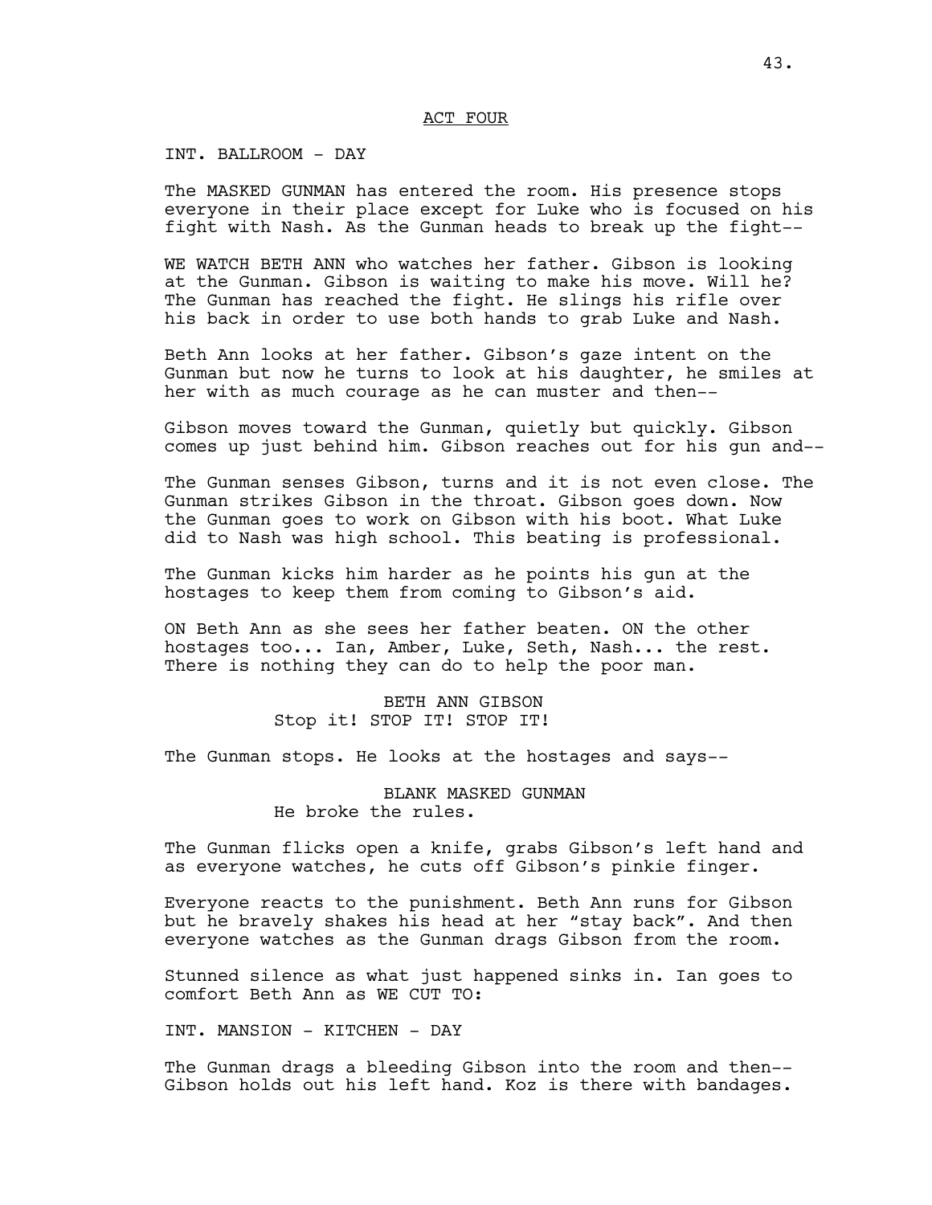ACT FOUR

INT. BALLROOM - DAY

The MASKED GUNMAN has entered the room. His presence stops everyone in their place except for Luke who is focused on his fight with Nash. As the Gunman heads to break up the fight--

WE WATCH BETH ANN who watches her father. Gibson is looking at the Gunman. Gibson is waiting to make his move. Will he? The Gunman has reached the fight. He slings his rifle over his back in order to use both hands to grab Luke and Nash.

Beth Ann looks at her father. Gibson's gaze intent on the Gunman but now he turns to look at his daughter, he smiles at her with as much courage as he can muster and then--

Gibson moves toward the Gunman, quietly but quickly. Gibson comes up just behind him. Gibson reaches out for his gun and--

The Gunman senses Gibson, turns and it is not even close. The Gunman strikes Gibson in the throat. Gibson goes down. Now the Gunman goes to work on Gibson with his boot. What Luke did to Nash was high school. This beating is professional.

The Gunman kicks him harder as he points his gun at the hostages to keep them from coming to Gibson's aid.

ON Beth Ann as she sees her father beaten. ON the other hostages too... Ian, Amber, Luke, Seth, Nash... the rest. There is nothing they can do to help the poor man.

BETH ANN GIBSON
Stop it! STOP IT! STOP IT!

The Gunman stops. He looks at the hostages and says--

BLANK MASKED GUNMAN
He broke the rules.

The Gunman flicks open a knife, grabs Gibson's left hand and as everyone watches, he cuts off Gibson's pinkie finger.

Everyone reacts to the punishment. Beth Ann runs for Gibson but he bravely shakes his head at her "stay back". And then everyone watches as the Gunman drags Gibson from the room.

Stunned silence as what just happened sinks in. Ian goes to comfort Beth Ann as WE CUT TO:

INT. MANSION - KITCHEN - DAY

The Gunman drags a bleeding Gibson into the room and then-- Gibson holds out his left hand. Koz is there with bandages.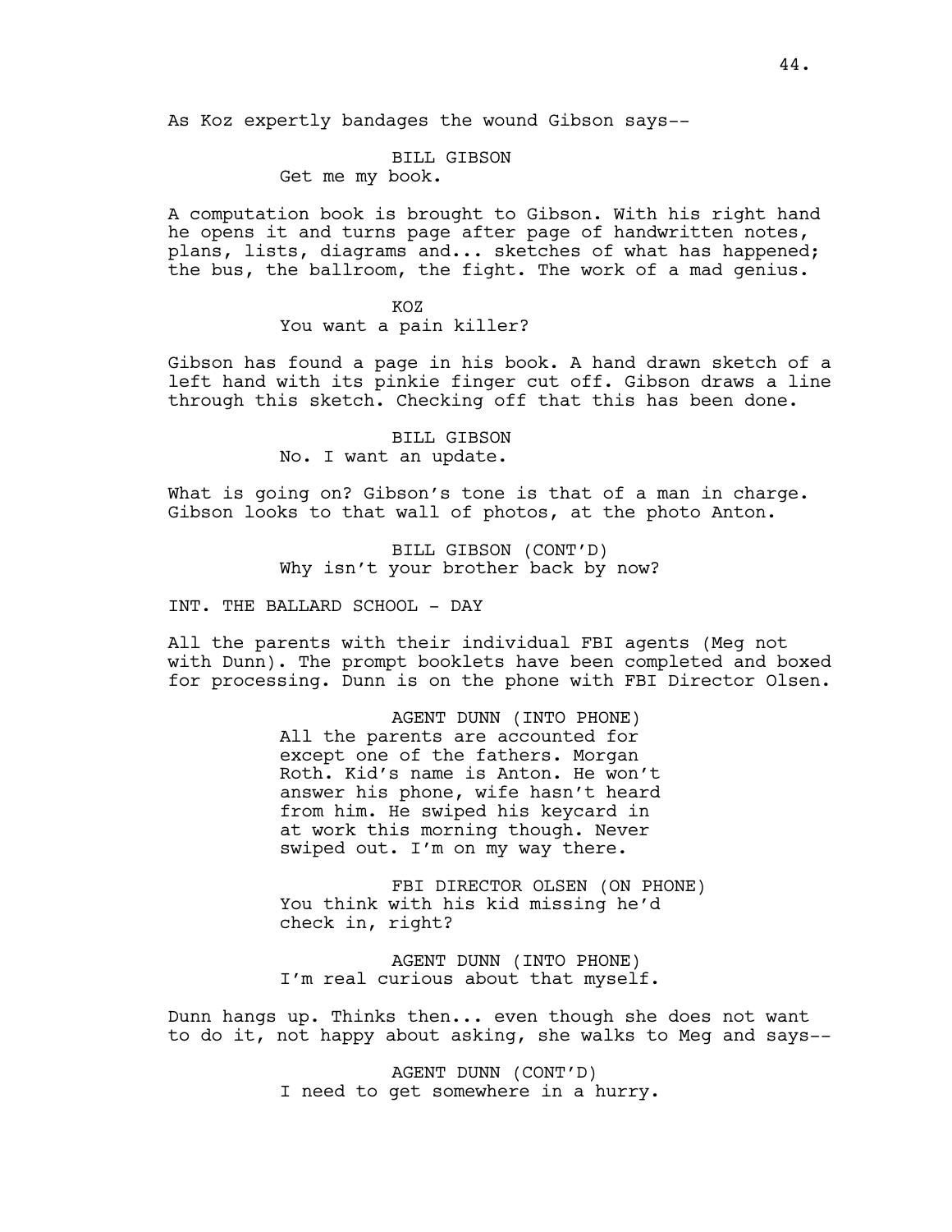As Koz expertly bandages the wound Gibson says--

BILL GIBSON
Get me my book.

A computation book is brought to Gibson. With his right hand he opens it and turns page after page of handwritten notes, plans, lists, diagrams and... sketches of what has happened; the bus, the ballroom, the fight. The work of a mad genius.

KOZ
You want a pain killer?

Gibson has found a page in his book. A hand drawn sketch of a left hand with its pinkie finger cut off. Gibson draws a line through this sketch. Checking off that this has been done.

BILL GIBSON
No. I want an update.

What is going on? Gibson's tone is that of a man in charge. Gibson looks to that wall of photos, at the photo Anton.

BILL GIBSON (CONT'D)
Why isn't your brother back by now?

INT. THE BALLARD SCHOOL - DAY

All the parents with their individual FBI agents (Meg not with Dunn). The prompt booklets have been completed and boxed for processing. Dunn is on the phone with FBI Director Olsen.

AGENT DUNN (INTO PHONE)
All the parents are accounted for except one of the fathers. Morgan Roth. Kid's name is Anton. He won't answer his phone, wife hasn't heard from him. He swiped his keycard in at work this morning though. Never swiped out. I'm on my way there.

FBI DIRECTOR OLSEN (ON PHONE)
You think with his kid missing he'd check in, right?

AGENT DUNN (INTO PHONE)
I'm real curious about that myself.

Dunn hangs up. Thinks then... even though she does not want to do it, not happy about asking, she walks to Meg and says--

AGENT DUNN (CONT'D)
I need to get somewhere in a hurry.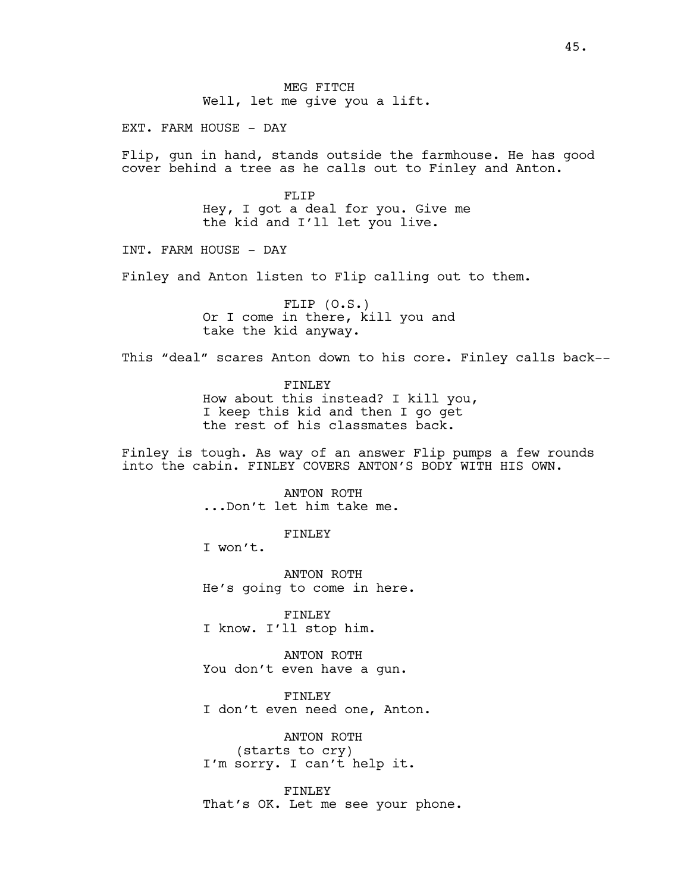MEG FITCH
Well, let me give you a lift.

EXT. FARM HOUSE - DAY

Flip, gun in hand, stands outside the farmhouse. He has good cover behind a tree as he calls out to Finley and Anton.

FLIP
Hey, I got a deal for you. Give me the kid and I'll let you live.

INT. FARM HOUSE - DAY

Finley and Anton listen to Flip calling out to them.

FLIP (O.S.)
Or I come in there, kill you and take the kid anyway.

This "deal" scares Anton down to his core. Finley calls back--

FINLEY
How about this instead? I kill you, I keep this kid and then I go get the rest of his classmates back.

Finley is tough. As way of an answer Flip pumps a few rounds into the cabin. FINLEY COVERS ANTON'S BODY WITH HIS OWN.

ANTON ROTH
...Don't let him take me.

FINLEY
I won't.

ANTON ROTH
He's going to come in here.

FINLEY
I know. I'll stop him.

ANTON ROTH
You don't even have a gun.

FINLEY
I don't even need one, Anton.

ANTON ROTH
(starts to cry)
I'm sorry. I can't help it.

FINLEY
That's OK. Let me see your phone.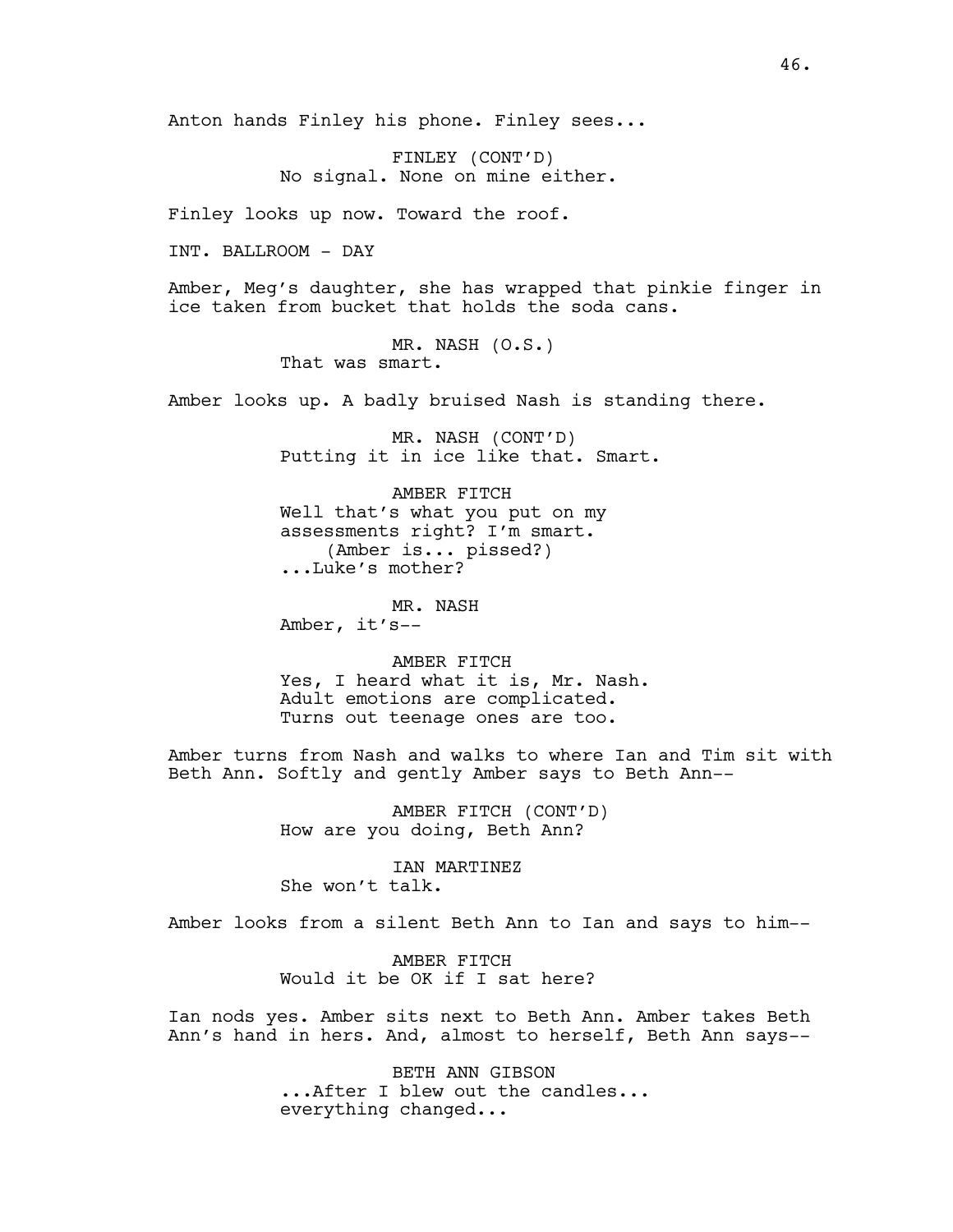Anton hands Finley his phone. Finley sees...

FINLEY (CONT'D)
No signal. None on mine either.

Finley looks up now. Toward the roof.

INT. BALLROOM - DAY

Amber, Meg's daughter, she has wrapped that pinkie finger in ice taken from bucket that holds the soda cans.

MR. NASH (O.S.)
That was smart.

Amber looks up. A badly bruised Nash is standing there.

MR. NASH (CONT'D)
Putting it in ice like that. Smart.

AMBER FITCH
Well that's what you put on my assessments right? I'm smart.
(Amber is... pissed?)
...Luke's mother?

MR. NASH
Amber, it's--

AMBER FITCH
Yes, I heard what it is, Mr. Nash. Adult emotions are complicated. Turns out teenage ones are too.

Amber turns from Nash and walks to where Ian and Tim sit with Beth Ann. Softly and gently Amber says to Beth Ann--

AMBER FITCH (CONT'D)
How are you doing, Beth Ann?

IAN MARTINEZ
She won't talk.

Amber looks from a silent Beth Ann to Ian and says to him--

AMBER FITCH
Would it be OK if I sat here?

Ian nods yes. Amber sits next to Beth Ann. Amber takes Beth Ann's hand in hers. And, almost to herself, Beth Ann says--

BETH ANN GIBSON
...After I blew out the candles... everything changed...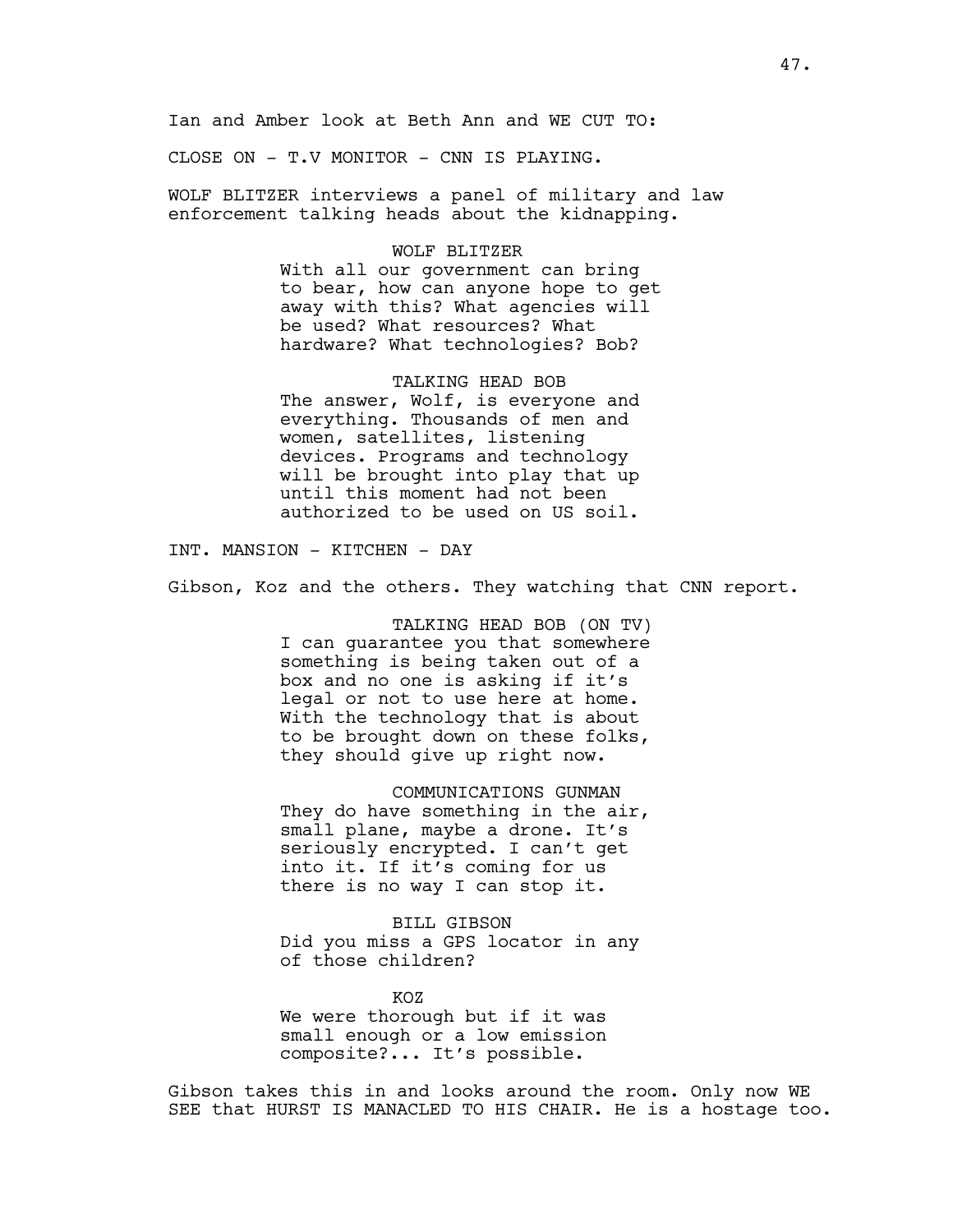Ian and Amber look at Beth Ann and WE CUT TO:

CLOSE ON - T.V MONITOR - CNN IS PLAYING.

WOLF BLITZER interviews a panel of military and law enforcement talking heads about the kidnapping.

WOLF BLITZER
With all our government can bring to bear, how can anyone hope to get away with this? What agencies will be used? What resources? What hardware? What technologies? Bob?

TALKING HEAD BOB
The answer, Wolf, is everyone and everything. Thousands of men and women, satellites, listening devices. Programs and technology will be brought into play that up until this moment had not been authorized to be used on US soil.

INT. MANSION - KITCHEN - DAY

Gibson, Koz and the others. They watching that CNN report.

TALKING HEAD BOB (ON TV)
I can guarantee you that somewhere something is being taken out of a box and no one is asking if it's legal or not to use here at home. With the technology that is about to be brought down on these folks, they should give up right now.

COMMUNICATIONS GUNMAN
They do have something in the air, small plane, maybe a drone. It's seriously encrypted. I can't get into it. If it's coming for us there is no way I can stop it.

BILL GIBSON
Did you miss a GPS locator in any of those children?

KOZ
We were thorough but if it was small enough or a low emission composite?... It's possible.

Gibson takes this in and looks around the room. Only now WE SEE that HURST IS MANACLED TO HIS CHAIR. He is a hostage too.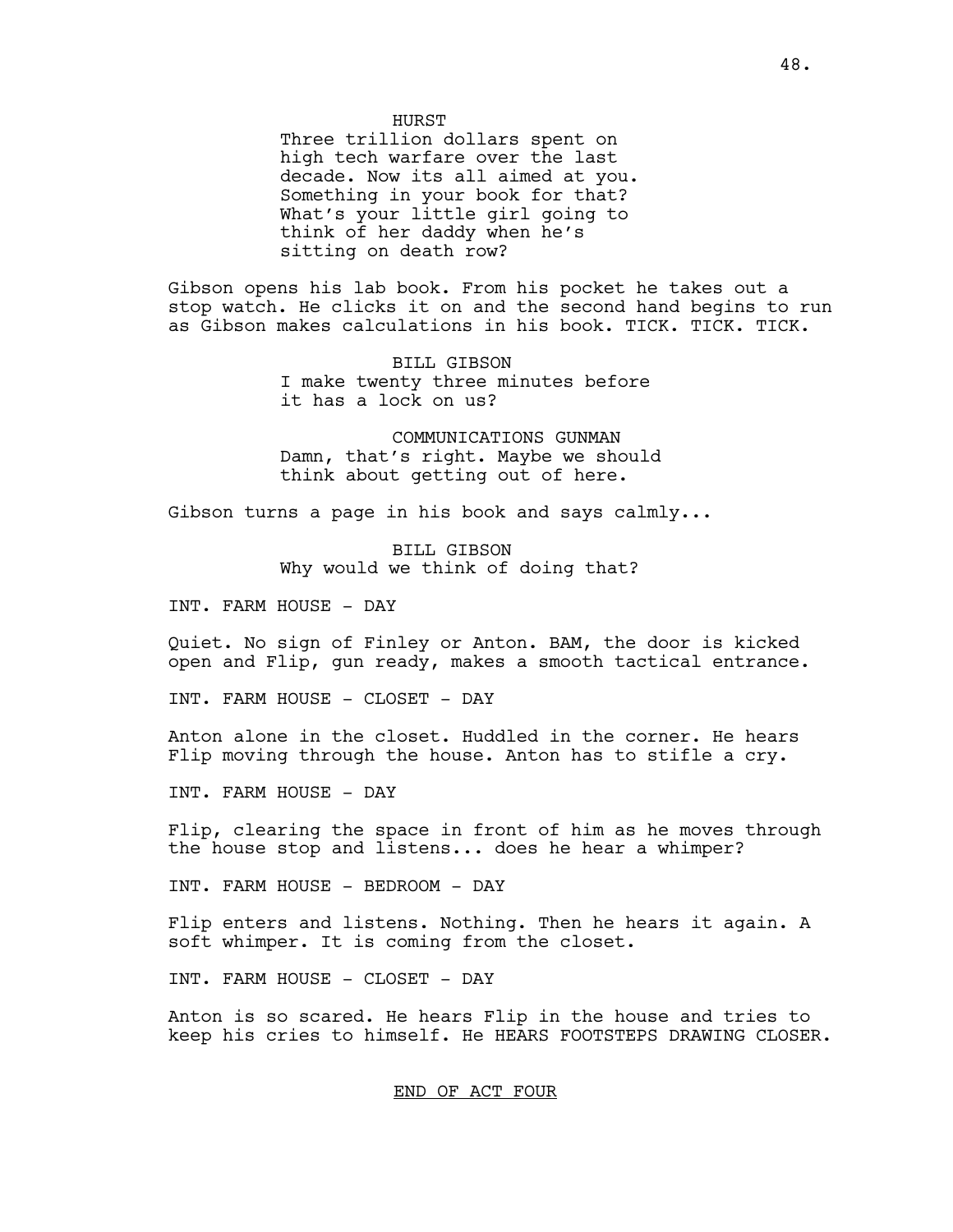HURST

Three trillion dollars spent on high tech warfare over the last decade. Now its all aimed at you. Something in your book for that? What's your little girl going to think of her daddy when he's sitting on death row?

Gibson opens his lab book. From his pocket he takes out a stop watch. He clicks it on and the second hand begins to run as Gibson makes calculations in his book. TICK. TICK. TICK.

BILL GIBSON

I make twenty three minutes before it has a lock on us?

COMMUNICATIONS GUNMAN

Damn, that's right. Maybe we should think about getting out of here.

Gibson turns a page in his book and says calmly...

BILL GIBSON

Why would we think of doing that?

INT. FARM HOUSE - DAY

Quiet. No sign of Finley or Anton. BAM, the door is kicked open and Flip, gun ready, makes a smooth tactical entrance.

INT. FARM HOUSE - CLOSET - DAY

Anton alone in the closet. Huddled in the corner. He hears Flip moving through the house. Anton has to stifle a cry.

INT. FARM HOUSE - DAY

Flip, clearing the space in front of him as he moves through the house stop and listens... does he hear a whimper?

INT. FARM HOUSE - BEDROOM - DAY

Flip enters and listens. Nothing. Then he hears it again. A soft whimper. It is coming from the closet.

INT. FARM HOUSE - CLOSET - DAY

Anton is so scared. He hears Flip in the house and tries to keep his cries to himself. He HEARS FOOTSTEPS DRAWING CLOSER.

END OF ACT FOUR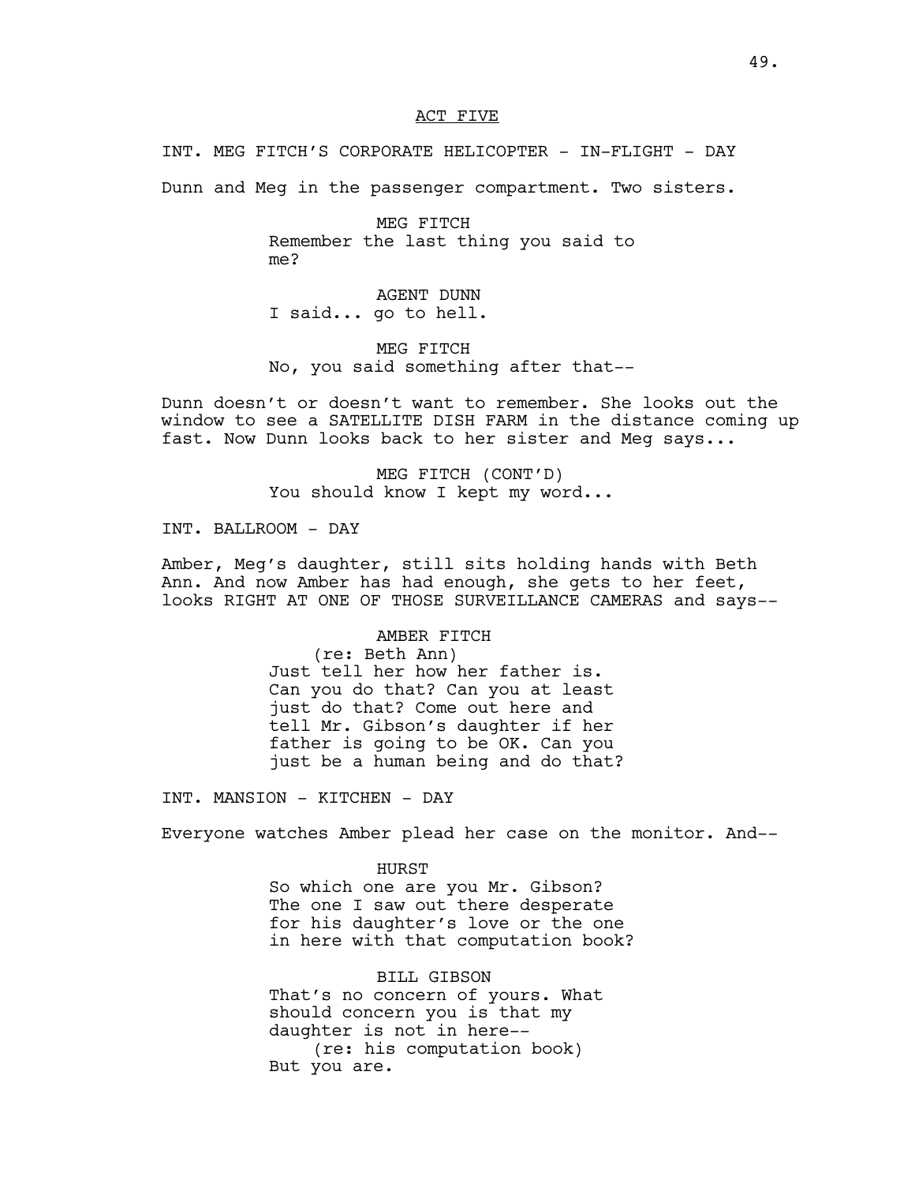ACT FIVE

INT. MEG FITCH'S CORPORATE HELICOPTER - IN-FLIGHT - DAY

Dunn and Meg in the passenger compartment. Two sisters.

MEG FITCH
Remember the last thing you said to me?

AGENT DUNN
I said... go to hell.

MEG FITCH
No, you said something after that--

Dunn doesn't or doesn't want to remember. She looks out the window to see a SATELLITE DISH FARM in the distance coming up fast. Now Dunn looks back to her sister and Meg says...

MEG FITCH (CONT'D)
You should know I kept my word...

INT. BALLROOM - DAY

Amber, Meg's daughter, still sits holding hands with Beth Ann. And now Amber has had enough, she gets to her feet, looks RIGHT AT ONE OF THOSE SURVEILLANCE CAMERAS and says--

AMBER FITCH
(re: Beth Ann)
Just tell her how her father is. Can you do that? Can you at least just do that? Come out here and tell Mr. Gibson's daughter if her father is going to be OK. Can you just be a human being and do that?

INT. MANSION - KITCHEN - DAY

Everyone watches Amber plead her case on the monitor. And--

HURST
So which one are you Mr. Gibson? The one I saw out there desperate for his daughter's love or the one in here with that computation book?

BILL GIBSON
That's no concern of yours. What should concern you is that my daughter is not in here--
(re: his computation book)
But you are.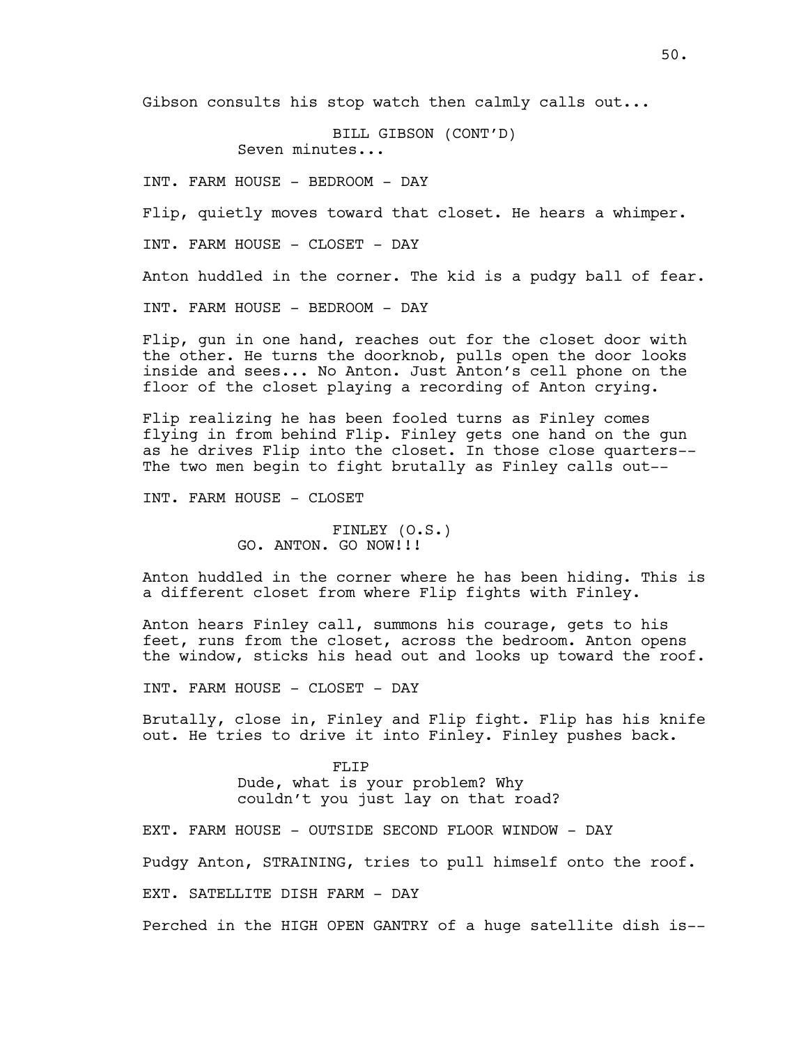Gibson consults his stop watch then calmly calls out...

BILL GIBSON (CONT'D)
Seven minutes...

INT. FARM HOUSE - BEDROOM - DAY

Flip, quietly moves toward that closet. He hears a whimper.

INT. FARM HOUSE - CLOSET - DAY

Anton huddled in the corner. The kid is a pudgy ball of fear.

INT. FARM HOUSE - BEDROOM - DAY

Flip, gun in one hand, reaches out for the closet door with the other. He turns the doorknob, pulls open the door looks inside and sees... No Anton. Just Anton's cell phone on the floor of the closet playing a recording of Anton crying.

Flip realizing he has been fooled turns as Finley comes flying in from behind Flip. Finley gets one hand on the gun as he drives Flip into the closet. In those close quarters-- The two men begin to fight brutally as Finley calls out--

INT. FARM HOUSE - CLOSET

FINLEY (O.S.)
GO. ANTON. GO NOW!!!

Anton huddled in the corner where he has been hiding. This is a different closet from where Flip fights with Finley.

Anton hears Finley call, summons his courage, gets to his feet, runs from the closet, across the bedroom. Anton opens the window, sticks his head out and looks up toward the roof.

INT. FARM HOUSE - CLOSET - DAY

Brutally, close in, Finley and Flip fight. Flip has his knife out. He tries to drive it into Finley. Finley pushes back.

FLIP
Dude, what is your problem? Why couldn't you just lay on that road?

EXT. FARM HOUSE - OUTSIDE SECOND FLOOR WINDOW - DAY

Pudgy Anton, STRAINING, tries to pull himself onto the roof.

EXT. SATELLITE DISH FARM - DAY

Perched in the HIGH OPEN GANTRY of a huge satellite dish is--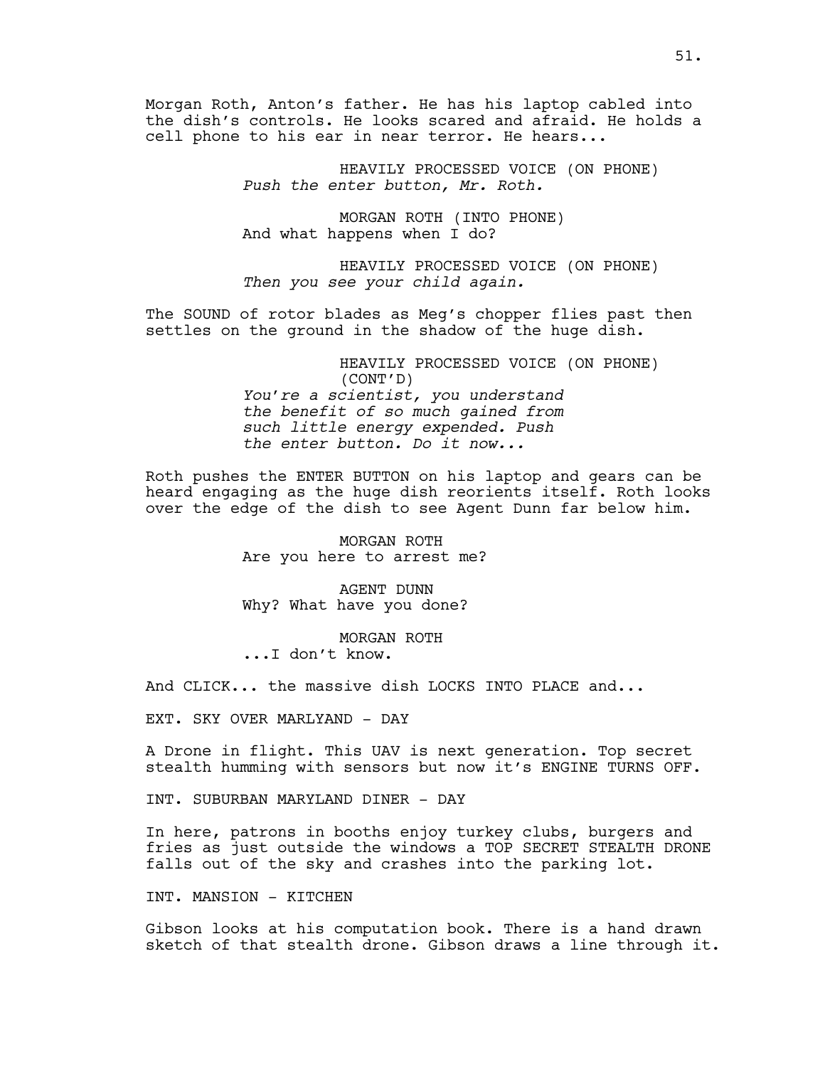Morgan Roth, Anton's father. He has his laptop cabled into the dish's controls. He looks scared and afraid. He holds a cell phone to his ear in near terror. He hears...

HEAVILY PROCESSED VOICE (ON PHONE)
*Push the enter button, Mr. Roth.*

MORGAN ROTH (INTO PHONE)
And what happens when I do?

HEAVILY PROCESSED VOICE (ON PHONE)
*Then you see your child again.*

The SOUND of rotor blades as Meg's chopper flies past then settles on the ground in the shadow of the huge dish.

HEAVILY PROCESSED VOICE (ON PHONE)
(CONT'D)
*You're a scientist, you understand the benefit of so much gained from such little energy expended. Push the enter button. Do it now...*

Roth pushes the ENTER BUTTON on his laptop and gears can be heard engaging as the huge dish reorients itself. Roth looks over the edge of the dish to see Agent Dunn far below him.

MORGAN ROTH
Are you here to arrest me?

AGENT DUNN
Why? What have you done?

MORGAN ROTH
...I don't know.

And CLICK... the massive dish LOCKS INTO PLACE and...

EXT. SKY OVER MARLYAND - DAY

A Drone in flight. This UAV is next generation. Top secret stealth humming with sensors but now it's ENGINE TURNS OFF.

INT. SUBURBAN MARYLAND DINER - DAY

In here, patrons in booths enjoy turkey clubs, burgers and fries as just outside the windows a TOP SECRET STEALTH DRONE falls out of the sky and crashes into the parking lot.

INT. MANSION - KITCHEN

Gibson looks at his computation book. There is a hand drawn sketch of that stealth drone. Gibson draws a line through it.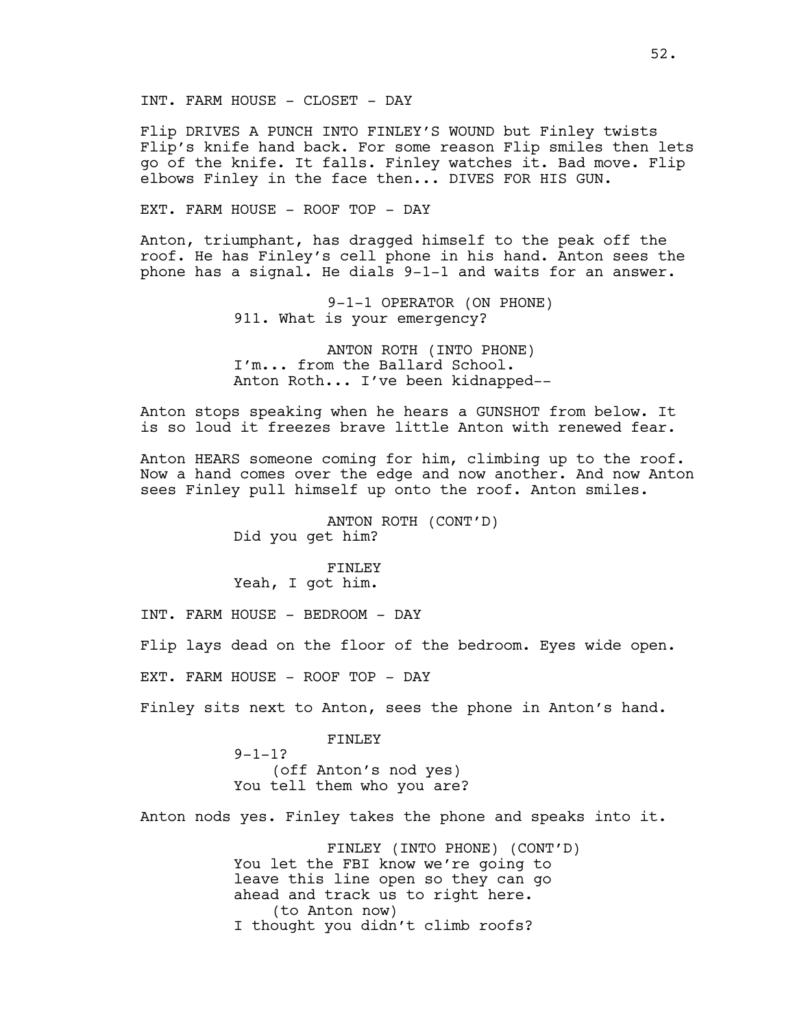INT. FARM HOUSE - CLOSET - DAY

Flip DRIVES A PUNCH INTO FINLEY'S WOUND but Finley twists Flip's knife hand back. For some reason Flip smiles then lets go of the knife. It falls. Finley watches it. Bad move. Flip elbows Finley in the face then... DIVES FOR HIS GUN.

EXT. FARM HOUSE - ROOF TOP - DAY

Anton, triumphant, has dragged himself to the peak off the roof. He has Finley's cell phone in his hand. Anton sees the phone has a signal. He dials 9-1-1 and waits for an answer.

9-1-1 OPERATOR (ON PHONE)
911. What is your emergency?

ANTON ROTH (INTO PHONE)
I'm... from the Ballard School.
Anton Roth... I've been kidnapped--

Anton stops speaking when he hears a GUNSHOT from below. It is so loud it freezes brave little Anton with renewed fear.

Anton HEARS someone coming for him, climbing up to the roof. Now a hand comes over the edge and now another. And now Anton sees Finley pull himself up onto the roof. Anton smiles.

ANTON ROTH (CONT'D)
Did you get him?

FINLEY
Yeah, I got him.

INT. FARM HOUSE - BEDROOM - DAY

Flip lays dead on the floor of the bedroom. Eyes wide open.

EXT. FARM HOUSE - ROOF TOP - DAY

Finley sits next to Anton, sees the phone in Anton's hand.

FINLEY
9-1-1?
(off Anton's nod yes)
You tell them who you are?

Anton nods yes. Finley takes the phone and speaks into it.

FINLEY (INTO PHONE) (CONT'D)
You let the FBI know we're going to leave this line open so they can go ahead and track us to right here.
(to Anton now)
I thought you didn't climb roofs?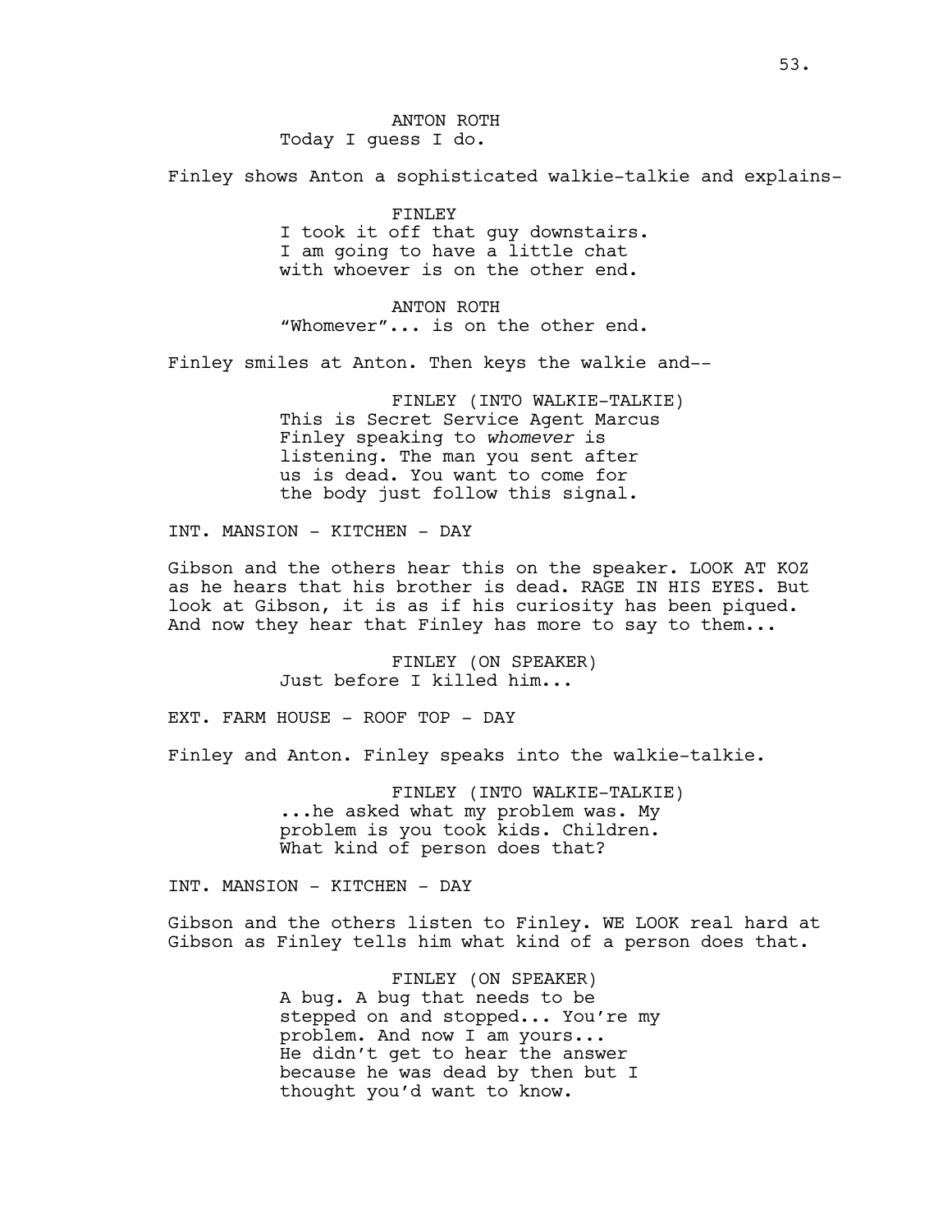ANTON ROTH
Today I guess I do.

Finley shows Anton a sophisticated walkie-talkie and explains-

FINLEY
I took it off that guy downstairs. I am going to have a little chat with whoever is on the other end.

ANTON ROTH
"Whomever"... is on the other end.

Finley smiles at Anton. Then keys the walkie and--

FINLEY (INTO WALKIE-TALKIE)
This is Secret Service Agent Marcus Finley speaking to *whomever* is listening. The man you sent after us is dead. You want to come for the body just follow this signal.

INT. MANSION - KITCHEN - DAY

Gibson and the others hear this on the speaker. LOOK AT KOZ as he hears that his brother is dead. RAGE IN HIS EYES. But look at Gibson, it is as if his curiosity has been piqued. And now they hear that Finley has more to say to them...

FINLEY (ON SPEAKER)
Just before I killed him...

EXT. FARM HOUSE - ROOF TOP - DAY

Finley and Anton. Finley speaks into the walkie-talkie.

FINLEY (INTO WALKIE-TALKIE)
...he asked what my problem was. My problem is you took kids. Children. What kind of person does that?

INT. MANSION - KITCHEN - DAY

Gibson and the others listen to Finley. WE LOOK real hard at Gibson as Finley tells him what kind of a person does that.

FINLEY (ON SPEAKER)
A bug. A bug that needs to be stepped on and stopped... You're my problem. And now I am yours... He didn't get to hear the answer because he was dead by then but I thought you'd want to know.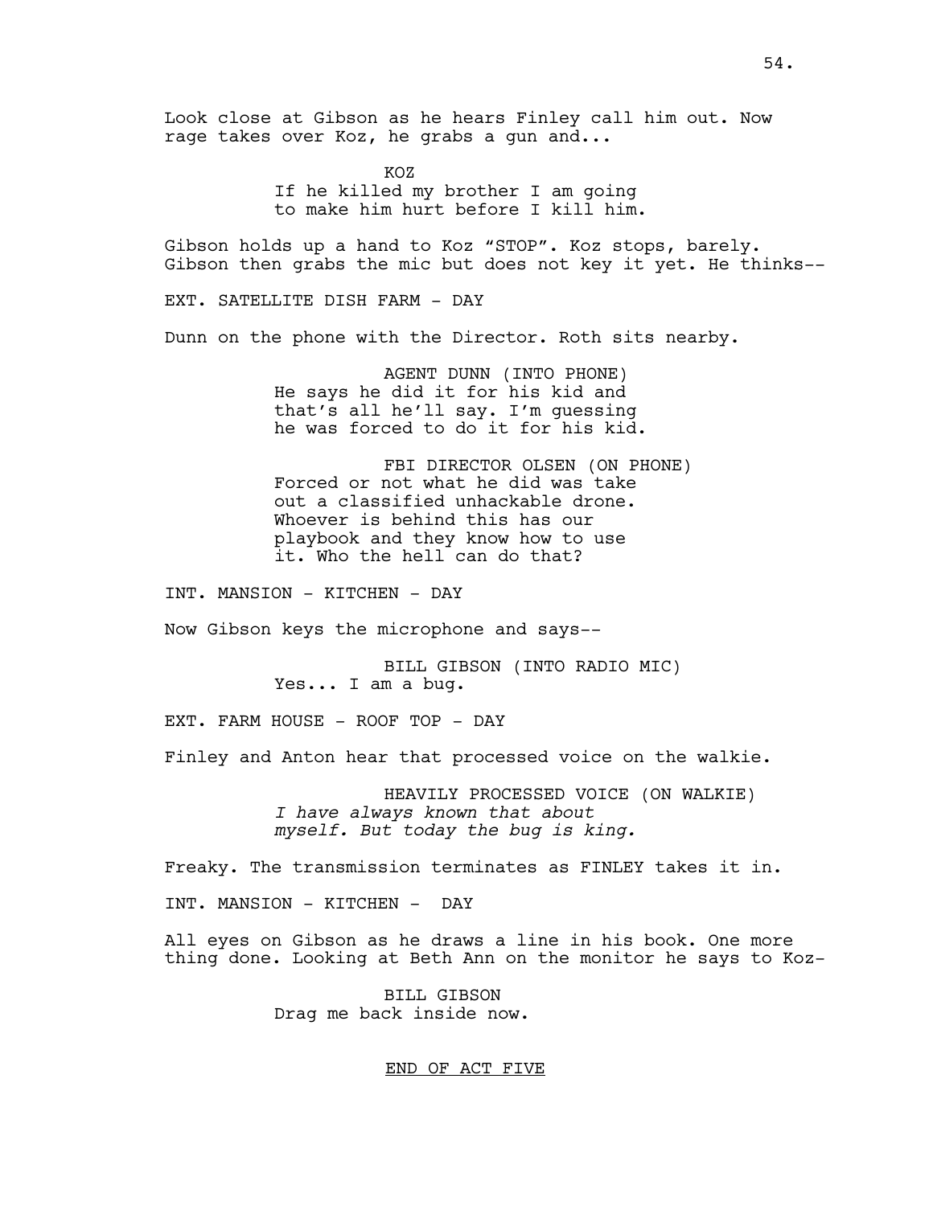Look close at Gibson as he hears Finley call him out. Now rage takes over Koz, he grabs a gun and...

KOZ
If he killed my brother I am going to make him hurt before I kill him.

Gibson holds up a hand to Koz “STOP”. Koz stops, barely. Gibson then grabs the mic but does not key it yet. He thinks--

EXT. SATELLITE DISH FARM - DAY

Dunn on the phone with the Director. Roth sits nearby.

AGENT DUNN (INTO PHONE)
He says he did it for his kid and that’s all he’ll say. I’m guessing he was forced to do it for his kid.

FBI DIRECTOR OLSEN (ON PHONE)
Forced or not what he did was take out a classified unhackable drone. Whoever is behind this has our playbook and they know how to use it. Who the hell can do that?

INT. MANSION - KITCHEN - DAY

Now Gibson keys the microphone and says--

BILL GIBSON (INTO RADIO MIC)
Yes... I am a bug.

EXT. FARM HOUSE - ROOF TOP - DAY

Finley and Anton hear that processed voice on the walkie.

HEAVILY PROCESSED VOICE (ON WALKIE)
*I have always known that about myself. But today the bug is king.*

Freaky. The transmission terminates as FINLEY takes it in.

INT. MANSION - KITCHEN - DAY

All eyes on Gibson as he draws a line in his book. One more thing done. Looking at Beth Ann on the monitor he says to Koz-

BILL GIBSON
Drag me back inside now.

END OF ACT FIVE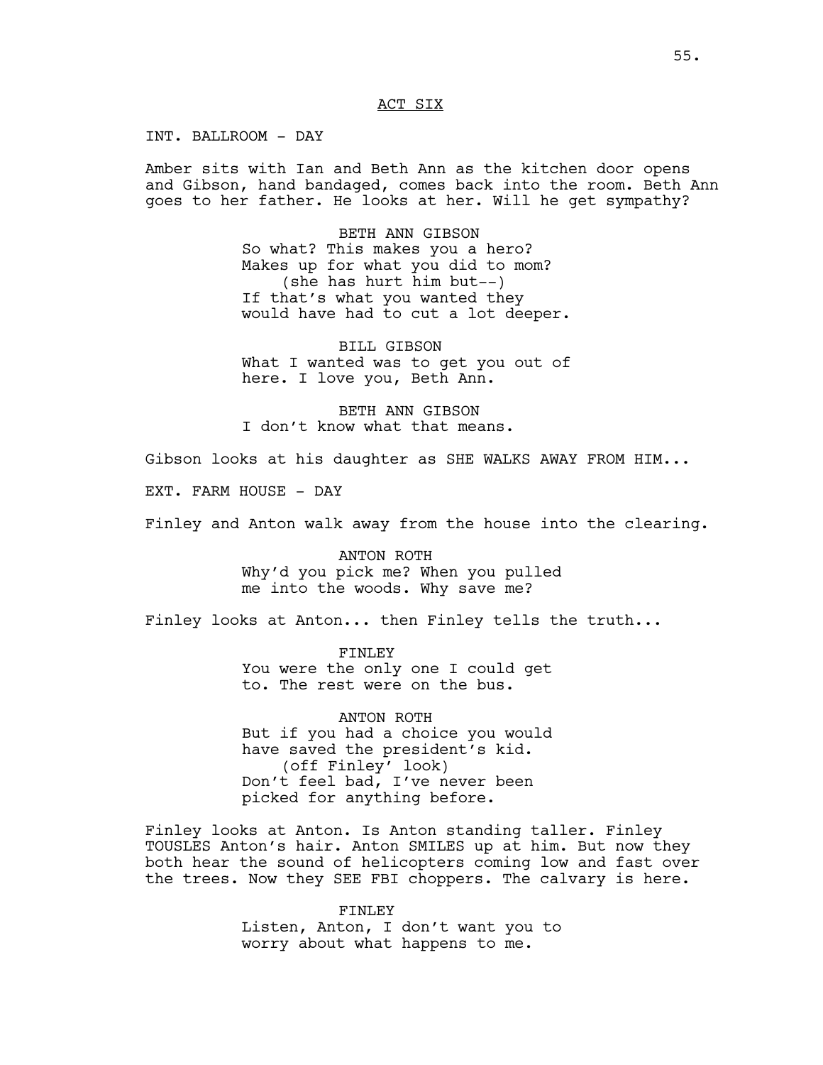ACT SIX

INT. BALLROOM - DAY

Amber sits with Ian and Beth Ann as the kitchen door opens and Gibson, hand bandaged, comes back into the room. Beth Ann goes to her father. He looks at her. Will he get sympathy?

BETH ANN GIBSON
So what? This makes you a hero? Makes up for what you did to mom?
(she has hurt him but--)
If that's what you wanted they would have had to cut a lot deeper.

BILL GIBSON
What I wanted was to get you out of here. I love you, Beth Ann.

BETH ANN GIBSON
I don't know what that means.

Gibson looks at his daughter as SHE WALKS AWAY FROM HIM...

EXT. FARM HOUSE - DAY

Finley and Anton walk away from the house into the clearing.

ANTON ROTH
Why'd you pick me? When you pulled me into the woods. Why save me?

Finley looks at Anton... then Finley tells the truth...

FINLEY
You were the only one I could get to. The rest were on the bus.

ANTON ROTH
But if you had a choice you would have saved the president's kid.
(off Finley' look)
Don't feel bad, I've never been picked for anything before.

Finley looks at Anton. Is Anton standing taller. Finley TOUSLES Anton's hair. Anton SMILES up at him. But now they both hear the sound of helicopters coming low and fast over the trees. Now they SEE FBI choppers. The calvary is here.

FINLEY
Listen, Anton, I don't want you to worry about what happens to me.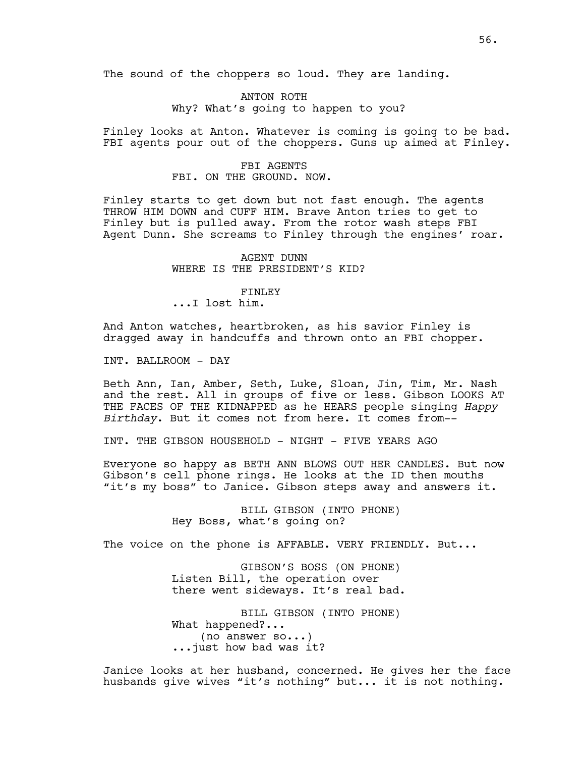The sound of the choppers so loud. They are landing.

ANTON ROTH
Why? What's going to happen to you?

Finley looks at Anton. Whatever is coming is going to be bad. FBI agents pour out of the choppers. Guns up aimed at Finley.

FBI AGENTS
FBI. ON THE GROUND. NOW.

Finley starts to get down but not fast enough. The agents THROW HIM DOWN and CUFF HIM. Brave Anton tries to get to Finley but is pulled away. From the rotor wash steps FBI Agent Dunn. She screams to Finley through the engines' roar.

AGENT DUNN
WHERE IS THE PRESIDENT'S KID?

FINLEY
...I lost him.

And Anton watches, heartbroken, as his savior Finley is dragged away in handcuffs and thrown onto an FBI chopper.

INT. BALLROOM - DAY

Beth Ann, Ian, Amber, Seth, Luke, Sloan, Jin, Tim, Mr. Nash and the rest. All in groups of five or less. Gibson LOOKS AT THE FACES OF THE KIDNAPPED as he HEARS people singing *Happy Birthday*. But it comes not from here. It comes from--

INT. THE GIBSON HOUSEHOLD - NIGHT - FIVE YEARS AGO

Everyone so happy as BETH ANN BLOWS OUT HER CANDLES. But now Gibson's cell phone rings. He looks at the ID then mouths "it's my boss" to Janice. Gibson steps away and answers it.

BILL GIBSON (INTO PHONE)
Hey Boss, what's going on?

The voice on the phone is AFFABLE. VERY FRIENDLY. But...

GIBSON'S BOSS (ON PHONE)
Listen Bill, the operation over there went sideways. It's real bad.

BILL GIBSON (INTO PHONE)
What happened?...
(no answer so...)
...just how bad was it?

Janice looks at her husband, concerned. He gives her the face husbands give wives "it's nothing" but... it is not nothing.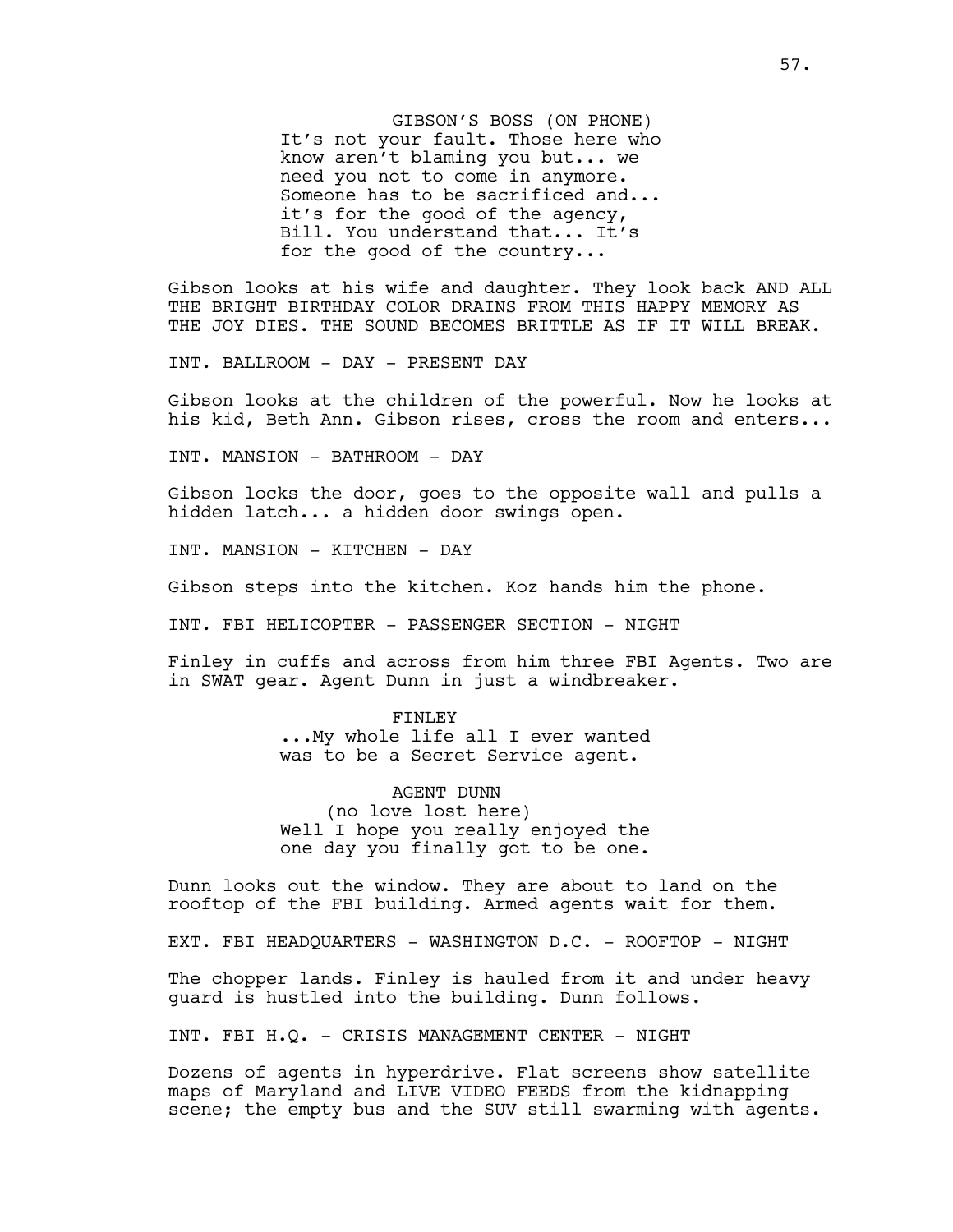GIBSON'S BOSS (ON PHONE)
It's not your fault. Those here who know aren't blaming you but... we need you not to come in anymore. Someone has to be sacrificed and... it's for the good of the agency, Bill. You understand that... It's for the good of the country...

Gibson looks at his wife and daughter. They look back AND ALL THE BRIGHT BIRTHDAY COLOR DRAINS FROM THIS HAPPY MEMORY AS THE JOY DIES. THE SOUND BECOMES BRITTLE AS IF IT WILL BREAK.

INT. BALLROOM - DAY - PRESENT DAY

Gibson looks at the children of the powerful. Now he looks at his kid, Beth Ann. Gibson rises, cross the room and enters...

INT. MANSION - BATHROOM - DAY

Gibson locks the door, goes to the opposite wall and pulls a hidden latch... a hidden door swings open.

INT. MANSION - KITCHEN - DAY

Gibson steps into the kitchen. Koz hands him the phone.

INT. FBI HELICOPTER - PASSENGER SECTION - NIGHT

Finley in cuffs and across from him three FBI Agents. Two are in SWAT gear. Agent Dunn in just a windbreaker.

FINLEY
...My whole life all I ever wanted was to be a Secret Service agent.

AGENT DUNN
(no love lost here)
Well I hope you really enjoyed the one day you finally got to be one.

Dunn looks out the window. They are about to land on the rooftop of the FBI building. Armed agents wait for them.

EXT. FBI HEADQUARTERS - WASHINGTON D.C. - ROOFTOP - NIGHT

The chopper lands. Finley is hauled from it and under heavy guard is hustled into the building. Dunn follows.

INT. FBI H.Q. - CRISIS MANAGEMENT CENTER - NIGHT

Dozens of agents in hyperdrive. Flat screens show satellite maps of Maryland and LIVE VIDEO FEEDS from the kidnapping scene; the empty bus and the SUV still swarming with agents.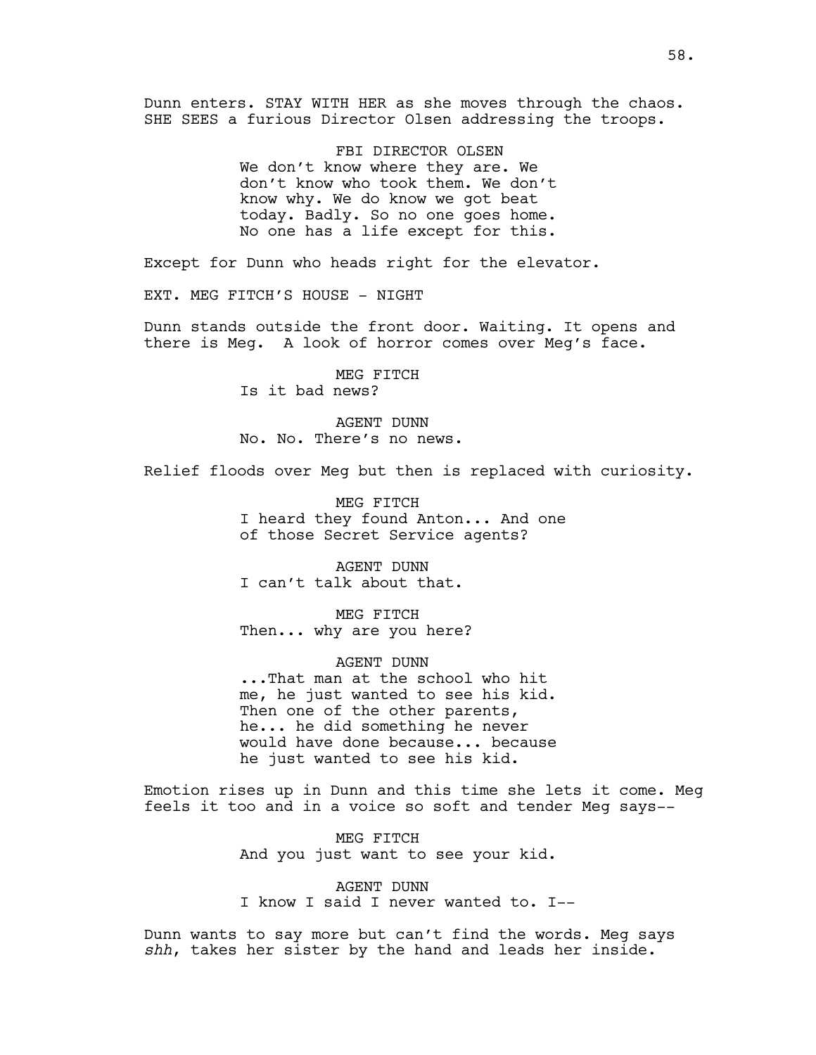Dunn enters. STAY WITH HER as she moves through the chaos. SHE SEES a furious Director Olsen addressing the troops.

FBI DIRECTOR OLSEN
We don't know where they are. We don't know who took them. We don't know why. We do know we got beat today. Badly. So no one goes home. No one has a life except for this.

Except for Dunn who heads right for the elevator.

EXT. MEG FITCH'S HOUSE - NIGHT

Dunn stands outside the front door. Waiting. It opens and there is Meg. A look of horror comes over Meg's face.

MEG FITCH
Is it bad news?

AGENT DUNN
No. No. There's no news.

Relief floods over Meg but then is replaced with curiosity.

MEG FITCH
I heard they found Anton... And one of those Secret Service agents?

AGENT DUNN
I can't talk about that.

MEG FITCH
Then... why are you here?

AGENT DUNN
...That man at the school who hit me, he just wanted to see his kid. Then one of the other parents, he... he did something he never would have done because... because he just wanted to see his kid.

Emotion rises up in Dunn and this time she lets it come. Meg feels it too and in a voice so soft and tender Meg says--

MEG FITCH
And you just want to see your kid.

AGENT DUNN
I know I said I never wanted to. I--

Dunn wants to say more but can't find the words. Meg says *shh*, takes her sister by the hand and leads her inside.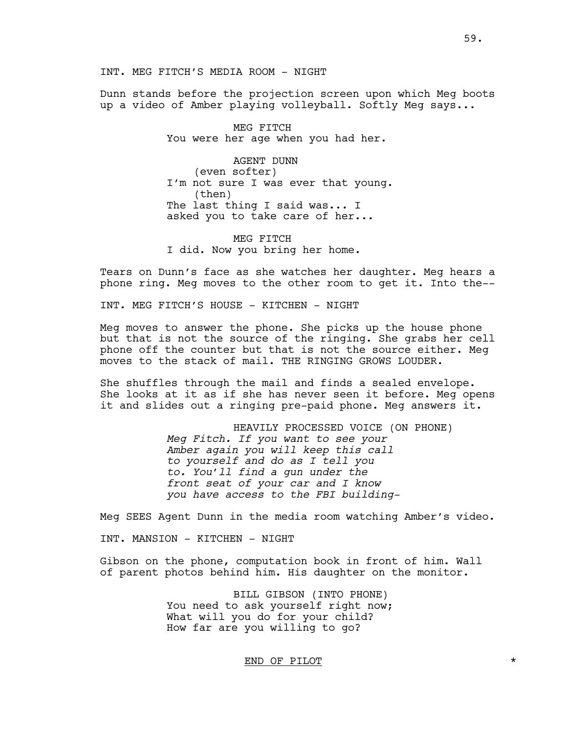INT. MEG FITCH'S MEDIA ROOM - NIGHT

Dunn stands before the projection screen upon which Meg boots up a video of Amber playing volleyball. Softly Meg says...

MEG FITCH
You were her age when you had her.

AGENT DUNN
(even softer)
I'm not sure I was ever that young.
(then)
The last thing I said was... I asked you to take care of her...

MEG FITCH
I did. Now you bring her home.

Tears on Dunn's face as she watches her daughter. Meg hears a phone ring. Meg moves to the other room to get it. Into the--

INT. MEG FITCH'S HOUSE - KITCHEN - NIGHT

Meg moves to answer the phone. She picks up the house phone but that is not the source of the ringing. She grabs her cell phone off the counter but that is not the source either. Meg moves to the stack of mail. THE RINGING GROWS LOUDER.

She shuffles through the mail and finds a sealed envelope. She looks at it as if she has never seen it before. Meg opens it and slides out a ringing pre-paid phone. Meg answers it.

HEAVILY PROCESSED VOICE (ON PHONE)
*Meg Fitch. If you want to see your Amber again you will keep this call to yourself and do as I tell you to. You'll find a gun under the front seat of your car and I know you have access to the FBI building-*

Meg SEES Agent Dunn in the media room watching Amber's video.

INT. MANSION - KITCHEN - NIGHT

Gibson on the phone, computation book in front of him. Wall of parent photos behind him. His daughter on the monitor.

BILL GIBSON (INTO PHONE)
You need to ask yourself right now; What will you do for your child? How far are you willing to go?

END OF PILOT *